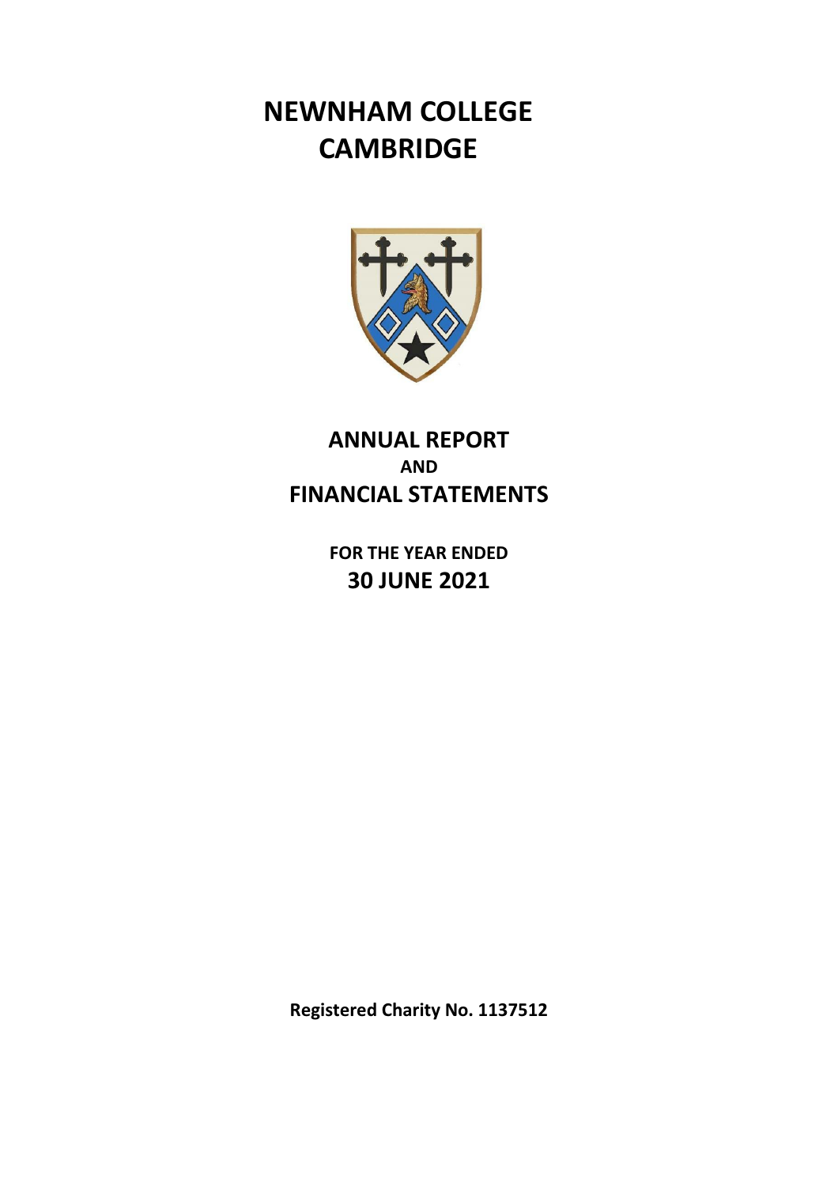# NEWNHAM COLLEGE CAMBRIDGE

## ANNUAL REPORT
### AND
## FINANCIAL STATEMENTS

**FOR THE YEAR ENDED**
**30 JUNE 2021**

**Registered Charity No. 1137512**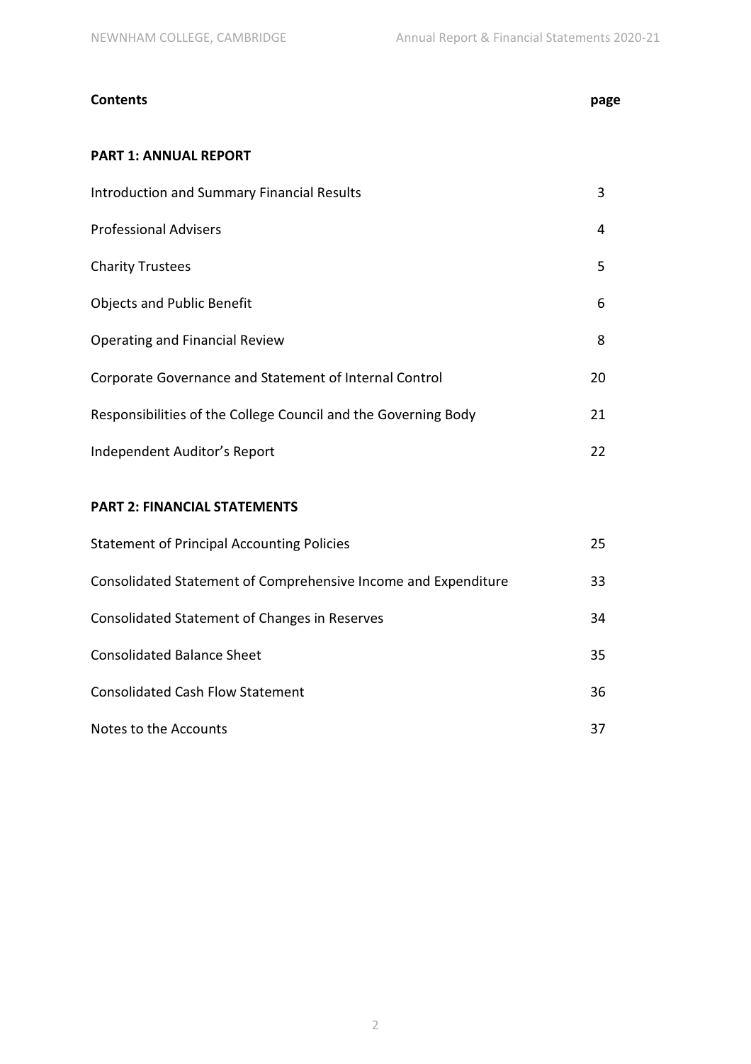| **Contents** | **page** |
| --- | --- |
| **PART 1: ANNUAL REPORT** | |
| Introduction and Summary Financial Results | 3 |
| Professional Advisers | 4 |
| Charity Trustees | 5 |
| Objects and Public Benefit | 6 |
| Operating and Financial Review | 8 |
| Corporate Governance and Statement of Internal Control | 20 |
| Responsibilities of the College Council and the Governing Body | 21 |
| Independent Auditor's Report | 22 |
| **PART 2: FINANCIAL STATEMENTS** | |
| Statement of Principal Accounting Policies | 25 |
| Consolidated Statement of Comprehensive Income and Expenditure | 33 |
| Consolidated Statement of Changes in Reserves | 34 |
| Consolidated Balance Sheet | 35 |
| Consolidated Cash Flow Statement | 36 |
| Notes to the Accounts | 37 |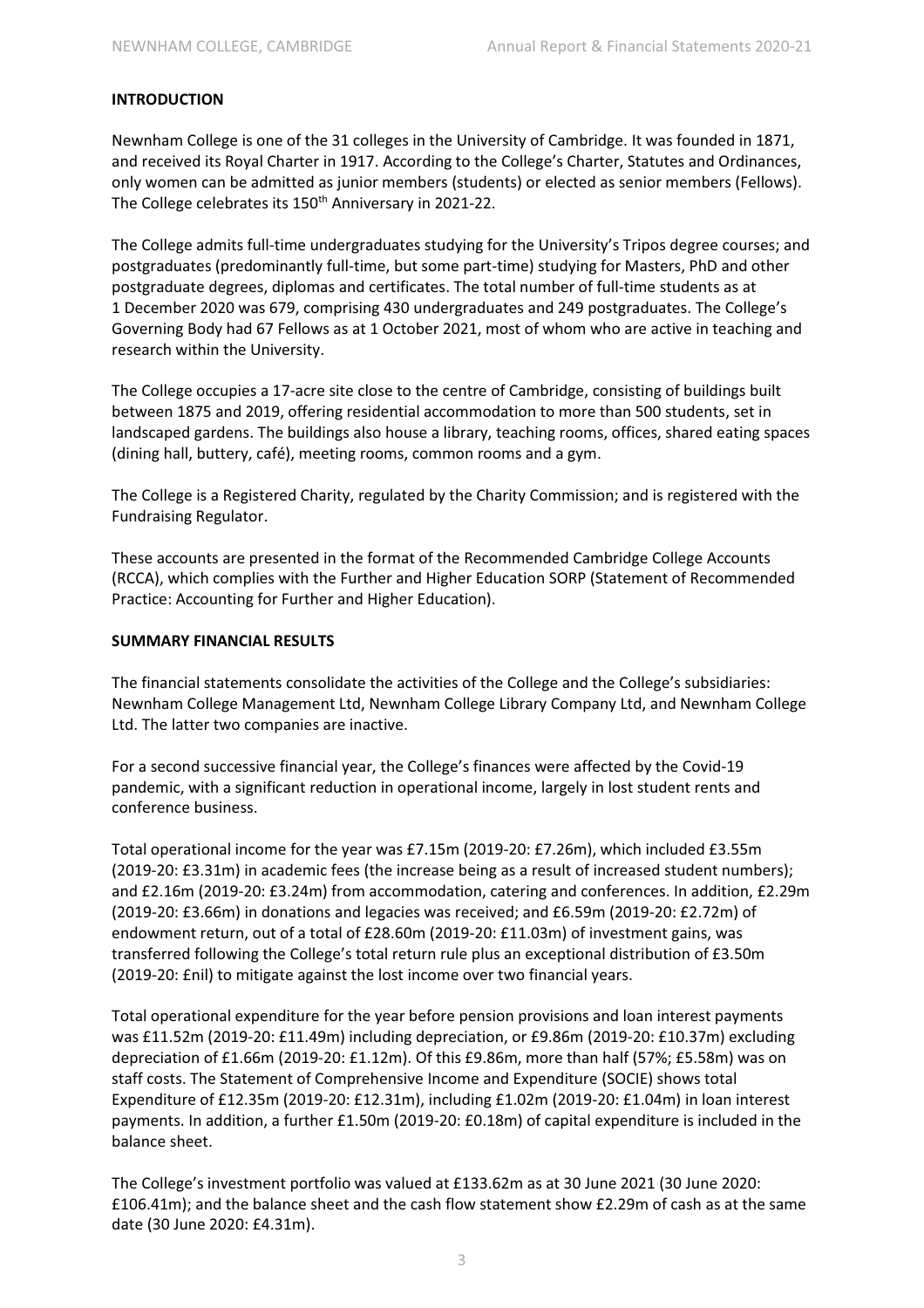## INTRODUCTION

Newnham College is one of the 31 colleges in the University of Cambridge. It was founded in 1871, and received its Royal Charter in 1917. According to the College's Charter, Statutes and Ordinances, only women can be admitted as junior members (students) or elected as senior members (Fellows). The College celebrates its 150th Anniversary in 2021-22.

The College admits full-time undergraduates studying for the University's Tripos degree courses; and postgraduates (predominantly full-time, but some part-time) studying for Masters, PhD and other postgraduate degrees, diplomas and certificates. The total number of full-time students as at 1 December 2020 was 679, comprising 430 undergraduates and 249 postgraduates. The College's Governing Body had 67 Fellows as at 1 October 2021, most of whom who are active in teaching and research within the University.

The College occupies a 17-acre site close to the centre of Cambridge, consisting of buildings built between 1875 and 2019, offering residential accommodation to more than 500 students, set in landscaped gardens. The buildings also house a library, teaching rooms, offices, shared eating spaces (dining hall, buttery, café), meeting rooms, common rooms and a gym.

The College is a Registered Charity, regulated by the Charity Commission; and is registered with the Fundraising Regulator.

These accounts are presented in the format of the Recommended Cambridge College Accounts (RCCA), which complies with the Further and Higher Education SORP (Statement of Recommended Practice: Accounting for Further and Higher Education).

## SUMMARY FINANCIAL RESULTS

The financial statements consolidate the activities of the College and the College's subsidiaries: Newnham College Management Ltd, Newnham College Library Company Ltd, and Newnham College Ltd. The latter two companies are inactive.

For a second successive financial year, the College's finances were affected by the Covid-19 pandemic, with a significant reduction in operational income, largely in lost student rents and conference business.

Total operational income for the year was £7.15m (2019-20: £7.26m), which included £3.55m (2019-20: £3.31m) in academic fees (the increase being as a result of increased student numbers); and £2.16m (2019-20: £3.24m) from accommodation, catering and conferences. In addition, £2.29m (2019-20: £3.66m) in donations and legacies was received; and £6.59m (2019-20: £2.72m) of endowment return, out of a total of £28.60m (2019-20: £11.03m) of investment gains, was transferred following the College's total return rule plus an exceptional distribution of £3.50m (2019-20: £nil) to mitigate against the lost income over two financial years.

Total operational expenditure for the year before pension provisions and loan interest payments was £11.52m (2019-20: £11.49m) including depreciation, or £9.86m (2019-20: £10.37m) excluding depreciation of £1.66m (2019-20: £1.12m). Of this £9.86m, more than half (57%; £5.58m) was on staff costs. The Statement of Comprehensive Income and Expenditure (SOCIE) shows total Expenditure of £12.35m (2019-20: £12.31m), including £1.02m (2019-20: £1.04m) in loan interest payments. In addition, a further £1.50m (2019-20: £0.18m) of capital expenditure is included in the balance sheet.

The College's investment portfolio was valued at £133.62m as at 30 June 2021 (30 June 2020: £106.41m); and the balance sheet and the cash flow statement show £2.29m of cash as at the same date (30 June 2020: £4.31m).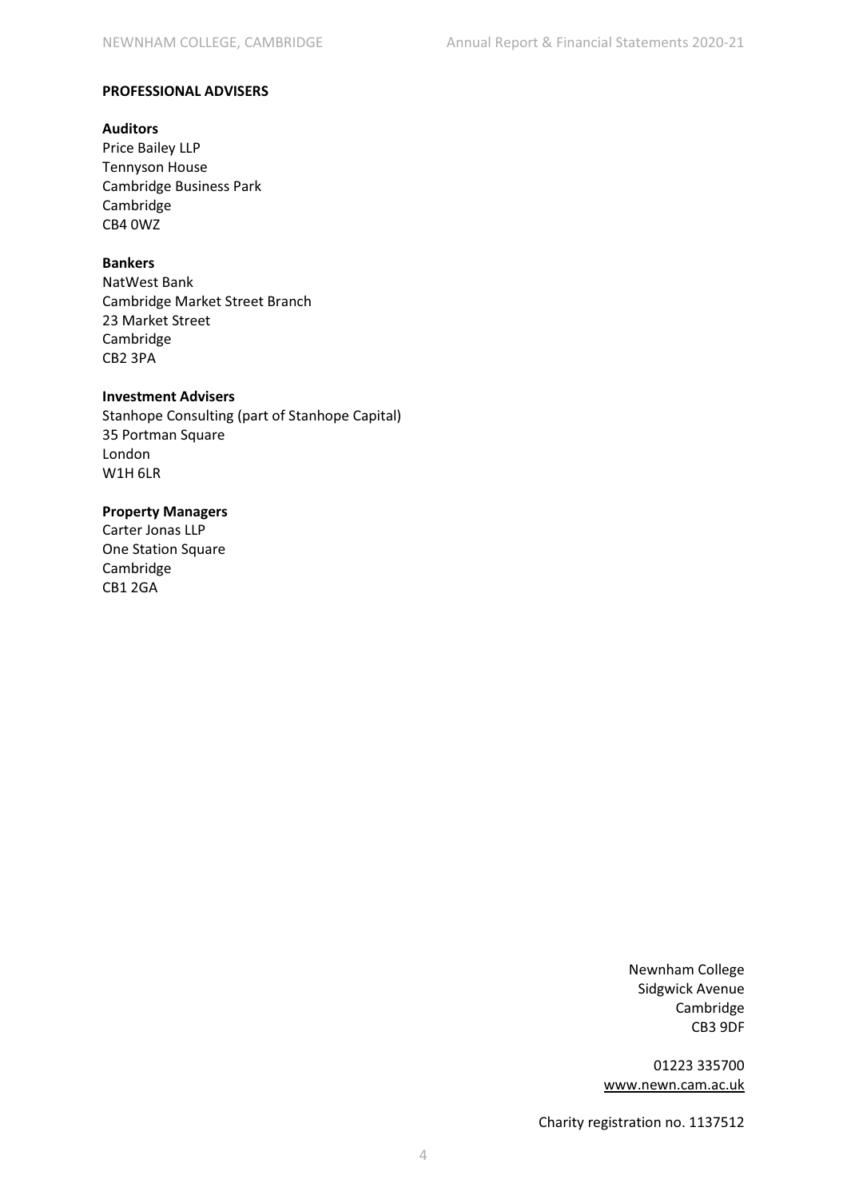## PROFESSIONAL ADVISERS

**Auditors**
Price Bailey LLP
Tennyson House
Cambridge Business Park
Cambridge
CB4 0WZ

**Bankers**
NatWest Bank
Cambridge Market Street Branch
23 Market Street
Cambridge
CB2 3PA

**Investment Advisers**
Stanhope Consulting (part of Stanhope Capital)
35 Portman Square
London
W1H 6LR

**Property Managers**
Carter Jonas LLP
One Station Square
Cambridge
CB1 2GA

Newnham College
Sidgwick Avenue
Cambridge
CB3 9DF

01223 335700
www.newn.cam.ac.uk

Charity registration no. 1137512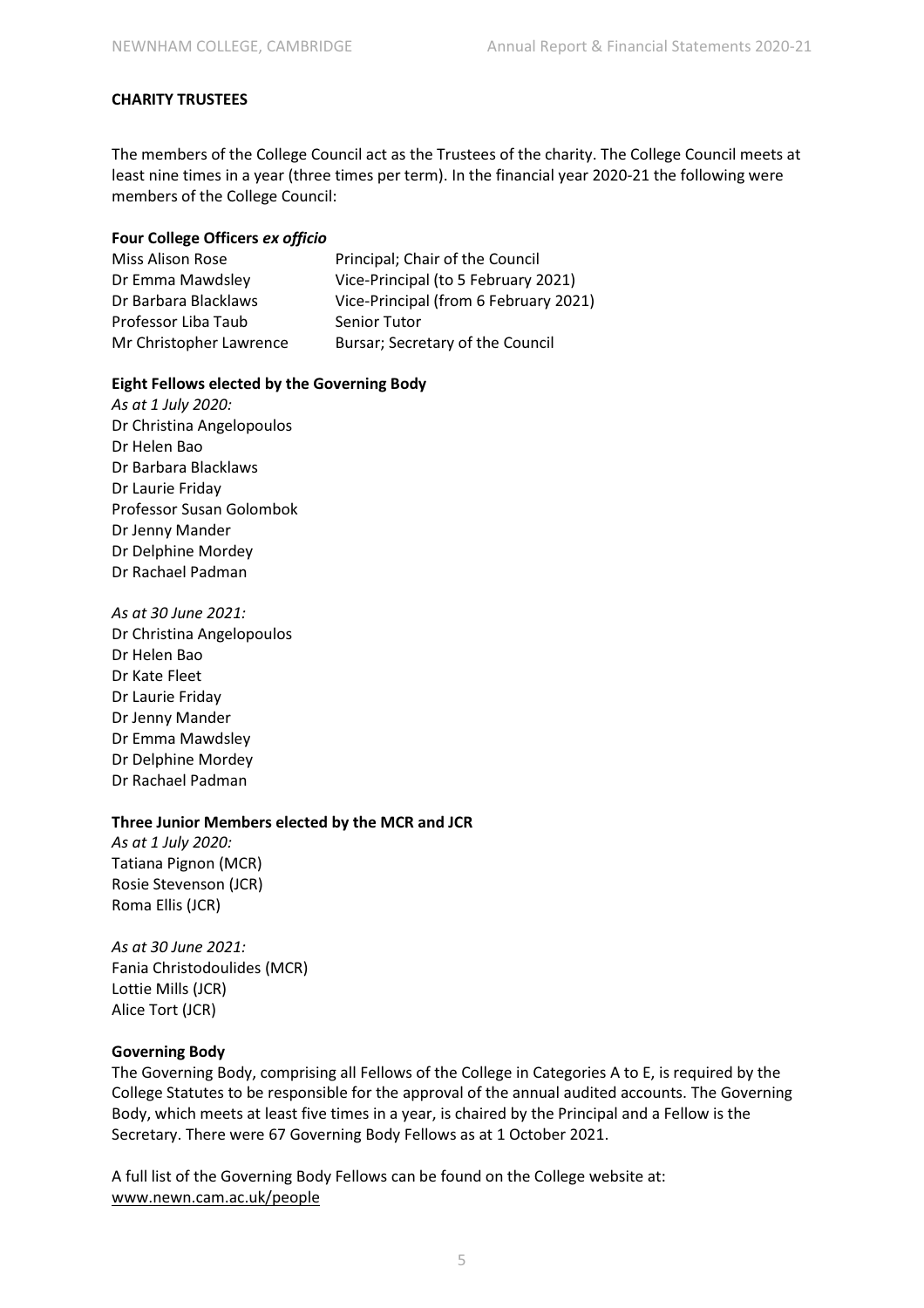## CHARITY TRUSTEES

The members of the College Council act as the Trustees of the charity. The College Council meets at least nine times in a year (three times per term). In the financial year 2020-21 the following were members of the College Council:

### Four College Officers *ex officio*

| | |
|---|---|
| Miss Alison Rose | Principal; Chair of the Council |
| Dr Emma Mawdsley | Vice-Principal (to 5 February 2021) |
| Dr Barbara Blacklaws | Vice-Principal (from 6 February 2021) |
| Professor Liba Taub | Senior Tutor |
| Mr Christopher Lawrence | Bursar; Secretary of the Council |

### Eight Fellows elected by the Governing Body

*As at 1 July 2020:*
Dr Christina Angelopoulos
Dr Helen Bao
Dr Barbara Blacklaws
Dr Laurie Friday
Professor Susan Golombok
Dr Jenny Mander
Dr Delphine Mordey
Dr Rachael Padman

*As at 30 June 2021:*
Dr Christina Angelopoulos
Dr Helen Bao
Dr Kate Fleet
Dr Laurie Friday
Dr Jenny Mander
Dr Emma Mawdsley
Dr Delphine Mordey
Dr Rachael Padman

### Three Junior Members elected by the MCR and JCR

*As at 1 July 2020:*
Tatiana Pignon (MCR)
Rosie Stevenson (JCR)
Roma Ellis (JCR)

*As at 30 June 2021:*
Fania Christodoulides (MCR)
Lottie Mills (JCR)
Alice Tort (JCR)

### Governing Body

The Governing Body, comprising all Fellows of the College in Categories A to E, is required by the College Statutes to be responsible for the approval of the annual audited accounts. The Governing Body, which meets at least five times in a year, is chaired by the Principal and a Fellow is the Secretary. There were 67 Governing Body Fellows as at 1 October 2021.

A full list of the Governing Body Fellows can be found on the College website at: www.newn.cam.ac.uk/people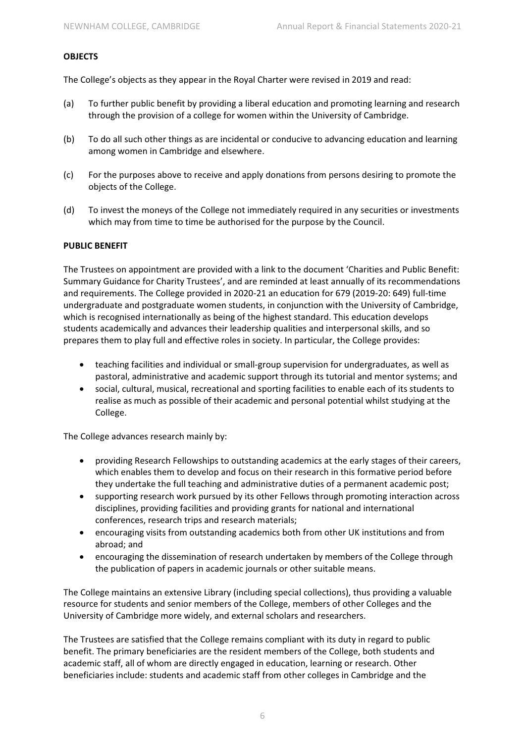**OBJECTS**

The College's objects as they appear in the Royal Charter were revised in 2019 and read:

(a) To further public benefit by providing a liberal education and promoting learning and research through the provision of a college for women within the University of Cambridge.

(b) To do all such other things as are incidental or conducive to advancing education and learning among women in Cambridge and elsewhere.

(c) For the purposes above to receive and apply donations from persons desiring to promote the objects of the College.

(d) To invest the moneys of the College not immediately required in any securities or investments which may from time to time be authorised for the purpose by the Council.

**PUBLIC BENEFIT**

The Trustees on appointment are provided with a link to the document 'Charities and Public Benefit: Summary Guidance for Charity Trustees', and are reminded at least annually of its recommendations and requirements. The College provided in 2020-21 an education for 679 (2019-20: 649) full-time undergraduate and postgraduate women students, in conjunction with the University of Cambridge, which is recognised internationally as being of the highest standard. This education develops students academically and advances their leadership qualities and interpersonal skills, and so prepares them to play full and effective roles in society. In particular, the College provides:

- teaching facilities and individual or small-group supervision for undergraduates, as well as pastoral, administrative and academic support through its tutorial and mentor systems; and
- social, cultural, musical, recreational and sporting facilities to enable each of its students to realise as much as possible of their academic and personal potential whilst studying at the College.

The College advances research mainly by:

- providing Research Fellowships to outstanding academics at the early stages of their careers, which enables them to develop and focus on their research in this formative period before they undertake the full teaching and administrative duties of a permanent academic post;
- supporting research work pursued by its other Fellows through promoting interaction across disciplines, providing facilities and providing grants for national and international conferences, research trips and research materials;
- encouraging visits from outstanding academics both from other UK institutions and from abroad; and
- encouraging the dissemination of research undertaken by members of the College through the publication of papers in academic journals or other suitable means.

The College maintains an extensive Library (including special collections), thus providing a valuable resource for students and senior members of the College, members of other Colleges and the University of Cambridge more widely, and external scholars and researchers.

The Trustees are satisfied that the College remains compliant with its duty in regard to public benefit. The primary beneficiaries are the resident members of the College, both students and academic staff, all of whom are directly engaged in education, learning or research. Other beneficiaries include: students and academic staff from other colleges in Cambridge and the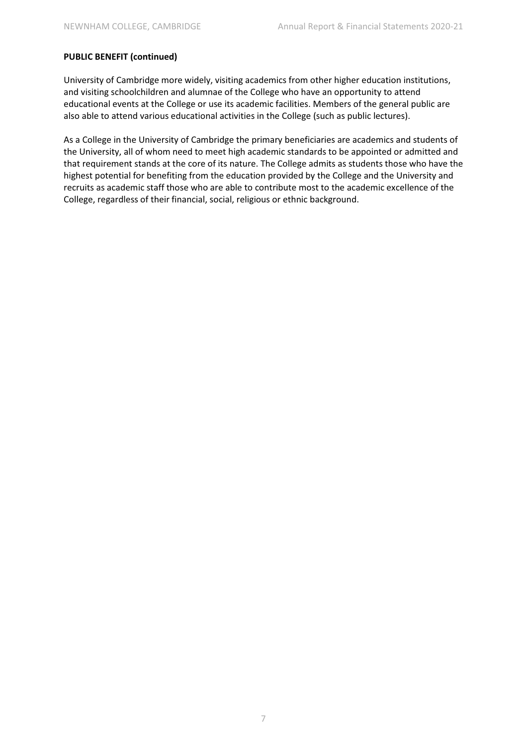**PUBLIC BENEFIT (continued)**

University of Cambridge more widely, visiting academics from other higher education institutions, and visiting schoolchildren and alumnae of the College who have an opportunity to attend educational events at the College or use its academic facilities. Members of the general public are also able to attend various educational activities in the College (such as public lectures).

As a College in the University of Cambridge the primary beneficiaries are academics and students of the University, all of whom need to meet high academic standards to be appointed or admitted and that requirement stands at the core of its nature. The College admits as students those who have the highest potential for benefiting from the education provided by the College and the University and recruits as academic staff those who are able to contribute most to the academic excellence of the College, regardless of their financial, social, religious or ethnic background.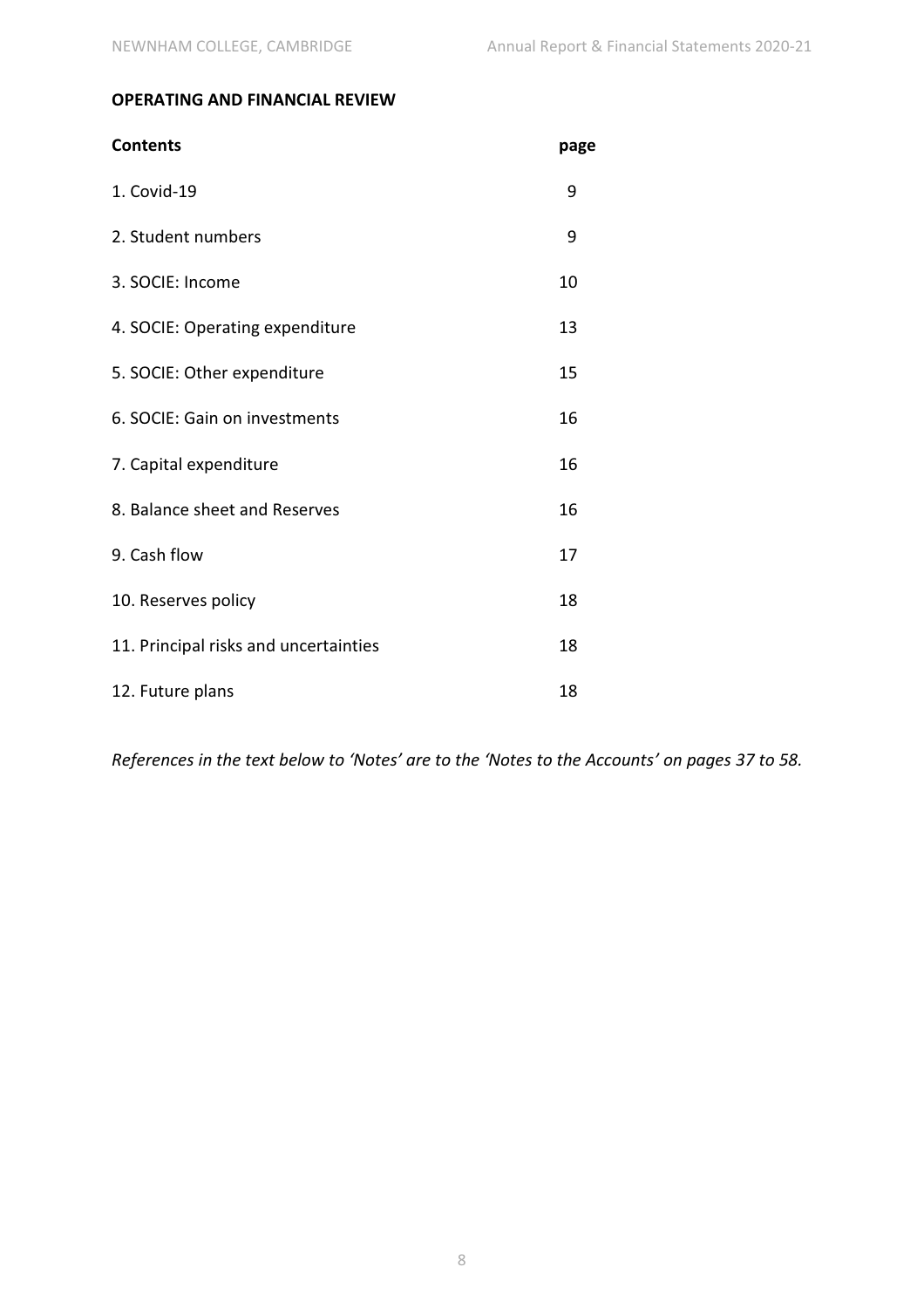## OPERATING AND FINANCIAL REVIEW

| **Contents** | **page** |
| --- | --- |
| 1. Covid-19 | 9 |
| 2. Student numbers | 9 |
| 3. SOCIE: Income | 10 |
| 4. SOCIE: Operating expenditure | 13 |
| 5. SOCIE: Other expenditure | 15 |
| 6. SOCIE: Gain on investments | 16 |
| 7. Capital expenditure | 16 |
| 8. Balance sheet and Reserves | 16 |
| 9. Cash flow | 17 |
| 10. Reserves policy | 18 |
| 11. Principal risks and uncertainties | 18 |
| 12. Future plans | 18 |

*References in the text below to 'Notes' are to the 'Notes to the Accounts' on pages 37 to 58.*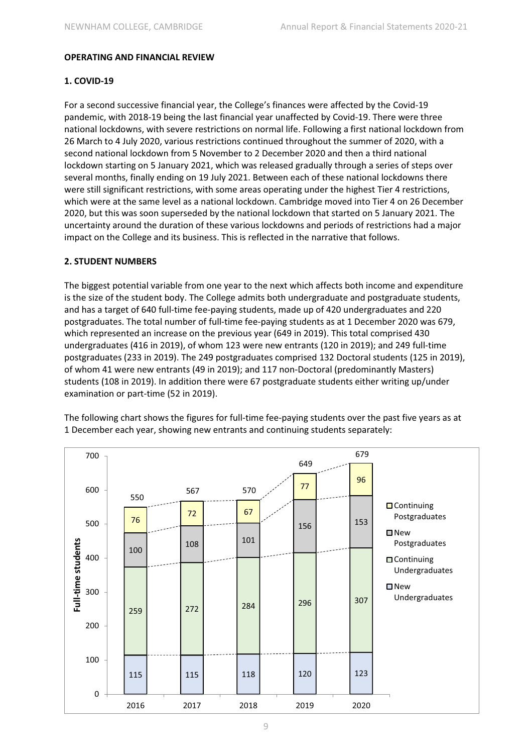## OPERATING AND FINANCIAL REVIEW

### 1. COVID-19

For a second successive financial year, the College's finances were affected by the Covid-19 pandemic, with 2018-19 being the last financial year unaffected by Covid-19. There were three national lockdowns, with severe restrictions on normal life. Following a first national lockdown from 26 March to 4 July 2020, various restrictions continued throughout the summer of 2020, with a second national lockdown from 5 November to 2 December 2020 and then a third national lockdown starting on 5 January 2021, which was released gradually through a series of steps over several months, finally ending on 19 July 2021. Between each of these national lockdowns there were still significant restrictions, with some areas operating under the highest Tier 4 restrictions, which were at the same level as a national lockdown. Cambridge moved into Tier 4 on 26 December 2020, but this was soon superseded by the national lockdown that started on 5 January 2021. The uncertainty around the duration of these various lockdowns and periods of restrictions had a major impact on the College and its business. This is reflected in the narrative that follows.

### 2. STUDENT NUMBERS

The biggest potential variable from one year to the next which affects both income and expenditure is the size of the student body. The College admits both undergraduate and postgraduate students, and has a target of 640 full-time fee-paying students, made up of 420 undergraduates and 220 postgraduates. The total number of full-time fee-paying students as at 1 December 2020 was 679, which represented an increase on the previous year (649 in 2019). This total comprised 430 undergraduates (416 in 2019), of whom 123 were new entrants (120 in 2019); and 249 full-time postgraduates (233 in 2019). The 249 postgraduates comprised 132 Doctoral students (125 in 2019), of whom 41 were new entrants (49 in 2019); and 117 non-Doctoral (predominantly Masters) students (108 in 2019). In addition there were 67 postgraduate students either writing up/under examination or part-time (52 in 2019).

The following chart shows the figures for full-time fee-paying students over the past five years as at 1 December each year, showing new entrants and continuing students separately:

| Full-time students | 2016 | 2017 | 2018 | 2019 | 2020 |
|---|---|---|---|---|---|
| New Undergraduates | 115 | 115 | 118 | 120 | 123 |
| Continuing Undergraduates | 259 | 272 | 284 | 296 | 307 |
| New Postgraduates | 100 | 108 | 101 | 156 | 153 |
| Continuing Postgraduates | 76 | 72 | 67 | 77 | 96 |
| Total | 550 | 567 | 570 | 649 | 679 |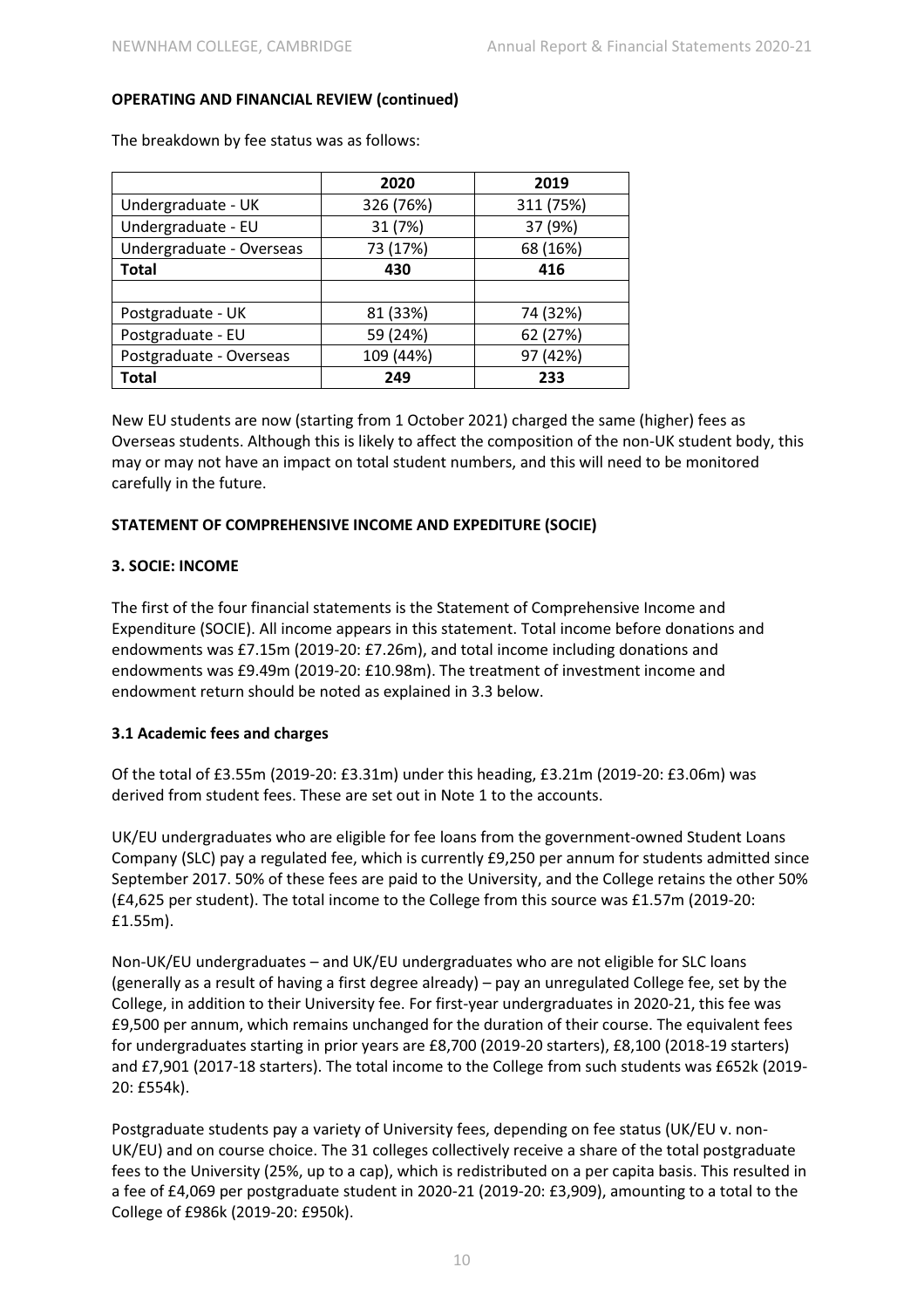**OPERATING AND FINANCIAL REVIEW (continued)**

The breakdown by fee status was as follows:

| | 2020 | 2019 |
|---|---|---|
| Undergraduate - UK | 326 (76%) | 311 (75%) |
| Undergraduate - EU | 31 (7%) | 37 (9%) |
| Undergraduate - Overseas | 73 (17%) | 68 (16%) |
| **Total** | **430** | **416** |
| | | |
| Postgraduate - UK | 81 (33%) | 74 (32%) |
| Postgraduate - EU | 59 (24%) | 62 (27%) |
| Postgraduate - Overseas | 109 (44%) | 97 (42%) |
| **Total** | **249** | **233** |

New EU students are now (starting from 1 October 2021) charged the same (higher) fees as Overseas students. Although this is likely to affect the composition of the non-UK student body, this may or may not have an impact on total student numbers, and this will need to be monitored carefully in the future.

**STATEMENT OF COMPREHENSIVE INCOME AND EXPEDITURE (SOCIE)**

**3. SOCIE: INCOME**

The first of the four financial statements is the Statement of Comprehensive Income and Expenditure (SOCIE). All income appears in this statement. Total income before donations and endowments was £7.15m (2019-20: £7.26m), and total income including donations and endowments was £9.49m (2019-20: £10.98m). The treatment of investment income and endowment return should be noted as explained in 3.3 below.

**3.1 Academic fees and charges**

Of the total of £3.55m (2019-20: £3.31m) under this heading, £3.21m (2019-20: £3.06m) was derived from student fees. These are set out in Note 1 to the accounts.

UK/EU undergraduates who are eligible for fee loans from the government-owned Student Loans Company (SLC) pay a regulated fee, which is currently £9,250 per annum for students admitted since September 2017. 50% of these fees are paid to the University, and the College retains the other 50% (£4,625 per student). The total income to the College from this source was £1.57m (2019-20: £1.55m).

Non-UK/EU undergraduates – and UK/EU undergraduates who are not eligible for SLC loans (generally as a result of having a first degree already) – pay an unregulated College fee, set by the College, in addition to their University fee. For first-year undergraduates in 2020-21, this fee was £9,500 per annum, which remains unchanged for the duration of their course. The equivalent fees for undergraduates starting in prior years are £8,700 (2019-20 starters), £8,100 (2018-19 starters) and £7,901 (2017-18 starters). The total income to the College from such students was £652k (2019-20: £554k).

Postgraduate students pay a variety of University fees, depending on fee status (UK/EU v. non-UK/EU) and on course choice. The 31 colleges collectively receive a share of the total postgraduate fees to the University (25%, up to a cap), which is redistributed on a per capita basis. This resulted in a fee of £4,069 per postgraduate student in 2020-21 (2019-20: £3,909), amounting to a total to the College of £986k (2019-20: £950k).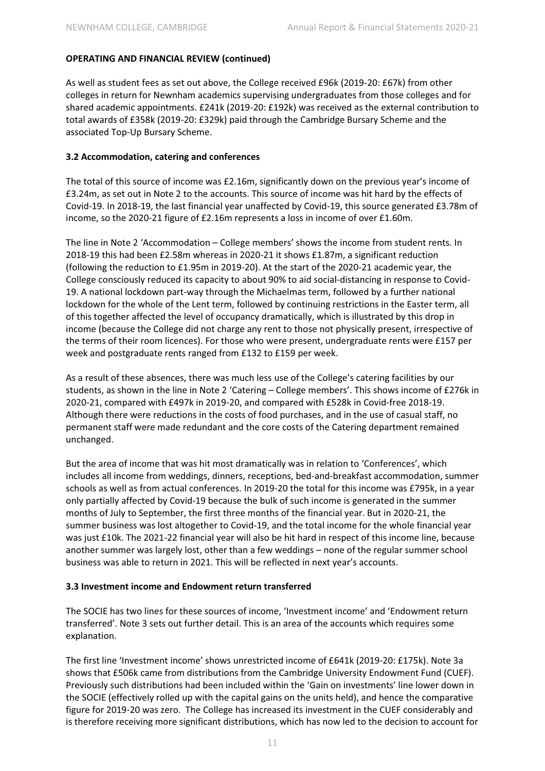**OPERATING AND FINANCIAL REVIEW (continued)**

As well as student fees as set out above, the College received £96k (2019-20: £67k) from other colleges in return for Newnham academics supervising undergraduates from those colleges and for shared academic appointments. £241k (2019-20: £192k) was received as the external contribution to total awards of £358k (2019-20: £329k) paid through the Cambridge Bursary Scheme and the associated Top-Up Bursary Scheme.

### 3.2 Accommodation, catering and conferences

The total of this source of income was £2.16m, significantly down on the previous year's income of £3.24m, as set out in Note 2 to the accounts. This source of income was hit hard by the effects of Covid-19. In 2018-19, the last financial year unaffected by Covid-19, this source generated £3.78m of income, so the 2020-21 figure of £2.16m represents a loss in income of over £1.60m.

The line in Note 2 'Accommodation – College members' shows the income from student rents. In 2018-19 this had been £2.58m whereas in 2020-21 it shows £1.87m, a significant reduction (following the reduction to £1.95m in 2019-20). At the start of the 2020-21 academic year, the College consciously reduced its capacity to about 90% to aid social-distancing in response to Covid-19. A national lockdown part-way through the Michaelmas term, followed by a further national lockdown for the whole of the Lent term, followed by continuing restrictions in the Easter term, all of this together affected the level of occupancy dramatically, which is illustrated by this drop in income (because the College did not charge any rent to those not physically present, irrespective of the terms of their room licences). For those who were present, undergraduate rents were £157 per week and postgraduate rents ranged from £132 to £159 per week.

As a result of these absences, there was much less use of the College's catering facilities by our students, as shown in the line in Note 2 'Catering – College members'. This shows income of £276k in 2020-21, compared with £497k in 2019-20, and compared with £528k in Covid-free 2018-19. Although there were reductions in the costs of food purchases, and in the use of casual staff, no permanent staff were made redundant and the core costs of the Catering department remained unchanged.

But the area of income that was hit most dramatically was in relation to 'Conferences', which includes all income from weddings, dinners, receptions, bed-and-breakfast accommodation, summer schools as well as from actual conferences. In 2019-20 the total for this income was £795k, in a year only partially affected by Covid-19 because the bulk of such income is generated in the summer months of July to September, the first three months of the financial year. But in 2020-21, the summer business was lost altogether to Covid-19, and the total income for the whole financial year was just £10k. The 2021-22 financial year will also be hit hard in respect of this income line, because another summer was largely lost, other than a few weddings – none of the regular summer school business was able to return in 2021. This will be reflected in next year's accounts.

### 3.3 Investment income and Endowment return transferred

The SOCIE has two lines for these sources of income, 'Investment income' and 'Endowment return transferred'. Note 3 sets out further detail. This is an area of the accounts which requires some explanation.

The first line 'Investment income' shows unrestricted income of £641k (2019-20: £175k). Note 3a shows that £506k came from distributions from the Cambridge University Endowment Fund (CUEF). Previously such distributions had been included within the 'Gain on investments' line lower down in the SOCIE (effectively rolled up with the capital gains on the units held), and hence the comparative figure for 2019-20 was zero. The College has increased its investment in the CUEF considerably and is therefore receiving more significant distributions, which has now led to the decision to account for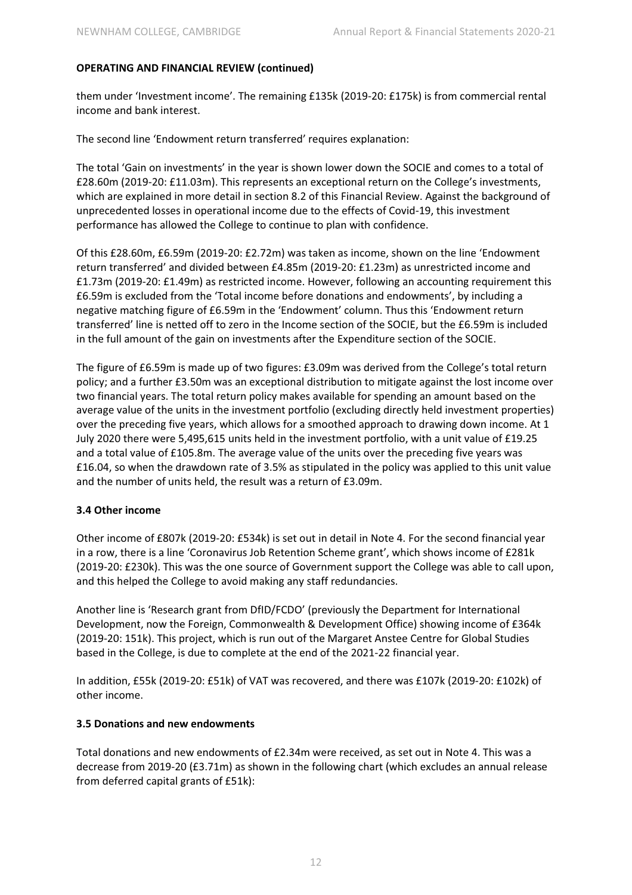**OPERATING AND FINANCIAL REVIEW (continued)**

them under 'Investment income'. The remaining £135k (2019-20: £175k) is from commercial rental income and bank interest.

The second line 'Endowment return transferred' requires explanation:

The total 'Gain on investments' in the year is shown lower down the SOCIE and comes to a total of £28.60m (2019-20: £11.03m). This represents an exceptional return on the College's investments, which are explained in more detail in section 8.2 of this Financial Review. Against the background of unprecedented losses in operational income due to the effects of Covid-19, this investment performance has allowed the College to continue to plan with confidence.

Of this £28.60m, £6.59m (2019-20: £2.72m) was taken as income, shown on the line 'Endowment return transferred' and divided between £4.85m (2019-20: £1.23m) as unrestricted income and £1.73m (2019-20: £1.49m) as restricted income. However, following an accounting requirement this £6.59m is excluded from the 'Total income before donations and endowments', by including a negative matching figure of £6.59m in the 'Endowment' column. Thus this 'Endowment return transferred' line is netted off to zero in the Income section of the SOCIE, but the £6.59m is included in the full amount of the gain on investments after the Expenditure section of the SOCIE.

The figure of £6.59m is made up of two figures: £3.09m was derived from the College's total return policy; and a further £3.50m was an exceptional distribution to mitigate against the lost income over two financial years. The total return policy makes available for spending an amount based on the average value of the units in the investment portfolio (excluding directly held investment properties) over the preceding five years, which allows for a smoothed approach to drawing down income. At 1 July 2020 there were 5,495,615 units held in the investment portfolio, with a unit value of £19.25 and a total value of £105.8m. The average value of the units over the preceding five years was £16.04, so when the drawdown rate of 3.5% as stipulated in the policy was applied to this unit value and the number of units held, the result was a return of £3.09m.

### 3.4 Other income

Other income of £807k (2019-20: £534k) is set out in detail in Note 4. For the second financial year in a row, there is a line 'Coronavirus Job Retention Scheme grant', which shows income of £281k (2019-20: £230k). This was the one source of Government support the College was able to call upon, and this helped the College to avoid making any staff redundancies.

Another line is 'Research grant from DfID/FCDO' (previously the Department for International Development, now the Foreign, Commonwealth & Development Office) showing income of £364k (2019-20: 151k). This project, which is run out of the Margaret Anstee Centre for Global Studies based in the College, is due to complete at the end of the 2021-22 financial year.

In addition, £55k (2019-20: £51k) of VAT was recovered, and there was £107k (2019-20: £102k) of other income.

### 3.5 Donations and new endowments

Total donations and new endowments of £2.34m were received, as set out in Note 4. This was a decrease from 2019-20 (£3.71m) as shown in the following chart (which excludes an annual release from deferred capital grants of £51k):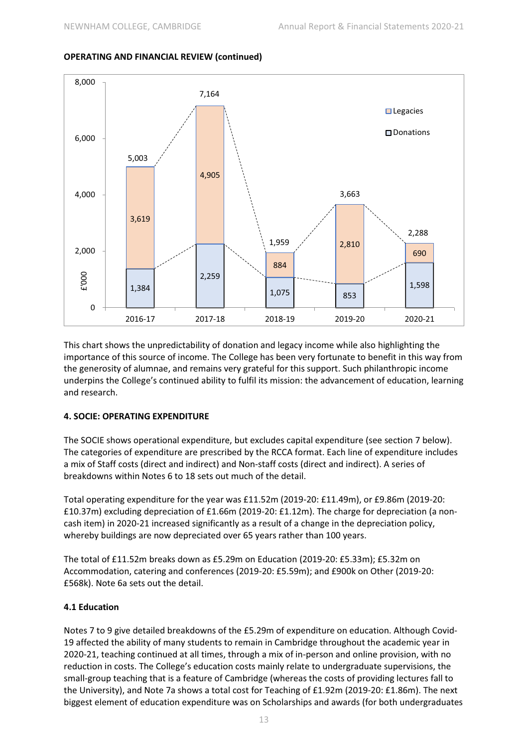**OPERATING AND FINANCIAL REVIEW (continued)**

| £'000 | 2016-17 | 2017-18 | 2018-19 | 2019-20 | 2020-21 |
|---|---|---|---|---|---|
| Legacies | 3,619 | 4,905 | 884 | 2,810 | 690 |
| Donations | 1,384 | 2,259 | 1,075 | 853 | 1,598 |
| Total | 5,003 | 7,164 | 1,959 | 3,663 | 2,288 |

This chart shows the unpredictability of donation and legacy income while also highlighting the importance of this source of income. The College has been very fortunate to benefit in this way from the generosity of alumnae, and remains very grateful for this support. Such philanthropic income underpins the College's continued ability to fulfil its mission: the advancement of education, learning and research.

## 4. SOCIE: OPERATING EXPENDITURE

The SOCIE shows operational expenditure, but excludes capital expenditure (see section 7 below). The categories of expenditure are prescribed by the RCCA format. Each line of expenditure includes a mix of Staff costs (direct and indirect) and Non-staff costs (direct and indirect). A series of breakdowns within Notes 6 to 18 sets out much of the detail.

Total operating expenditure for the year was £11.52m (2019-20: £11.49m), or £9.86m (2019-20: £10.37m) excluding depreciation of £1.66m (2019-20: £1.12m). The charge for depreciation (a non-cash item) in 2020-21 increased significantly as a result of a change in the depreciation policy, whereby buildings are now depreciated over 65 years rather than 100 years.

The total of £11.52m breaks down as £5.29m on Education (2019-20: £5.33m); £5.32m on Accommodation, catering and conferences (2019-20: £5.59m); and £900k on Other (2019-20: £568k). Note 6a sets out the detail.

### 4.1 Education

Notes 7 to 9 give detailed breakdowns of the £5.29m of expenditure on education. Although Covid-19 affected the ability of many students to remain in Cambridge throughout the academic year in 2020-21, teaching continued at all times, through a mix of in-person and online provision, with no reduction in costs. The College's education costs mainly relate to undergraduate supervisions, the small-group teaching that is a feature of Cambridge (whereas the costs of providing lectures fall to the University), and Note 7a shows a total cost for Teaching of £1.92m (2019-20: £1.86m). The next biggest element of education expenditure was on Scholarships and awards (for both undergraduates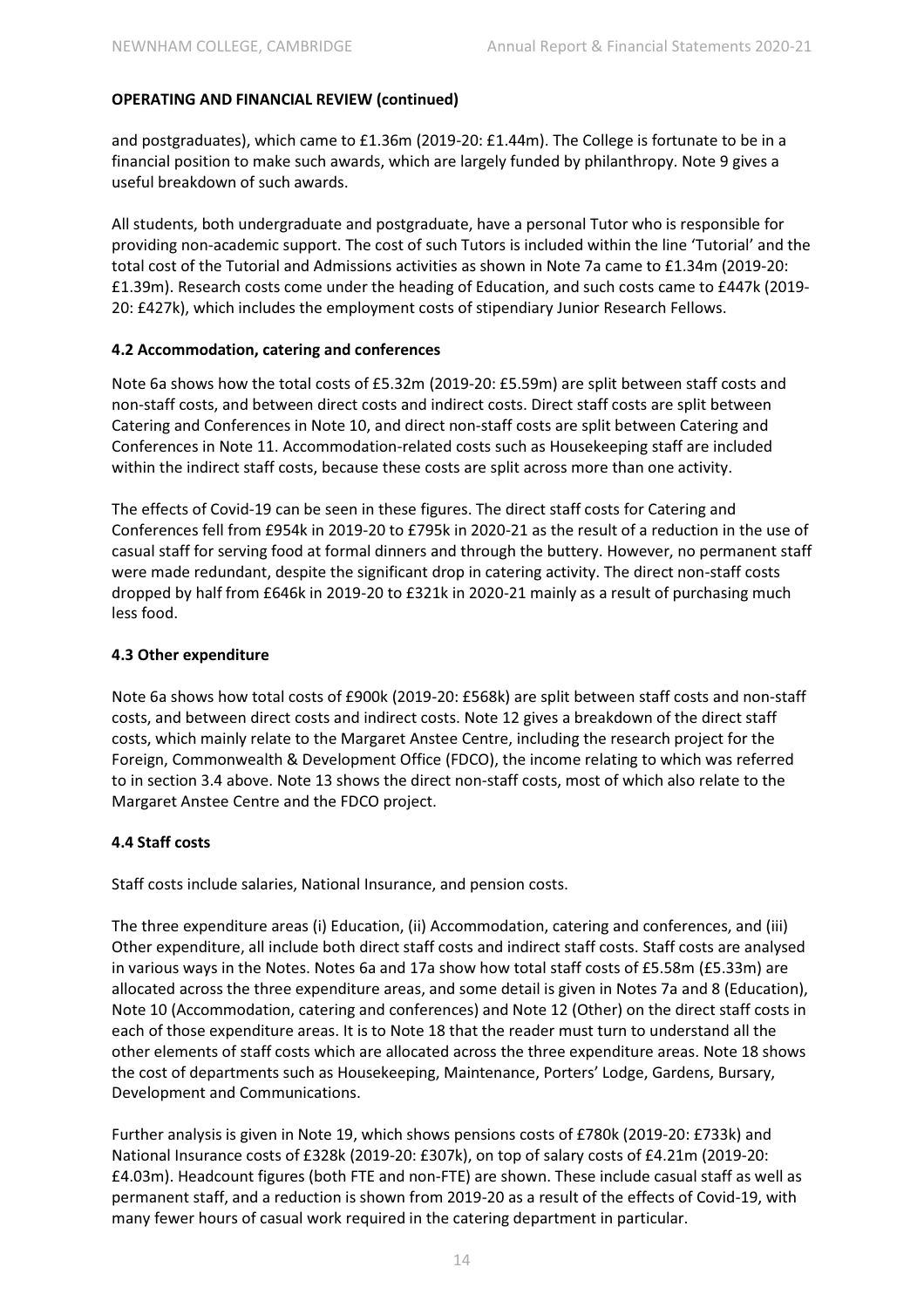**OPERATING AND FINANCIAL REVIEW (continued)**

and postgraduates), which came to £1.36m (2019-20: £1.44m). The College is fortunate to be in a financial position to make such awards, which are largely funded by philanthropy. Note 9 gives a useful breakdown of such awards.

All students, both undergraduate and postgraduate, have a personal Tutor who is responsible for providing non-academic support. The cost of such Tutors is included within the line 'Tutorial' and the total cost of the Tutorial and Admissions activities as shown in Note 7a came to £1.34m (2019-20: £1.39m). Research costs come under the heading of Education, and such costs came to £447k (2019-20: £427k), which includes the employment costs of stipendiary Junior Research Fellows.

**4.2 Accommodation, catering and conferences**

Note 6a shows how the total costs of £5.32m (2019-20: £5.59m) are split between staff costs and non-staff costs, and between direct costs and indirect costs. Direct staff costs are split between Catering and Conferences in Note 10, and direct non-staff costs are split between Catering and Conferences in Note 11. Accommodation-related costs such as Housekeeping staff are included within the indirect staff costs, because these costs are split across more than one activity.

The effects of Covid-19 can be seen in these figures. The direct staff costs for Catering and Conferences fell from £954k in 2019-20 to £795k in 2020-21 as the result of a reduction in the use of casual staff for serving food at formal dinners and through the buttery. However, no permanent staff were made redundant, despite the significant drop in catering activity. The direct non-staff costs dropped by half from £646k in 2019-20 to £321k in 2020-21 mainly as a result of purchasing much less food.

**4.3 Other expenditure**

Note 6a shows how total costs of £900k (2019-20: £568k) are split between staff costs and non-staff costs, and between direct costs and indirect costs. Note 12 gives a breakdown of the direct staff costs, which mainly relate to the Margaret Anstee Centre, including the research project for the Foreign, Commonwealth & Development Office (FDCO), the income relating to which was referred to in section 3.4 above. Note 13 shows the direct non-staff costs, most of which also relate to the Margaret Anstee Centre and the FDCO project.

**4.4 Staff costs**

Staff costs include salaries, National Insurance, and pension costs.

The three expenditure areas (i) Education, (ii) Accommodation, catering and conferences, and (iii) Other expenditure, all include both direct staff costs and indirect staff costs. Staff costs are analysed in various ways in the Notes. Notes 6a and 17a show how total staff costs of £5.58m (£5.33m) are allocated across the three expenditure areas, and some detail is given in Notes 7a and 8 (Education), Note 10 (Accommodation, catering and conferences) and Note 12 (Other) on the direct staff costs in each of those expenditure areas. It is to Note 18 that the reader must turn to understand all the other elements of staff costs which are allocated across the three expenditure areas. Note 18 shows the cost of departments such as Housekeeping, Maintenance, Porters' Lodge, Gardens, Bursary, Development and Communications.

Further analysis is given in Note 19, which shows pensions costs of £780k (2019-20: £733k) and National Insurance costs of £328k (2019-20: £307k), on top of salary costs of £4.21m (2019-20: £4.03m). Headcount figures (both FTE and non-FTE) are shown. These include casual staff as well as permanent staff, and a reduction is shown from 2019-20 as a result of the effects of Covid-19, with many fewer hours of casual work required in the catering department in particular.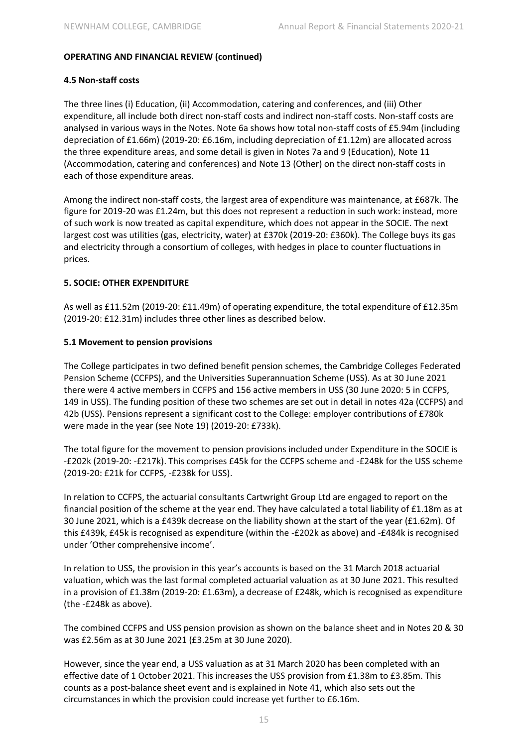**OPERATING AND FINANCIAL REVIEW (continued)**

**4.5 Non-staff costs**

The three lines (i) Education, (ii) Accommodation, catering and conferences, and (iii) Other expenditure, all include both direct non-staff costs and indirect non-staff costs. Non-staff costs are analysed in various ways in the Notes. Note 6a shows how total non-staff costs of £5.94m (including depreciation of £1.66m) (2019-20: £6.16m, including depreciation of £1.12m) are allocated across the three expenditure areas, and some detail is given in Notes 7a and 9 (Education), Note 11 (Accommodation, catering and conferences) and Note 13 (Other) on the direct non-staff costs in each of those expenditure areas.

Among the indirect non-staff costs, the largest area of expenditure was maintenance, at £687k. The figure for 2019-20 was £1.24m, but this does not represent a reduction in such work: instead, more of such work is now treated as capital expenditure, which does not appear in the SOCIE. The next largest cost was utilities (gas, electricity, water) at £370k (2019-20: £360k). The College buys its gas and electricity through a consortium of colleges, with hedges in place to counter fluctuations in prices.

**5. SOCIE: OTHER EXPENDITURE**

As well as £11.52m (2019-20: £11.49m) of operating expenditure, the total expenditure of £12.35m (2019-20: £12.31m) includes three other lines as described below.

**5.1 Movement to pension provisions**

The College participates in two defined benefit pension schemes, the Cambridge Colleges Federated Pension Scheme (CCFPS), and the Universities Superannuation Scheme (USS). As at 30 June 2021 there were 4 active members in CCFPS and 156 active members in USS (30 June 2020: 5 in CCFPS, 149 in USS). The funding position of these two schemes are set out in detail in notes 42a (CCFPS) and 42b (USS). Pensions represent a significant cost to the College: employer contributions of £780k were made in the year (see Note 19) (2019-20: £733k).

The total figure for the movement to pension provisions included under Expenditure in the SOCIE is -£202k (2019-20: -£217k). This comprises £45k for the CCFPS scheme and -£248k for the USS scheme (2019-20: £21k for CCFPS, -£238k for USS).

In relation to CCFPS, the actuarial consultants Cartwright Group Ltd are engaged to report on the financial position of the scheme at the year end. They have calculated a total liability of £1.18m as at 30 June 2021, which is a £439k decrease on the liability shown at the start of the year (£1.62m). Of this £439k, £45k is recognised as expenditure (within the -£202k as above) and -£484k is recognised under 'Other comprehensive income'.

In relation to USS, the provision in this year's accounts is based on the 31 March 2018 actuarial valuation, which was the last formal completed actuarial valuation as at 30 June 2021. This resulted in a provision of £1.38m (2019-20: £1.63m), a decrease of £248k, which is recognised as expenditure (the -£248k as above).

The combined CCFPS and USS pension provision as shown on the balance sheet and in Notes 20 & 30 was £2.56m as at 30 June 2021 (£3.25m at 30 June 2020).

However, since the year end, a USS valuation as at 31 March 2020 has been completed with an effective date of 1 October 2021. This increases the USS provision from £1.38m to £3.85m. This counts as a post-balance sheet event and is explained in Note 41, which also sets out the circumstances in which the provision could increase yet further to £6.16m.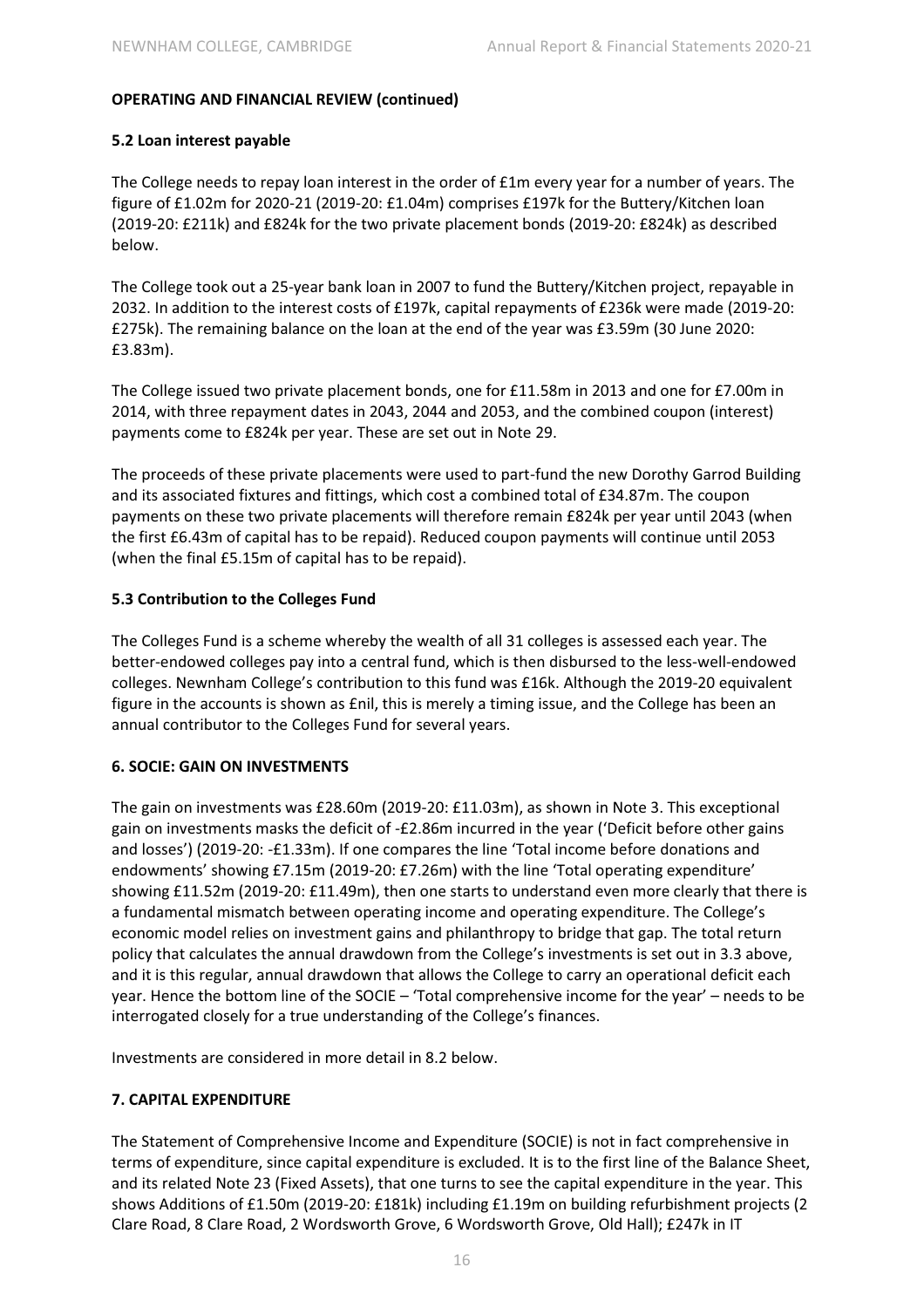**OPERATING AND FINANCIAL REVIEW (continued)**

**5.2 Loan interest payable**

The College needs to repay loan interest in the order of £1m every year for a number of years. The figure of £1.02m for 2020-21 (2019-20: £1.04m) comprises £197k for the Buttery/Kitchen loan (2019-20: £211k) and £824k for the two private placement bonds (2019-20: £824k) as described below.

The College took out a 25-year bank loan in 2007 to fund the Buttery/Kitchen project, repayable in 2032. In addition to the interest costs of £197k, capital repayments of £236k were made (2019-20: £275k). The remaining balance on the loan at the end of the year was £3.59m (30 June 2020: £3.83m).

The College issued two private placement bonds, one for £11.58m in 2013 and one for £7.00m in 2014, with three repayment dates in 2043, 2044 and 2053, and the combined coupon (interest) payments come to £824k per year. These are set out in Note 29.

The proceeds of these private placements were used to part-fund the new Dorothy Garrod Building and its associated fixtures and fittings, which cost a combined total of £34.87m. The coupon payments on these two private placements will therefore remain £824k per year until 2043 (when the first £6.43m of capital has to be repaid). Reduced coupon payments will continue until 2053 (when the final £5.15m of capital has to be repaid).

**5.3 Contribution to the Colleges Fund**

The Colleges Fund is a scheme whereby the wealth of all 31 colleges is assessed each year. The better-endowed colleges pay into a central fund, which is then disbursed to the less-well-endowed colleges. Newnham College's contribution to this fund was £16k. Although the 2019-20 equivalent figure in the accounts is shown as £nil, this is merely a timing issue, and the College has been an annual contributor to the Colleges Fund for several years.

**6. SOCIE: GAIN ON INVESTMENTS**

The gain on investments was £28.60m (2019-20: £11.03m), as shown in Note 3. This exceptional gain on investments masks the deficit of -£2.86m incurred in the year ('Deficit before other gains and losses') (2019-20: -£1.33m). If one compares the line 'Total income before donations and endowments' showing £7.15m (2019-20: £7.26m) with the line 'Total operating expenditure' showing £11.52m (2019-20: £11.49m), then one starts to understand even more clearly that there is a fundamental mismatch between operating income and operating expenditure. The College's economic model relies on investment gains and philanthropy to bridge that gap. The total return policy that calculates the annual drawdown from the College's investments is set out in 3.3 above, and it is this regular, annual drawdown that allows the College to carry an operational deficit each year. Hence the bottom line of the SOCIE – 'Total comprehensive income for the year' – needs to be interrogated closely for a true understanding of the College's finances.

Investments are considered in more detail in 8.2 below.

**7. CAPITAL EXPENDITURE**

The Statement of Comprehensive Income and Expenditure (SOCIE) is not in fact comprehensive in terms of expenditure, since capital expenditure is excluded. It is to the first line of the Balance Sheet, and its related Note 23 (Fixed Assets), that one turns to see the capital expenditure in the year. This shows Additions of £1.50m (2019-20: £181k) including £1.19m on building refurbishment projects (2 Clare Road, 8 Clare Road, 2 Wordsworth Grove, 6 Wordsworth Grove, Old Hall); £247k in IT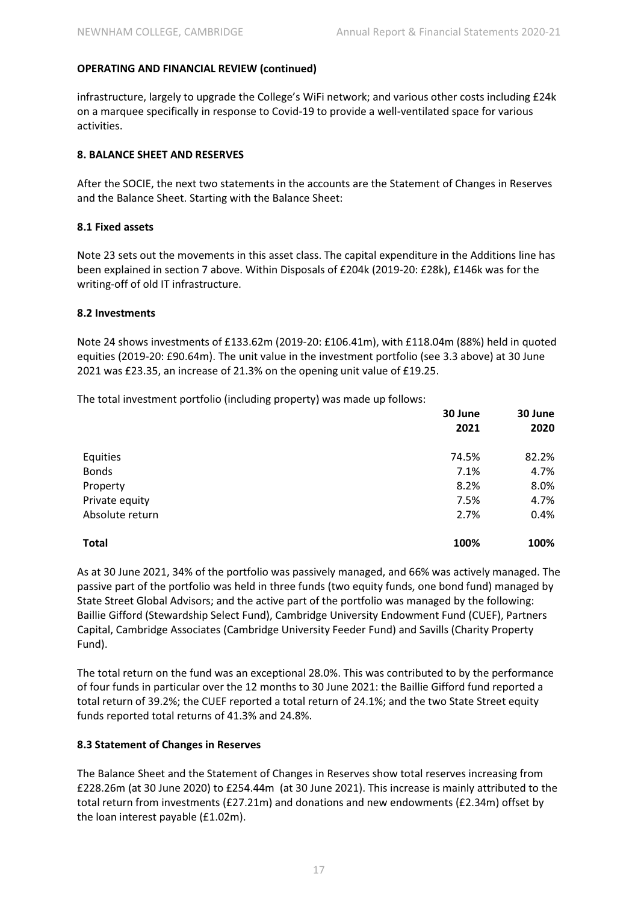**OPERATING AND FINANCIAL REVIEW (continued)**

infrastructure, largely to upgrade the College's WiFi network; and various other costs including £24k on a marquee specifically in response to Covid-19 to provide a well-ventilated space for various activities.

## 8. BALANCE SHEET AND RESERVES

After the SOCIE, the next two statements in the accounts are the Statement of Changes in Reserves and the Balance Sheet. Starting with the Balance Sheet:

### 8.1 Fixed assets

Note 23 sets out the movements in this asset class. The capital expenditure in the Additions line has been explained in section 7 above. Within Disposals of £204k (2019-20: £28k), £146k was for the writing-off of old IT infrastructure.

### 8.2 Investments

Note 24 shows investments of £133.62m (2019-20: £106.41m), with £118.04m (88%) held in quoted equities (2019-20: £90.64m). The unit value in the investment portfolio (see 3.3 above) at 30 June 2021 was £23.35, an increase of 21.3% on the opening unit value of £19.25.

The total investment portfolio (including property) was made up follows:

| | 30 June 2021 | 30 June 2020 |
|---|---|---|
| Equities | 74.5% | 82.2% |
| Bonds | 7.1% | 4.7% |
| Property | 8.2% | 8.0% |
| Private equity | 7.5% | 4.7% |
| Absolute return | 2.7% | 0.4% |
| **Total** | **100%** | **100%** |

As at 30 June 2021, 34% of the portfolio was passively managed, and 66% was actively managed. The passive part of the portfolio was held in three funds (two equity funds, one bond fund) managed by State Street Global Advisors; and the active part of the portfolio was managed by the following: Baillie Gifford (Stewardship Select Fund), Cambridge University Endowment Fund (CUEF), Partners Capital, Cambridge Associates (Cambridge University Feeder Fund) and Savills (Charity Property Fund).

The total return on the fund was an exceptional 28.0%. This was contributed to by the performance of four funds in particular over the 12 months to 30 June 2021: the Baillie Gifford fund reported a total return of 39.2%; the CUEF reported a total return of 24.1%; and the two State Street equity funds reported total returns of 41.3% and 24.8%.

### 8.3 Statement of Changes in Reserves

The Balance Sheet and the Statement of Changes in Reserves show total reserves increasing from £228.26m (at 30 June 2020) to £254.44m (at 30 June 2021). This increase is mainly attributed to the total return from investments (£27.21m) and donations and new endowments (£2.34m) offset by the loan interest payable (£1.02m).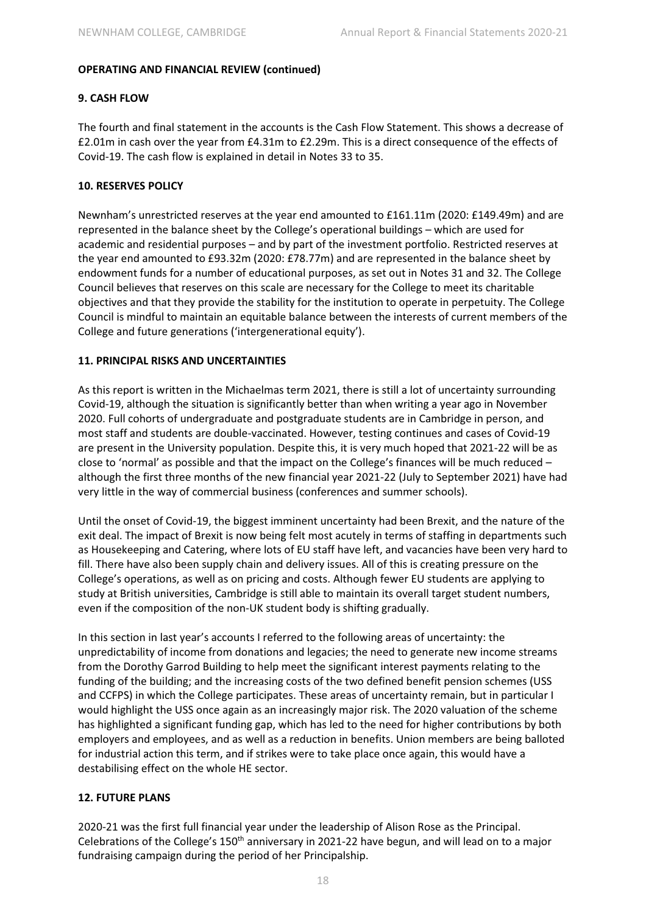**OPERATING AND FINANCIAL REVIEW (continued)**

**9. CASH FLOW**

The fourth and final statement in the accounts is the Cash Flow Statement. This shows a decrease of £2.01m in cash over the year from £4.31m to £2.29m. This is a direct consequence of the effects of Covid-19. The cash flow is explained in detail in Notes 33 to 35.

**10. RESERVES POLICY**

Newnham's unrestricted reserves at the year end amounted to £161.11m (2020: £149.49m) and are represented in the balance sheet by the College's operational buildings – which are used for academic and residential purposes – and by part of the investment portfolio. Restricted reserves at the year end amounted to £93.32m (2020: £78.77m) and are represented in the balance sheet by endowment funds for a number of educational purposes, as set out in Notes 31 and 32. The College Council believes that reserves on this scale are necessary for the College to meet its charitable objectives and that they provide the stability for the institution to operate in perpetuity. The College Council is mindful to maintain an equitable balance between the interests of current members of the College and future generations ('intergenerational equity').

**11. PRINCIPAL RISKS AND UNCERTAINTIES**

As this report is written in the Michaelmas term 2021, there is still a lot of uncertainty surrounding Covid-19, although the situation is significantly better than when writing a year ago in November 2020. Full cohorts of undergraduate and postgraduate students are in Cambridge in person, and most staff and students are double-vaccinated. However, testing continues and cases of Covid-19 are present in the University population. Despite this, it is very much hoped that 2021-22 will be as close to 'normal' as possible and that the impact on the College's finances will be much reduced – although the first three months of the new financial year 2021-22 (July to September 2021) have had very little in the way of commercial business (conferences and summer schools).

Until the onset of Covid-19, the biggest imminent uncertainty had been Brexit, and the nature of the exit deal. The impact of Brexit is now being felt most acutely in terms of staffing in departments such as Housekeeping and Catering, where lots of EU staff have left, and vacancies have been very hard to fill. There have also been supply chain and delivery issues. All of this is creating pressure on the College's operations, as well as on pricing and costs. Although fewer EU students are applying to study at British universities, Cambridge is still able to maintain its overall target student numbers, even if the composition of the non-UK student body is shifting gradually.

In this section in last year's accounts I referred to the following areas of uncertainty: the unpredictability of income from donations and legacies; the need to generate new income streams from the Dorothy Garrod Building to help meet the significant interest payments relating to the funding of the building; and the increasing costs of the two defined benefit pension schemes (USS and CCFPS) in which the College participates. These areas of uncertainty remain, but in particular I would highlight the USS once again as an increasingly major risk. The 2020 valuation of the scheme has highlighted a significant funding gap, which has led to the need for higher contributions by both employers and employees, and as well as a reduction in benefits. Union members are being balloted for industrial action this term, and if strikes were to take place once again, this would have a destabilising effect on the whole HE sector.

**12. FUTURE PLANS**

2020-21 was the first full financial year under the leadership of Alison Rose as the Principal. Celebrations of the College's 150th anniversary in 2021-22 have begun, and will lead on to a major fundraising campaign during the period of her Principalship.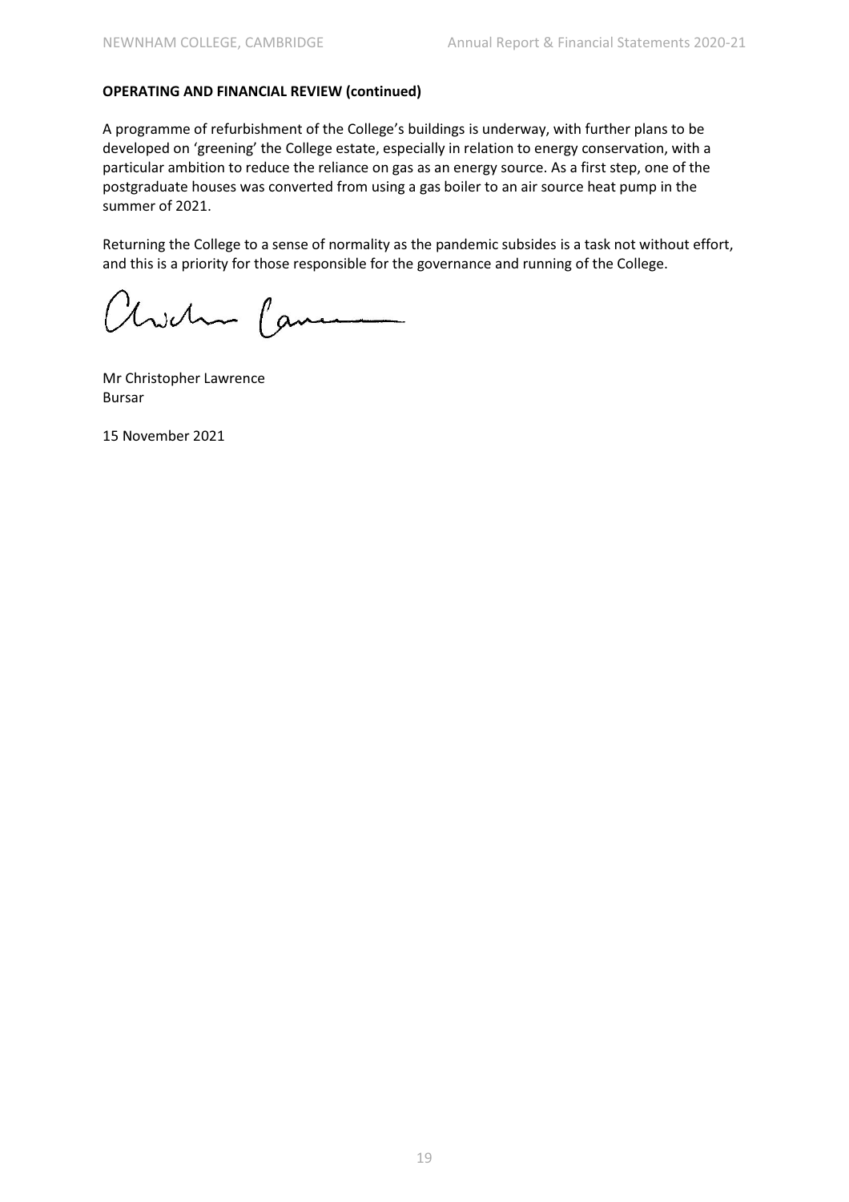**OPERATING AND FINANCIAL REVIEW (continued)**

A programme of refurbishment of the College's buildings is underway, with further plans to be developed on 'greening' the College estate, especially in relation to energy conservation, with a particular ambition to reduce the reliance on gas as an energy source. As a first step, one of the postgraduate houses was converted from using a gas boiler to an air source heat pump in the summer of 2021.

Returning the College to a sense of normality as the pandemic subsides is a task not without effort, and this is a priority for those responsible for the governance and running of the College.

Mr Christopher Lawrence
Bursar

15 November 2021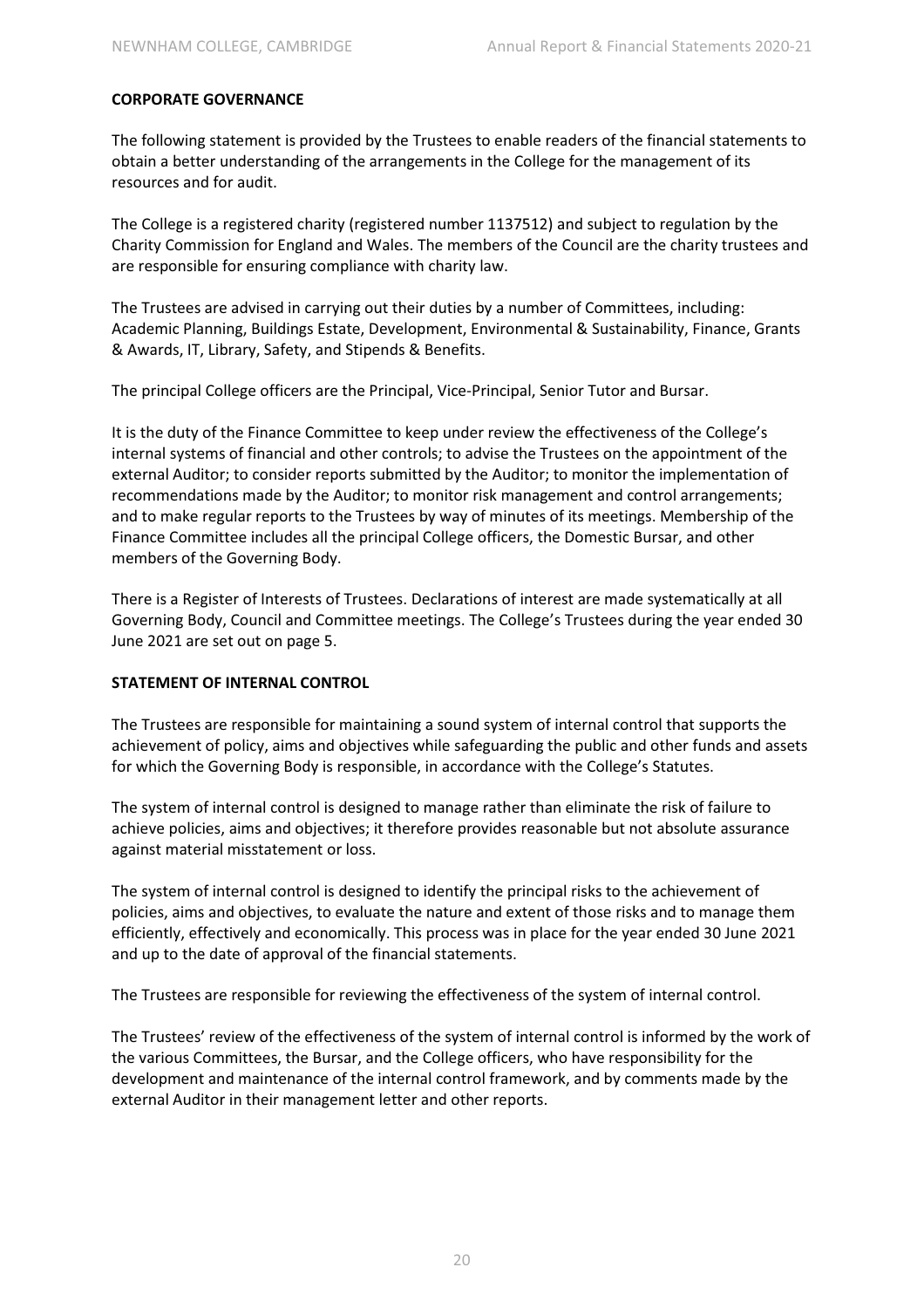## CORPORATE GOVERNANCE

The following statement is provided by the Trustees to enable readers of the financial statements to obtain a better understanding of the arrangements in the College for the management of its resources and for audit.

The College is a registered charity (registered number 1137512) and subject to regulation by the Charity Commission for England and Wales. The members of the Council are the charity trustees and are responsible for ensuring compliance with charity law.

The Trustees are advised in carrying out their duties by a number of Committees, including: Academic Planning, Buildings Estate, Development, Environmental & Sustainability, Finance, Grants & Awards, IT, Library, Safety, and Stipends & Benefits.

The principal College officers are the Principal, Vice-Principal, Senior Tutor and Bursar.

It is the duty of the Finance Committee to keep under review the effectiveness of the College's internal systems of financial and other controls; to advise the Trustees on the appointment of the external Auditor; to consider reports submitted by the Auditor; to monitor the implementation of recommendations made by the Auditor; to monitor risk management and control arrangements; and to make regular reports to the Trustees by way of minutes of its meetings. Membership of the Finance Committee includes all the principal College officers, the Domestic Bursar, and other members of the Governing Body.

There is a Register of Interests of Trustees. Declarations of interest are made systematically at all Governing Body, Council and Committee meetings. The College's Trustees during the year ended 30 June 2021 are set out on page 5.

## STATEMENT OF INTERNAL CONTROL

The Trustees are responsible for maintaining a sound system of internal control that supports the achievement of policy, aims and objectives while safeguarding the public and other funds and assets for which the Governing Body is responsible, in accordance with the College's Statutes.

The system of internal control is designed to manage rather than eliminate the risk of failure to achieve policies, aims and objectives; it therefore provides reasonable but not absolute assurance against material misstatement or loss.

The system of internal control is designed to identify the principal risks to the achievement of policies, aims and objectives, to evaluate the nature and extent of those risks and to manage them efficiently, effectively and economically. This process was in place for the year ended 30 June 2021 and up to the date of approval of the financial statements.

The Trustees are responsible for reviewing the effectiveness of the system of internal control.

The Trustees' review of the effectiveness of the system of internal control is informed by the work of the various Committees, the Bursar, and the College officers, who have responsibility for the development and maintenance of the internal control framework, and by comments made by the external Auditor in their management letter and other reports.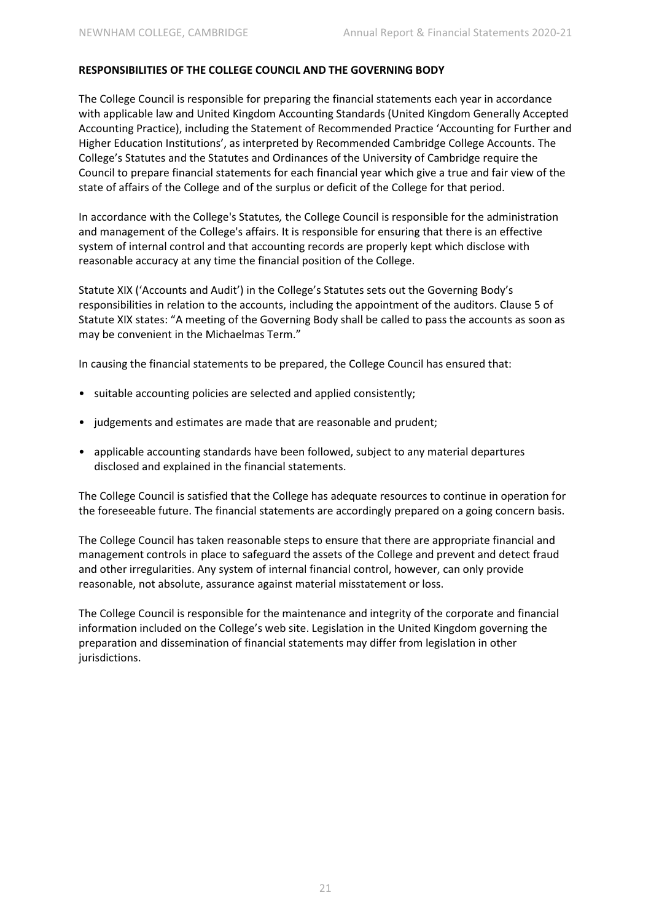**RESPONSIBILITIES OF THE COLLEGE COUNCIL AND THE GOVERNING BODY**

The College Council is responsible for preparing the financial statements each year in accordance with applicable law and United Kingdom Accounting Standards (United Kingdom Generally Accepted Accounting Practice), including the Statement of Recommended Practice 'Accounting for Further and Higher Education Institutions', as interpreted by Recommended Cambridge College Accounts. The College's Statutes and the Statutes and Ordinances of the University of Cambridge require the Council to prepare financial statements for each financial year which give a true and fair view of the state of affairs of the College and of the surplus or deficit of the College for that period.

In accordance with the College's Statutes*,* the College Council is responsible for the administration and management of the College's affairs. It is responsible for ensuring that there is an effective system of internal control and that accounting records are properly kept which disclose with reasonable accuracy at any time the financial position of the College.

Statute XIX ('Accounts and Audit') in the College's Statutes sets out the Governing Body's responsibilities in relation to the accounts, including the appointment of the auditors. Clause 5 of Statute XIX states: "A meeting of the Governing Body shall be called to pass the accounts as soon as may be convenient in the Michaelmas Term."

In causing the financial statements to be prepared, the College Council has ensured that:

- suitable accounting policies are selected and applied consistently;
- judgements and estimates are made that are reasonable and prudent;
- applicable accounting standards have been followed, subject to any material departures disclosed and explained in the financial statements.

The College Council is satisfied that the College has adequate resources to continue in operation for the foreseeable future. The financial statements are accordingly prepared on a going concern basis.

The College Council has taken reasonable steps to ensure that there are appropriate financial and management controls in place to safeguard the assets of the College and prevent and detect fraud and other irregularities. Any system of internal financial control, however, can only provide reasonable, not absolute, assurance against material misstatement or loss.

The College Council is responsible for the maintenance and integrity of the corporate and financial information included on the College's web site. Legislation in the United Kingdom governing the preparation and dissemination of financial statements may differ from legislation in other jurisdictions.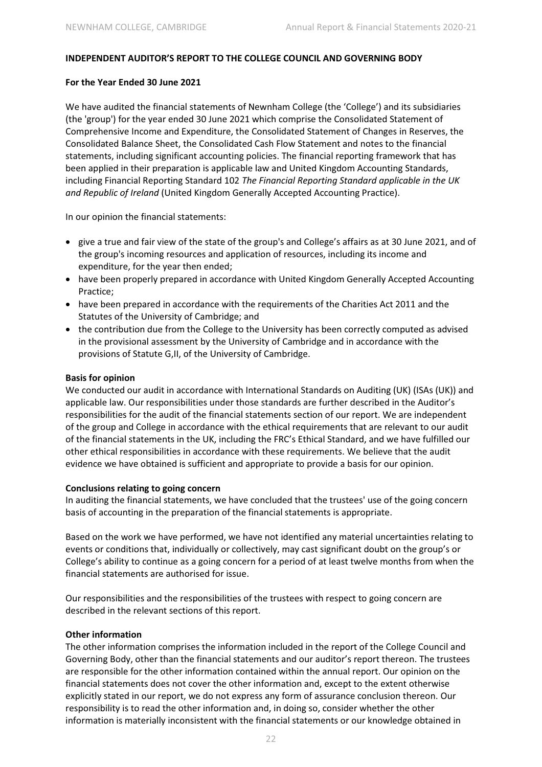**INDEPENDENT AUDITOR'S REPORT TO THE COLLEGE COUNCIL AND GOVERNING BODY**

**For the Year Ended 30 June 2021**

We have audited the financial statements of Newnham College (the 'College') and its subsidiaries (the 'group') for the year ended 30 June 2021 which comprise the Consolidated Statement of Comprehensive Income and Expenditure, the Consolidated Statement of Changes in Reserves, the Consolidated Balance Sheet, the Consolidated Cash Flow Statement and notes to the financial statements, including significant accounting policies. The financial reporting framework that has been applied in their preparation is applicable law and United Kingdom Accounting Standards, including Financial Reporting Standard 102 *The Financial Reporting Standard applicable in the UK and Republic of Ireland* (United Kingdom Generally Accepted Accounting Practice).

In our opinion the financial statements:

- give a true and fair view of the state of the group's and College's affairs as at 30 June 2021, and of the group's incoming resources and application of resources, including its income and expenditure, for the year then ended;
- have been properly prepared in accordance with United Kingdom Generally Accepted Accounting Practice;
- have been prepared in accordance with the requirements of the Charities Act 2011 and the Statutes of the University of Cambridge; and
- the contribution due from the College to the University has been correctly computed as advised in the provisional assessment by the University of Cambridge and in accordance with the provisions of Statute G,II, of the University of Cambridge.

**Basis for opinion**

We conducted our audit in accordance with International Standards on Auditing (UK) (ISAs (UK)) and applicable law. Our responsibilities under those standards are further described in the Auditor's responsibilities for the audit of the financial statements section of our report. We are independent of the group and College in accordance with the ethical requirements that are relevant to our audit of the financial statements in the UK, including the FRC's Ethical Standard, and we have fulfilled our other ethical responsibilities in accordance with these requirements. We believe that the audit evidence we have obtained is sufficient and appropriate to provide a basis for our opinion.

**Conclusions relating to going concern**

In auditing the financial statements, we have concluded that the trustees' use of the going concern basis of accounting in the preparation of the financial statements is appropriate.

Based on the work we have performed, we have not identified any material uncertainties relating to events or conditions that, individually or collectively, may cast significant doubt on the group's or College's ability to continue as a going concern for a period of at least twelve months from when the financial statements are authorised for issue.

Our responsibilities and the responsibilities of the trustees with respect to going concern are described in the relevant sections of this report.

**Other information**

The other information comprises the information included in the report of the College Council and Governing Body, other than the financial statements and our auditor's report thereon. The trustees are responsible for the other information contained within the annual report. Our opinion on the financial statements does not cover the other information and, except to the extent otherwise explicitly stated in our report, we do not express any form of assurance conclusion thereon. Our responsibility is to read the other information and, in doing so, consider whether the other information is materially inconsistent with the financial statements or our knowledge obtained in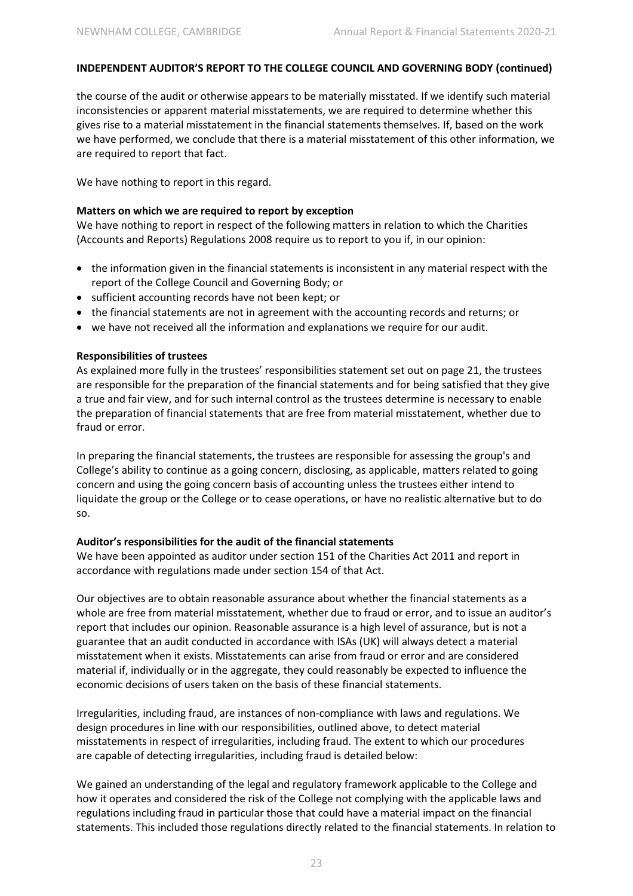## INDEPENDENT AUDITOR'S REPORT TO THE COLLEGE COUNCIL AND GOVERNING BODY (continued)

the course of the audit or otherwise appears to be materially misstated. If we identify such material inconsistencies or apparent material misstatements, we are required to determine whether this gives rise to a material misstatement in the financial statements themselves. If, based on the work we have performed, we conclude that there is a material misstatement of this other information, we are required to report that fact.

We have nothing to report in this regard.

**Matters on which we are required to report by exception**

We have nothing to report in respect of the following matters in relation to which the Charities (Accounts and Reports) Regulations 2008 require us to report to you if, in our opinion:

- the information given in the financial statements is inconsistent in any material respect with the report of the College Council and Governing Body; or
- sufficient accounting records have not been kept; or
- the financial statements are not in agreement with the accounting records and returns; or
- we have not received all the information and explanations we require for our audit.

**Responsibilities of trustees**

As explained more fully in the trustees' responsibilities statement set out on page 21, the trustees are responsible for the preparation of the financial statements and for being satisfied that they give a true and fair view, and for such internal control as the trustees determine is necessary to enable the preparation of financial statements that are free from material misstatement, whether due to fraud or error.

In preparing the financial statements, the trustees are responsible for assessing the group's and College's ability to continue as a going concern, disclosing, as applicable, matters related to going concern and using the going concern basis of accounting unless the trustees either intend to liquidate the group or the College or to cease operations, or have no realistic alternative but to do so.

**Auditor's responsibilities for the audit of the financial statements**

We have been appointed as auditor under section 151 of the Charities Act 2011 and report in accordance with regulations made under section 154 of that Act.

Our objectives are to obtain reasonable assurance about whether the financial statements as a whole are free from material misstatement, whether due to fraud or error, and to issue an auditor's report that includes our opinion. Reasonable assurance is a high level of assurance, but is not a guarantee that an audit conducted in accordance with ISAs (UK) will always detect a material misstatement when it exists. Misstatements can arise from fraud or error and are considered material if, individually or in the aggregate, they could reasonably be expected to influence the economic decisions of users taken on the basis of these financial statements.

Irregularities, including fraud, are instances of non-compliance with laws and regulations. We design procedures in line with our responsibilities, outlined above, to detect material misstatements in respect of irregularities, including fraud. The extent to which our procedures are capable of detecting irregularities, including fraud is detailed below:

We gained an understanding of the legal and regulatory framework applicable to the College and how it operates and considered the risk of the College not complying with the applicable laws and regulations including fraud in particular those that could have a material impact on the financial statements. This included those regulations directly related to the financial statements. In relation to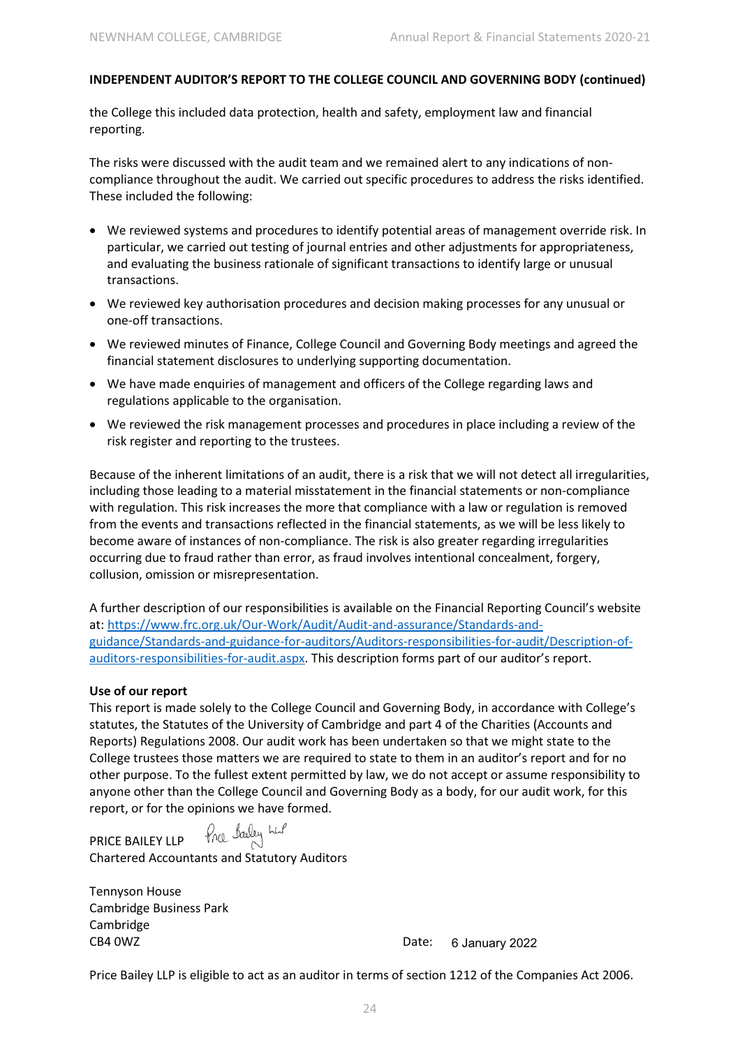**INDEPENDENT AUDITOR'S REPORT TO THE COLLEGE COUNCIL AND GOVERNING BODY (continued)**

the College this included data protection, health and safety, employment law and financial reporting.

The risks were discussed with the audit team and we remained alert to any indications of non-compliance throughout the audit. We carried out specific procedures to address the risks identified. These included the following:

- We reviewed systems and procedures to identify potential areas of management override risk. In particular, we carried out testing of journal entries and other adjustments for appropriateness, and evaluating the business rationale of significant transactions to identify large or unusual transactions.
- We reviewed key authorisation procedures and decision making processes for any unusual or one-off transactions.
- We reviewed minutes of Finance, College Council and Governing Body meetings and agreed the financial statement disclosures to underlying supporting documentation.
- We have made enquiries of management and officers of the College regarding laws and regulations applicable to the organisation.
- We reviewed the risk management processes and procedures in place including a review of the risk register and reporting to the trustees.

Because of the inherent limitations of an audit, there is a risk that we will not detect all irregularities, including those leading to a material misstatement in the financial statements or non-compliance with regulation. This risk increases the more that compliance with a law or regulation is removed from the events and transactions reflected in the financial statements, as we will be less likely to become aware of instances of non-compliance. The risk is also greater regarding irregularities occurring due to fraud rather than error, as fraud involves intentional concealment, forgery, collusion, omission or misrepresentation.

A further description of our responsibilities is available on the Financial Reporting Council's website at: https://www.frc.org.uk/Our-Work/Audit/Audit-and-assurance/Standards-and-guidance/Standards-and-guidance-for-auditors/Auditors-responsibilities-for-audit/Description-of-auditors-responsibilities-for-audit.aspx. This description forms part of our auditor's report.

**Use of our report**

This report is made solely to the College Council and Governing Body, in accordance with College's statutes, the Statutes of the University of Cambridge and part 4 of the Charities (Accounts and Reports) Regulations 2008. Our audit work has been undertaken so that we might state to the College trustees those matters we are required to state to them in an auditor's report and for no other purpose. To the fullest extent permitted by law, we do not accept or assume responsibility to anyone other than the College Council and Governing Body as a body, for our audit work, for this report, or for the opinions we have formed.

PRICE BAILEY LLP *Price Bailey LLP*
Chartered Accountants and Statutory Auditors

Tennyson House
Cambridge Business Park
Cambridge
CB4 0WZ

Date: 6 January 2022

Price Bailey LLP is eligible to act as an auditor in terms of section 1212 of the Companies Act 2006.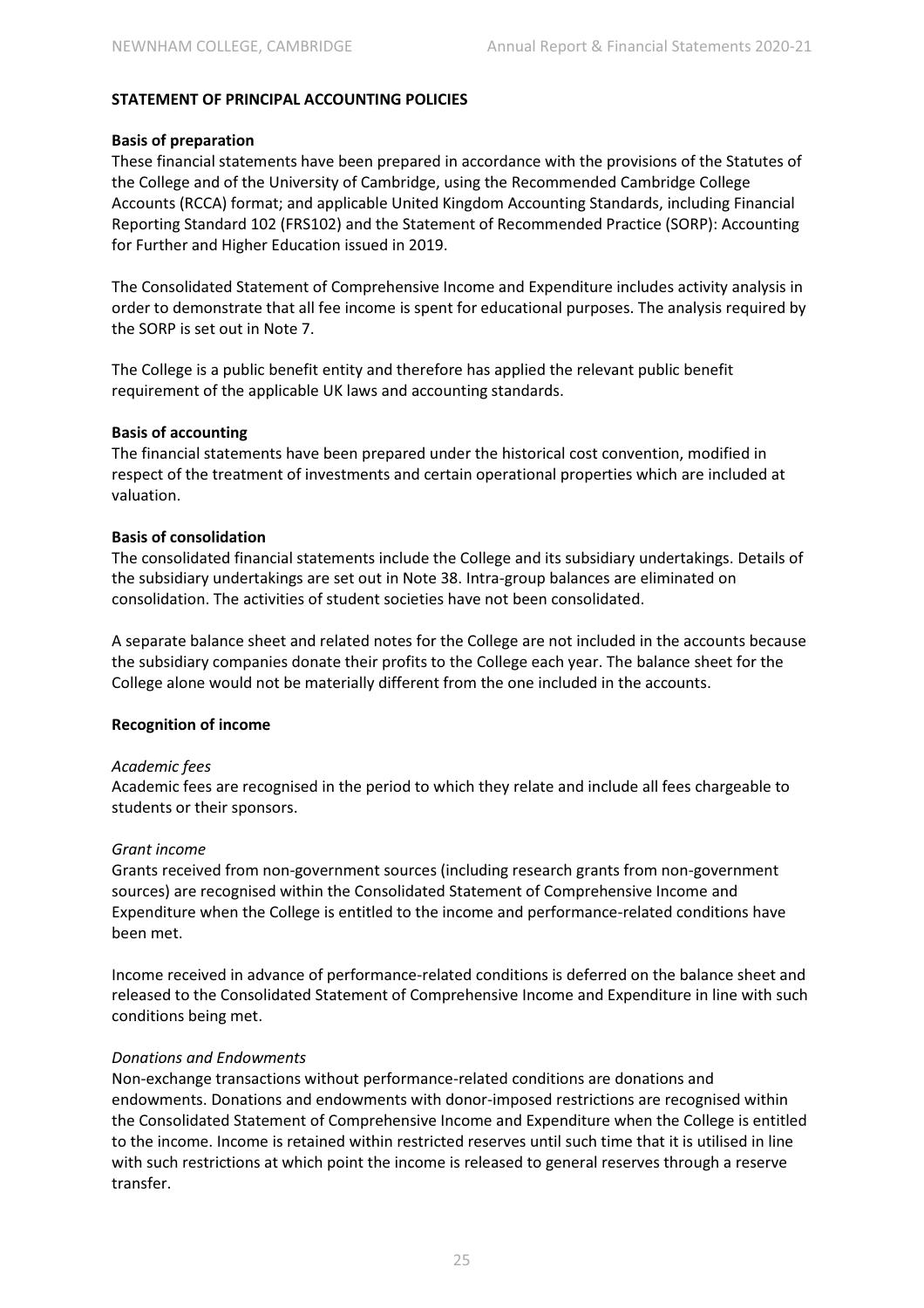## STATEMENT OF PRINCIPAL ACCOUNTING POLICIES

### Basis of preparation

These financial statements have been prepared in accordance with the provisions of the Statutes of the College and of the University of Cambridge, using the Recommended Cambridge College Accounts (RCCA) format; and applicable United Kingdom Accounting Standards, including Financial Reporting Standard 102 (FRS102) and the Statement of Recommended Practice (SORP): Accounting for Further and Higher Education issued in 2019.

The Consolidated Statement of Comprehensive Income and Expenditure includes activity analysis in order to demonstrate that all fee income is spent for educational purposes. The analysis required by the SORP is set out in Note 7.

The College is a public benefit entity and therefore has applied the relevant public benefit requirement of the applicable UK laws and accounting standards.

### Basis of accounting

The financial statements have been prepared under the historical cost convention, modified in respect of the treatment of investments and certain operational properties which are included at valuation.

### Basis of consolidation

The consolidated financial statements include the College and its subsidiary undertakings. Details of the subsidiary undertakings are set out in Note 38. Intra-group balances are eliminated on consolidation. The activities of student societies have not been consolidated.

A separate balance sheet and related notes for the College are not included in the accounts because the subsidiary companies donate their profits to the College each year. The balance sheet for the College alone would not be materially different from the one included in the accounts.

### Recognition of income

*Academic fees*

Academic fees are recognised in the period to which they relate and include all fees chargeable to students or their sponsors.

*Grant income*

Grants received from non-government sources (including research grants from non-government sources) are recognised within the Consolidated Statement of Comprehensive Income and Expenditure when the College is entitled to the income and performance-related conditions have been met.

Income received in advance of performance-related conditions is deferred on the balance sheet and released to the Consolidated Statement of Comprehensive Income and Expenditure in line with such conditions being met.

*Donations and Endowments*

Non-exchange transactions without performance-related conditions are donations and endowments. Donations and endowments with donor-imposed restrictions are recognised within the Consolidated Statement of Comprehensive Income and Expenditure when the College is entitled to the income. Income is retained within restricted reserves until such time that it is utilised in line with such restrictions at which point the income is released to general reserves through a reserve transfer.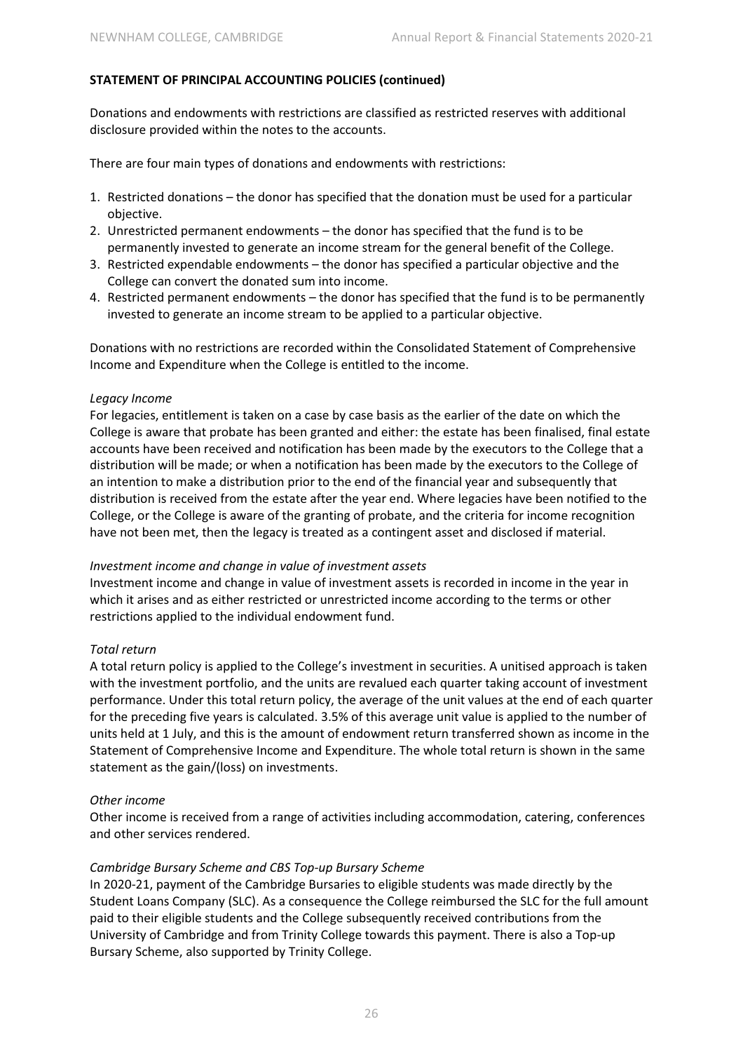**STATEMENT OF PRINCIPAL ACCOUNTING POLICIES (continued)**

Donations and endowments with restrictions are classified as restricted reserves with additional disclosure provided within the notes to the accounts.

There are four main types of donations and endowments with restrictions:

1. Restricted donations – the donor has specified that the donation must be used for a particular objective.
2. Unrestricted permanent endowments – the donor has specified that the fund is to be permanently invested to generate an income stream for the general benefit of the College.
3. Restricted expendable endowments – the donor has specified a particular objective and the College can convert the donated sum into income.
4. Restricted permanent endowments – the donor has specified that the fund is to be permanently invested to generate an income stream to be applied to a particular objective.

Donations with no restrictions are recorded within the Consolidated Statement of Comprehensive Income and Expenditure when the College is entitled to the income.

*Legacy Income*

For legacies, entitlement is taken on a case by case basis as the earlier of the date on which the College is aware that probate has been granted and either: the estate has been finalised, final estate accounts have been received and notification has been made by the executors to the College that a distribution will be made; or when a notification has been made by the executors to the College of an intention to make a distribution prior to the end of the financial year and subsequently that distribution is received from the estate after the year end. Where legacies have been notified to the College, or the College is aware of the granting of probate, and the criteria for income recognition have not been met, then the legacy is treated as a contingent asset and disclosed if material.

*Investment income and change in value of investment assets*

Investment income and change in value of investment assets is recorded in income in the year in which it arises and as either restricted or unrestricted income according to the terms or other restrictions applied to the individual endowment fund.

*Total return*

A total return policy is applied to the College's investment in securities. A unitised approach is taken with the investment portfolio, and the units are revalued each quarter taking account of investment performance. Under this total return policy, the average of the unit values at the end of each quarter for the preceding five years is calculated. 3.5% of this average unit value is applied to the number of units held at 1 July, and this is the amount of endowment return transferred shown as income in the Statement of Comprehensive Income and Expenditure. The whole total return is shown in the same statement as the gain/(loss) on investments.

*Other income*

Other income is received from a range of activities including accommodation, catering, conferences and other services rendered.

*Cambridge Bursary Scheme and CBS Top-up Bursary Scheme*

In 2020-21, payment of the Cambridge Bursaries to eligible students was made directly by the Student Loans Company (SLC). As a consequence the College reimbursed the SLC for the full amount paid to their eligible students and the College subsequently received contributions from the University of Cambridge and from Trinity College towards this payment. There is also a Top-up Bursary Scheme, also supported by Trinity College.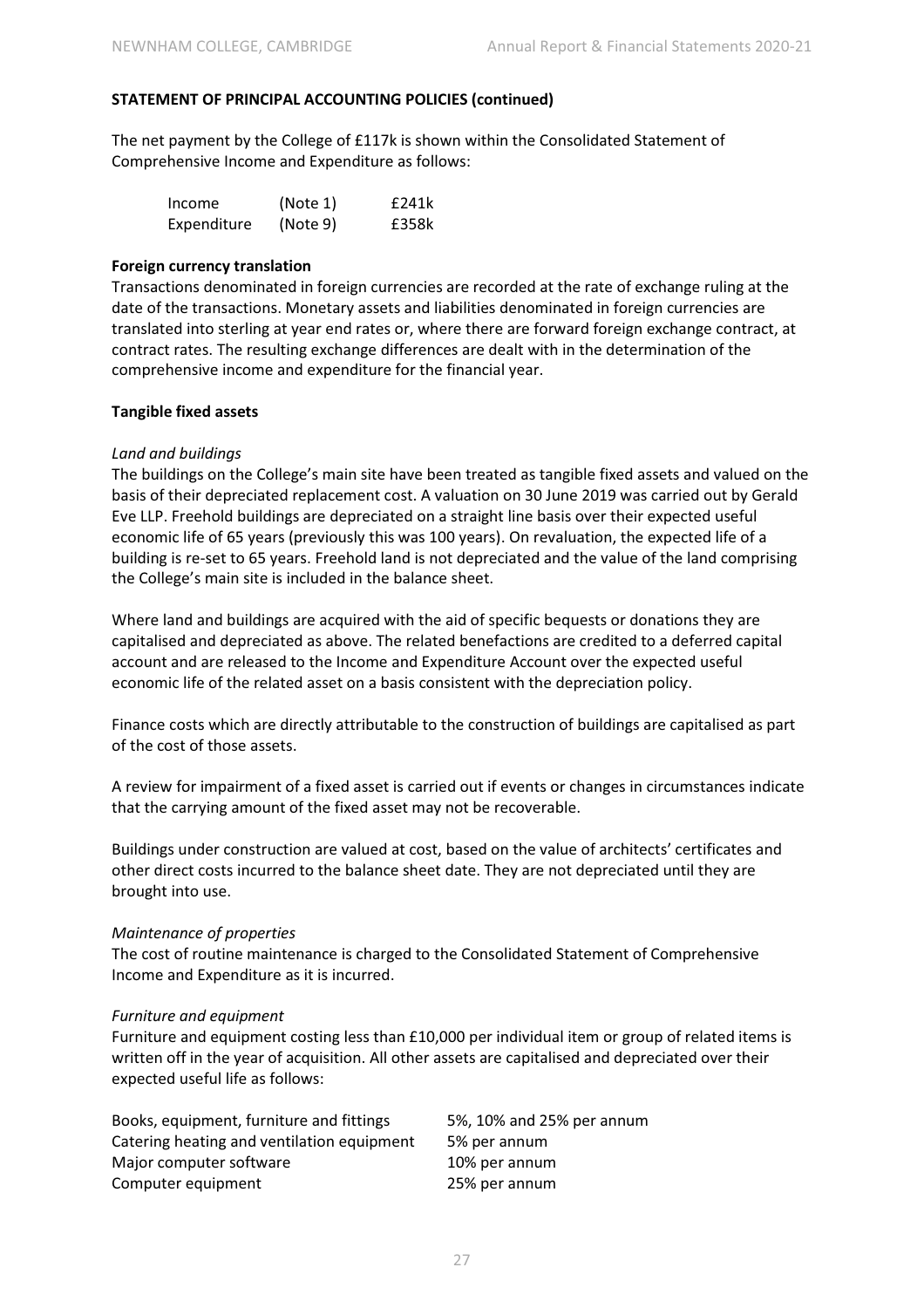**STATEMENT OF PRINCIPAL ACCOUNTING POLICIES (continued)**

The net payment by the College of £117k is shown within the Consolidated Statement of Comprehensive Income and Expenditure as follows:

| | | |
|---|---|---|
| Income | (Note 1) | £241k |
| Expenditure | (Note 9) | £358k |

**Foreign currency translation**

Transactions denominated in foreign currencies are recorded at the rate of exchange ruling at the date of the transactions. Monetary assets and liabilities denominated in foreign currencies are translated into sterling at year end rates or, where there are forward foreign exchange contract, at contract rates. The resulting exchange differences are dealt with in the determination of the comprehensive income and expenditure for the financial year.

**Tangible fixed assets**

*Land and buildings*

The buildings on the College's main site have been treated as tangible fixed assets and valued on the basis of their depreciated replacement cost. A valuation on 30 June 2019 was carried out by Gerald Eve LLP. Freehold buildings are depreciated on a straight line basis over their expected useful economic life of 65 years (previously this was 100 years). On revaluation, the expected life of a building is re-set to 65 years. Freehold land is not depreciated and the value of the land comprising the College's main site is included in the balance sheet.

Where land and buildings are acquired with the aid of specific bequests or donations they are capitalised and depreciated as above. The related benefactions are credited to a deferred capital account and are released to the Income and Expenditure Account over the expected useful economic life of the related asset on a basis consistent with the depreciation policy.

Finance costs which are directly attributable to the construction of buildings are capitalised as part of the cost of those assets.

A review for impairment of a fixed asset is carried out if events or changes in circumstances indicate that the carrying amount of the fixed asset may not be recoverable.

Buildings under construction are valued at cost, based on the value of architects' certificates and other direct costs incurred to the balance sheet date. They are not depreciated until they are brought into use.

*Maintenance of properties*

The cost of routine maintenance is charged to the Consolidated Statement of Comprehensive Income and Expenditure as it is incurred.

*Furniture and equipment*

Furniture and equipment costing less than £10,000 per individual item or group of related items is written off in the year of acquisition. All other assets are capitalised and depreciated over their expected useful life as follows:

| | |
|---|---|
| Books, equipment, furniture and fittings | 5%, 10% and 25% per annum |
| Catering heating and ventilation equipment | 5% per annum |
| Major computer software | 10% per annum |
| Computer equipment | 25% per annum |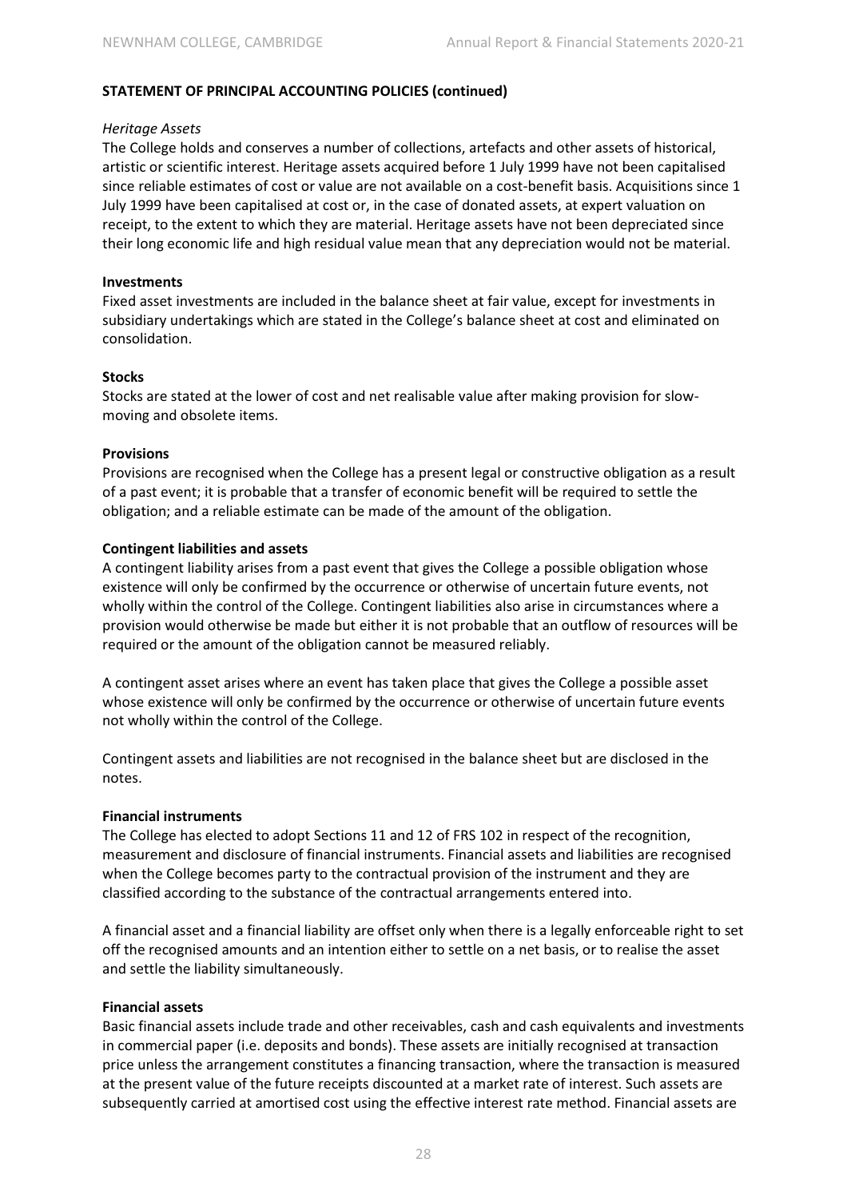**STATEMENT OF PRINCIPAL ACCOUNTING POLICIES (continued)**

*Heritage Assets*

The College holds and conserves a number of collections, artefacts and other assets of historical, artistic or scientific interest. Heritage assets acquired before 1 July 1999 have not been capitalised since reliable estimates of cost or value are not available on a cost-benefit basis. Acquisitions since 1 July 1999 have been capitalised at cost or, in the case of donated assets, at expert valuation on receipt, to the extent to which they are material. Heritage assets have not been depreciated since their long economic life and high residual value mean that any depreciation would not be material.

**Investments**

Fixed asset investments are included in the balance sheet at fair value, except for investments in subsidiary undertakings which are stated in the College's balance sheet at cost and eliminated on consolidation.

**Stocks**

Stocks are stated at the lower of cost and net realisable value after making provision for slow-moving and obsolete items.

**Provisions**

Provisions are recognised when the College has a present legal or constructive obligation as a result of a past event; it is probable that a transfer of economic benefit will be required to settle the obligation; and a reliable estimate can be made of the amount of the obligation.

**Contingent liabilities and assets**

A contingent liability arises from a past event that gives the College a possible obligation whose existence will only be confirmed by the occurrence or otherwise of uncertain future events, not wholly within the control of the College. Contingent liabilities also arise in circumstances where a provision would otherwise be made but either it is not probable that an outflow of resources will be required or the amount of the obligation cannot be measured reliably.

A contingent asset arises where an event has taken place that gives the College a possible asset whose existence will only be confirmed by the occurrence or otherwise of uncertain future events not wholly within the control of the College.

Contingent assets and liabilities are not recognised in the balance sheet but are disclosed in the notes.

**Financial instruments**

The College has elected to adopt Sections 11 and 12 of FRS 102 in respect of the recognition, measurement and disclosure of financial instruments. Financial assets and liabilities are recognised when the College becomes party to the contractual provision of the instrument and they are classified according to the substance of the contractual arrangements entered into.

A financial asset and a financial liability are offset only when there is a legally enforceable right to set off the recognised amounts and an intention either to settle on a net basis, or to realise the asset and settle the liability simultaneously.

**Financial assets**

Basic financial assets include trade and other receivables, cash and cash equivalents and investments in commercial paper (i.e. deposits and bonds). These assets are initially recognised at transaction price unless the arrangement constitutes a financing transaction, where the transaction is measured at the present value of the future receipts discounted at a market rate of interest. Such assets are subsequently carried at amortised cost using the effective interest rate method. Financial assets are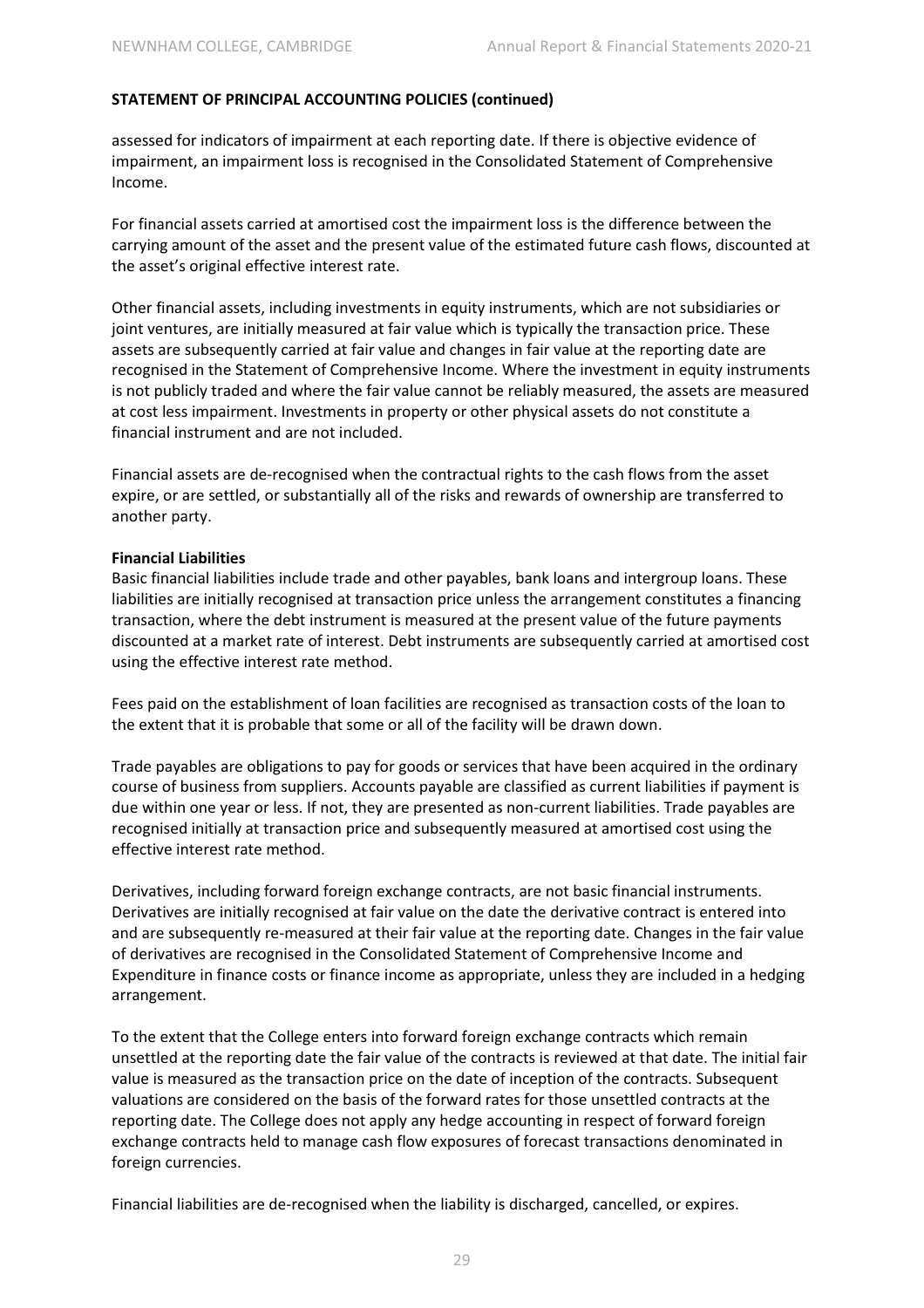**STATEMENT OF PRINCIPAL ACCOUNTING POLICIES (continued)**

assessed for indicators of impairment at each reporting date. If there is objective evidence of impairment, an impairment loss is recognised in the Consolidated Statement of Comprehensive Income.

For financial assets carried at amortised cost the impairment loss is the difference between the carrying amount of the asset and the present value of the estimated future cash flows, discounted at the asset's original effective interest rate.

Other financial assets, including investments in equity instruments, which are not subsidiaries or joint ventures, are initially measured at fair value which is typically the transaction price. These assets are subsequently carried at fair value and changes in fair value at the reporting date are recognised in the Statement of Comprehensive Income. Where the investment in equity instruments is not publicly traded and where the fair value cannot be reliably measured, the assets are measured at cost less impairment. Investments in property or other physical assets do not constitute a financial instrument and are not included.

Financial assets are de-recognised when the contractual rights to the cash flows from the asset expire, or are settled, or substantially all of the risks and rewards of ownership are transferred to another party.

**Financial Liabilities**

Basic financial liabilities include trade and other payables, bank loans and intergroup loans. These liabilities are initially recognised at transaction price unless the arrangement constitutes a financing transaction, where the debt instrument is measured at the present value of the future payments discounted at a market rate of interest. Debt instruments are subsequently carried at amortised cost using the effective interest rate method.

Fees paid on the establishment of loan facilities are recognised as transaction costs of the loan to the extent that it is probable that some or all of the facility will be drawn down.

Trade payables are obligations to pay for goods or services that have been acquired in the ordinary course of business from suppliers. Accounts payable are classified as current liabilities if payment is due within one year or less. If not, they are presented as non-current liabilities. Trade payables are recognised initially at transaction price and subsequently measured at amortised cost using the effective interest rate method.

Derivatives, including forward foreign exchange contracts, are not basic financial instruments. Derivatives are initially recognised at fair value on the date the derivative contract is entered into and are subsequently re-measured at their fair value at the reporting date. Changes in the fair value of derivatives are recognised in the Consolidated Statement of Comprehensive Income and Expenditure in finance costs or finance income as appropriate, unless they are included in a hedging arrangement.

To the extent that the College enters into forward foreign exchange contracts which remain unsettled at the reporting date the fair value of the contracts is reviewed at that date. The initial fair value is measured as the transaction price on the date of inception of the contracts. Subsequent valuations are considered on the basis of the forward rates for those unsettled contracts at the reporting date. The College does not apply any hedge accounting in respect of forward foreign exchange contracts held to manage cash flow exposures of forecast transactions denominated in foreign currencies.

Financial liabilities are de-recognised when the liability is discharged, cancelled, or expires.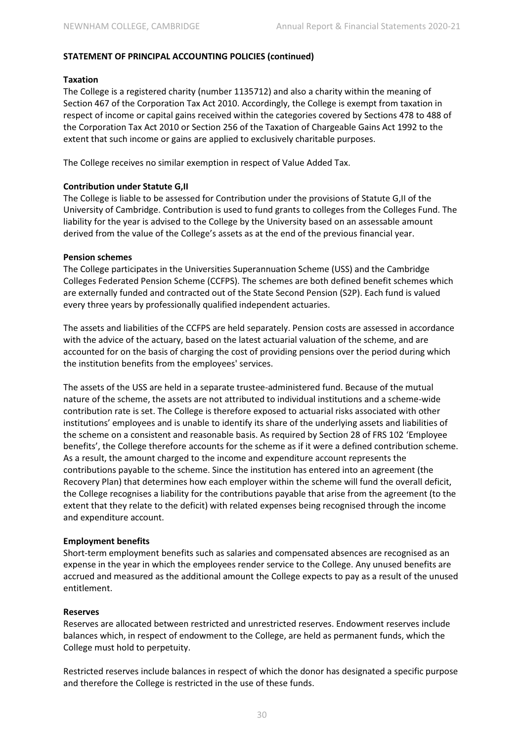**STATEMENT OF PRINCIPAL ACCOUNTING POLICIES (continued)**

**Taxation**

The College is a registered charity (number 1135712) and also a charity within the meaning of Section 467 of the Corporation Tax Act 2010. Accordingly, the College is exempt from taxation in respect of income or capital gains received within the categories covered by Sections 478 to 488 of the Corporation Tax Act 2010 or Section 256 of the Taxation of Chargeable Gains Act 1992 to the extent that such income or gains are applied to exclusively charitable purposes.

The College receives no similar exemption in respect of Value Added Tax.

**Contribution under Statute G,II**

The College is liable to be assessed for Contribution under the provisions of Statute G,II of the University of Cambridge. Contribution is used to fund grants to colleges from the Colleges Fund. The liability for the year is advised to the College by the University based on an assessable amount derived from the value of the College's assets as at the end of the previous financial year.

**Pension schemes**

The College participates in the Universities Superannuation Scheme (USS) and the Cambridge Colleges Federated Pension Scheme (CCFPS). The schemes are both defined benefit schemes which are externally funded and contracted out of the State Second Pension (S2P). Each fund is valued every three years by professionally qualified independent actuaries.

The assets and liabilities of the CCFPS are held separately. Pension costs are assessed in accordance with the advice of the actuary, based on the latest actuarial valuation of the scheme, and are accounted for on the basis of charging the cost of providing pensions over the period during which the institution benefits from the employees' services.

The assets of the USS are held in a separate trustee-administered fund. Because of the mutual nature of the scheme, the assets are not attributed to individual institutions and a scheme-wide contribution rate is set. The College is therefore exposed to actuarial risks associated with other institutions' employees and is unable to identify its share of the underlying assets and liabilities of the scheme on a consistent and reasonable basis. As required by Section 28 of FRS 102 'Employee benefits', the College therefore accounts for the scheme as if it were a defined contribution scheme. As a result, the amount charged to the income and expenditure account represents the contributions payable to the scheme. Since the institution has entered into an agreement (the Recovery Plan) that determines how each employer within the scheme will fund the overall deficit, the College recognises a liability for the contributions payable that arise from the agreement (to the extent that they relate to the deficit) with related expenses being recognised through the income and expenditure account.

**Employment benefits**

Short-term employment benefits such as salaries and compensated absences are recognised as an expense in the year in which the employees render service to the College. Any unused benefits are accrued and measured as the additional amount the College expects to pay as a result of the unused entitlement.

**Reserves**

Reserves are allocated between restricted and unrestricted reserves. Endowment reserves include balances which, in respect of endowment to the College, are held as permanent funds, which the College must hold to perpetuity.

Restricted reserves include balances in respect of which the donor has designated a specific purpose and therefore the College is restricted in the use of these funds.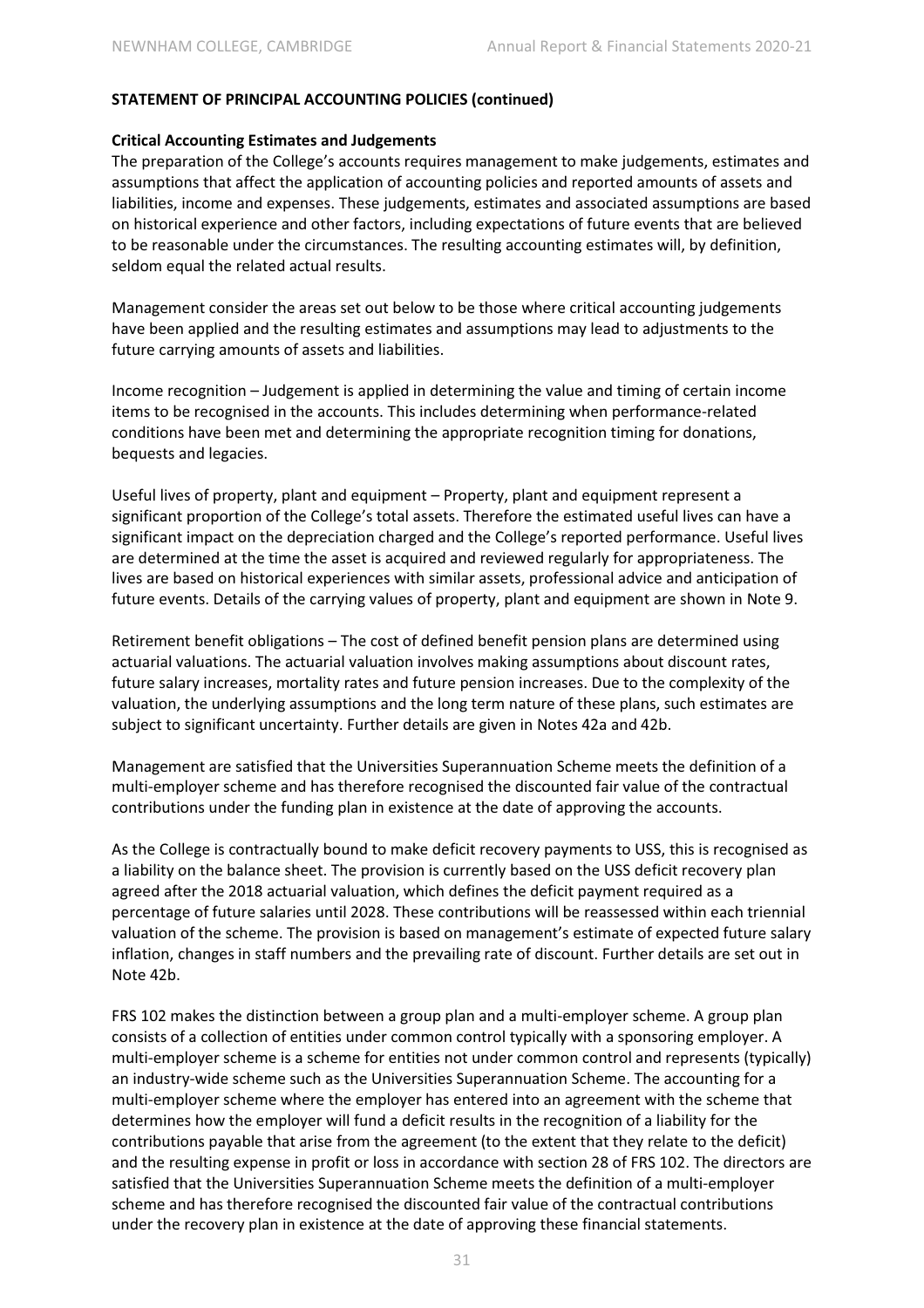**STATEMENT OF PRINCIPAL ACCOUNTING POLICIES (continued)**

**Critical Accounting Estimates and Judgements**

The preparation of the College's accounts requires management to make judgements, estimates and assumptions that affect the application of accounting policies and reported amounts of assets and liabilities, income and expenses. These judgements, estimates and associated assumptions are based on historical experience and other factors, including expectations of future events that are believed to be reasonable under the circumstances. The resulting accounting estimates will, by definition, seldom equal the related actual results.

Management consider the areas set out below to be those where critical accounting judgements have been applied and the resulting estimates and assumptions may lead to adjustments to the future carrying amounts of assets and liabilities.

Income recognition – Judgement is applied in determining the value and timing of certain income items to be recognised in the accounts. This includes determining when performance-related conditions have been met and determining the appropriate recognition timing for donations, bequests and legacies.

Useful lives of property, plant and equipment – Property, plant and equipment represent a significant proportion of the College's total assets. Therefore the estimated useful lives can have a significant impact on the depreciation charged and the College's reported performance. Useful lives are determined at the time the asset is acquired and reviewed regularly for appropriateness. The lives are based on historical experiences with similar assets, professional advice and anticipation of future events. Details of the carrying values of property, plant and equipment are shown in Note 9.

Retirement benefit obligations – The cost of defined benefit pension plans are determined using actuarial valuations. The actuarial valuation involves making assumptions about discount rates, future salary increases, mortality rates and future pension increases. Due to the complexity of the valuation, the underlying assumptions and the long term nature of these plans, such estimates are subject to significant uncertainty. Further details are given in Notes 42a and 42b.

Management are satisfied that the Universities Superannuation Scheme meets the definition of a multi-employer scheme and has therefore recognised the discounted fair value of the contractual contributions under the funding plan in existence at the date of approving the accounts.

As the College is contractually bound to make deficit recovery payments to USS, this is recognised as a liability on the balance sheet. The provision is currently based on the USS deficit recovery plan agreed after the 2018 actuarial valuation, which defines the deficit payment required as a percentage of future salaries until 2028. These contributions will be reassessed within each triennial valuation of the scheme. The provision is based on management's estimate of expected future salary inflation, changes in staff numbers and the prevailing rate of discount. Further details are set out in Note 42b.

FRS 102 makes the distinction between a group plan and a multi-employer scheme. A group plan consists of a collection of entities under common control typically with a sponsoring employer. A multi-employer scheme is a scheme for entities not under common control and represents (typically) an industry-wide scheme such as the Universities Superannuation Scheme. The accounting for a multi-employer scheme where the employer has entered into an agreement with the scheme that determines how the employer will fund a deficit results in the recognition of a liability for the contributions payable that arise from the agreement (to the extent that they relate to the deficit) and the resulting expense in profit or loss in accordance with section 28 of FRS 102. The directors are satisfied that the Universities Superannuation Scheme meets the definition of a multi-employer scheme and has therefore recognised the discounted fair value of the contractual contributions under the recovery plan in existence at the date of approving these financial statements.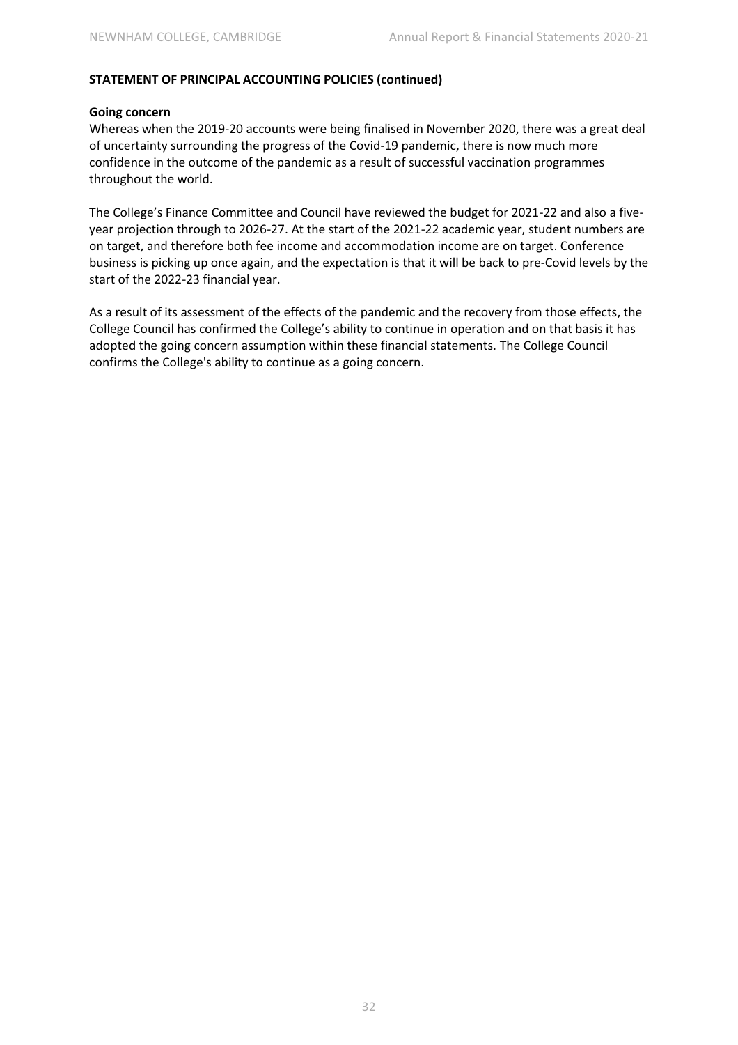**STATEMENT OF PRINCIPAL ACCOUNTING POLICIES (continued)**

**Going concern**

Whereas when the 2019-20 accounts were being finalised in November 2020, there was a great deal of uncertainty surrounding the progress of the Covid-19 pandemic, there is now much more confidence in the outcome of the pandemic as a result of successful vaccination programmes throughout the world.

The College's Finance Committee and Council have reviewed the budget for 2021-22 and also a five-year projection through to 2026-27. At the start of the 2021-22 academic year, student numbers are on target, and therefore both fee income and accommodation income are on target. Conference business is picking up once again, and the expectation is that it will be back to pre-Covid levels by the start of the 2022-23 financial year.

As a result of its assessment of the effects of the pandemic and the recovery from those effects, the College Council has confirmed the College's ability to continue in operation and on that basis it has adopted the going concern assumption within these financial statements. The College Council confirms the College's ability to continue as a going concern.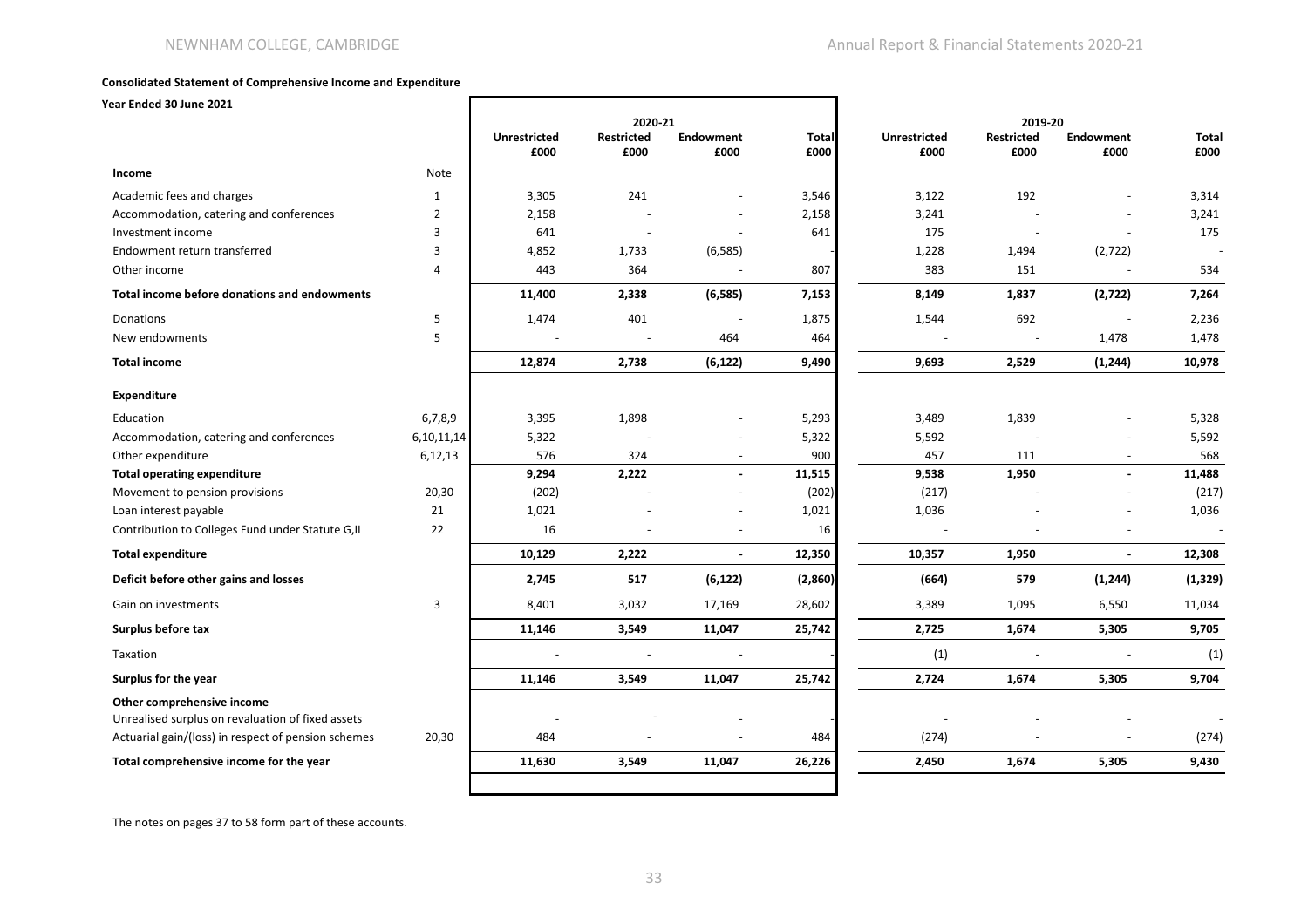**Consolidated Statement of Comprehensive Income and Expenditure**

**Year Ended 30 June 2021**

| | Note | 2020-21 Unrestricted £000 | 2020-21 Restricted £000 | 2020-21 Endowment £000 | 2020-21 Total £000 | 2019-20 Unrestricted £000 | 2019-20 Restricted £000 | 2019-20 Endowment £000 | 2019-20 Total £000 |
|---|---|---|---|---|---|---|---|---|---|
| **Income** | | | | | | | | | |
| Academic fees and charges | 1 | 3,305 | 241 | - | 3,546 | 3,122 | 192 | - | 3,314 |
| Accommodation, catering and conferences | 2 | 2,158 | - | - | 2,158 | 3,241 | - | - | 3,241 |
| Investment income | 3 | 641 | - | - | 641 | 175 | - | - | 175 |
| Endowment return transferred | 3 | 4,852 | 1,733 | (6,585) | - | 1,228 | 1,494 | (2,722) | - |
| Other income | 4 | 443 | 364 | - | 807 | 383 | 151 | - | 534 |
| **Total income before donations and endowments** | | **11,400** | **2,338** | **(6,585)** | **7,153** | **8,149** | **1,837** | **(2,722)** | **7,264** |
| Donations | 5 | 1,474 | 401 | - | 1,875 | 1,544 | 692 | - | 2,236 |
| New endowments | 5 | - | - | 464 | 464 | - | - | 1,478 | 1,478 |
| **Total income** | | **12,874** | **2,738** | **(6,122)** | **9,490** | **9,693** | **2,529** | **(1,244)** | **10,978** |
| **Expenditure** | | | | | | | | | |
| Education | 6,7,8,9 | 3,395 | 1,898 | - | 5,293 | 3,489 | 1,839 | - | 5,328 |
| Accommodation, catering and conferences | 6,10,11,14 | 5,322 | - | - | 5,322 | 5,592 | - | - | 5,592 |
| Other expenditure | 6,12,13 | 576 | 324 | - | 900 | 457 | 111 | - | 568 |
| **Total operating expenditure** | | **9,294** | **2,222** | **-** | **11,515** | **9,538** | **1,950** | **-** | **11,488** |
| Movement to pension provisions | 20,30 | (202) | - | - | (202) | (217) | - | - | (217) |
| Loan interest payable | 21 | 1,021 | - | - | 1,021 | 1,036 | - | - | 1,036 |
| Contribution to Colleges Fund under Statute G,II | 22 | 16 | - | - | 16 | - | - | - | - |
| **Total expenditure** | | **10,129** | **2,222** | **-** | **12,350** | **10,357** | **1,950** | **-** | **12,308** |
| **Deficit before other gains and losses** | | **2,745** | **517** | **(6,122)** | **(2,860)** | **(664)** | **579** | **(1,244)** | **(1,329)** |
| Gain on investments | 3 | 8,401 | 3,032 | 17,169 | 28,602 | 3,389 | 1,095 | 6,550 | 11,034 |
| **Surplus before tax** | | **11,146** | **3,549** | **11,047** | **25,742** | **2,725** | **1,674** | **5,305** | **9,705** |
| Taxation | | - | - | - | - | (1) | - | - | (1) |
| **Surplus for the year** | | **11,146** | **3,549** | **11,047** | **25,742** | **2,724** | **1,674** | **5,305** | **9,704** |
| **Other comprehensive income** | | | | | | | | | |
| Unrealised surplus on revaluation of fixed assets | | - | - | - | - | - | - | - | - |
| Actuarial gain/(loss) in respect of pension schemes | 20,30 | 484 | - | - | 484 | (274) | - | - | (274) |
| **Total comprehensive income for the year** | | **11,630** | **3,549** | **11,047** | **26,226** | **2,450** | **1,674** | **5,305** | **9,430** |

The notes on pages 37 to 58 form part of these accounts.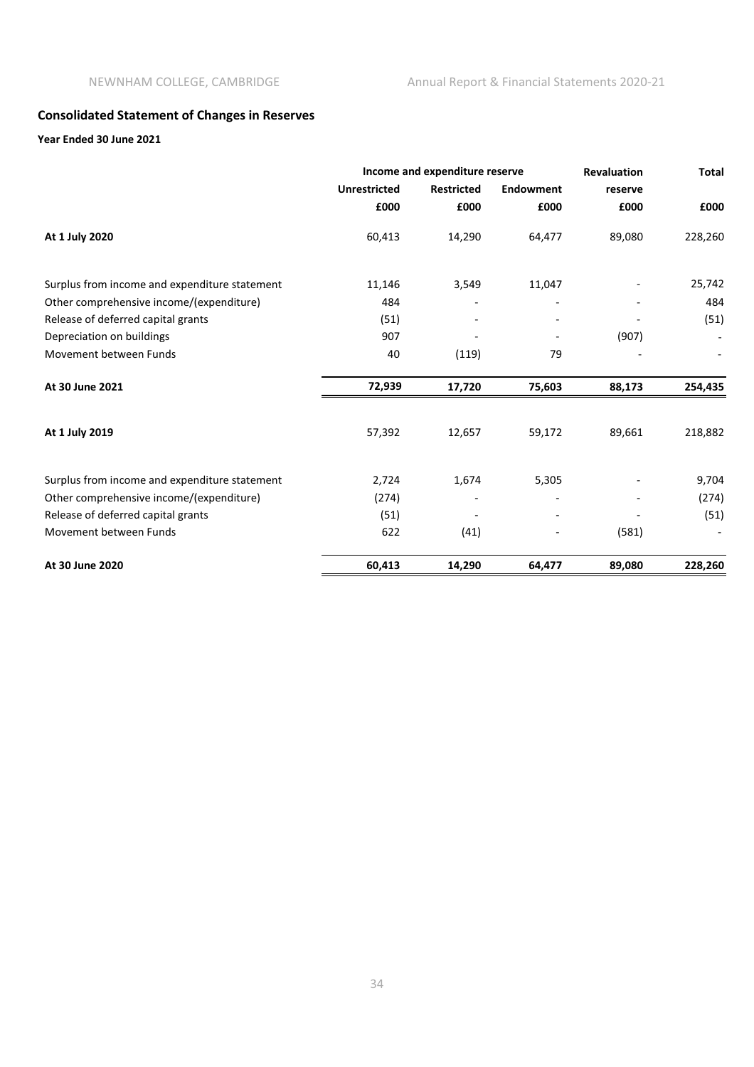## Consolidated Statement of Changes in Reserves

**Year Ended 30 June 2021**

| | Income and expenditure reserve | | | Revaluation | Total |
|---|---|---|---|---|---|
| | Unrestricted | Restricted | Endowment | reserve | |
| | £000 | £000 | £000 | £000 | £000 |
| **At 1 July 2020** | 60,413 | 14,290 | 64,477 | 89,080 | 228,260 |
| Surplus from income and expenditure statement | 11,146 | 3,549 | 11,047 | - | 25,742 |
| Other comprehensive income/(expenditure) | 484 | - | - | - | 484 |
| Release of deferred capital grants | (51) | - | - | - | (51) |
| Depreciation on buildings | 907 | - | - | (907) | - |
| Movement between Funds | 40 | (119) | 79 | - | - |
| **At 30 June 2021** | **72,939** | **17,720** | **75,603** | **88,173** | **254,435** |
| **At 1 July 2019** | 57,392 | 12,657 | 59,172 | 89,661 | 218,882 |
| Surplus from income and expenditure statement | 2,724 | 1,674 | 5,305 | - | 9,704 |
| Other comprehensive income/(expenditure) | (274) | - | - | - | (274) |
| Release of deferred capital grants | (51) | - | - | - | (51) |
| Movement between Funds | 622 | (41) | - | (581) | - |
| **At 30 June 2020** | **60,413** | **14,290** | **64,477** | **89,080** | **228,260** |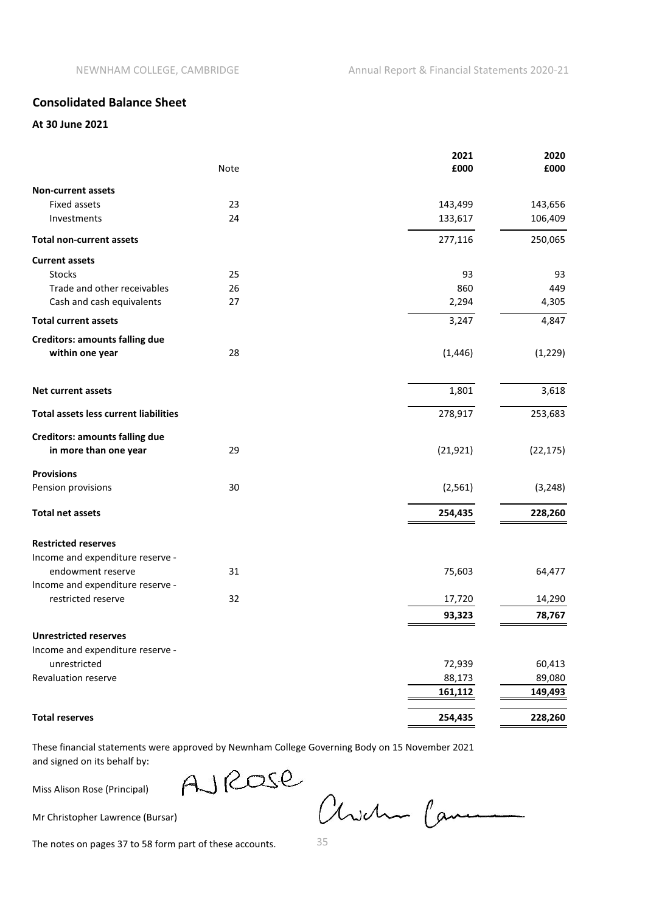## Consolidated Balance Sheet

### At 30 June 2021

| | Note | 2021 £000 | 2020 £000 |
|---|---|---|---|
| **Non-current assets** | | | |
| Fixed assets | 23 | 143,499 | 143,656 |
| Investments | 24 | 133,617 | 106,409 |
| **Total non-current assets** | | 277,116 | 250,065 |
| **Current assets** | | | |
| Stocks | 25 | 93 | 93 |
| Trade and other receivables | 26 | 860 | 449 |
| Cash and cash equivalents | 27 | 2,294 | 4,305 |
| **Total current assets** | | 3,247 | 4,847 |
| **Creditors: amounts falling due within one year** | 28 | (1,446) | (1,229) |
| **Net current assets** | | 1,801 | 3,618 |
| **Total assets less current liabilities** | | 278,917 | 253,683 |
| **Creditors: amounts falling due in more than one year** | 29 | (21,921) | (22,175) |
| **Provisions** | | | |
| Pension provisions | 30 | (2,561) | (3,248) |
| **Total net assets** | | **254,435** | **228,260** |
| **Restricted reserves** | | | |
| Income and expenditure reserve - endowment reserve | 31 | 75,603 | 64,477 |
| Income and expenditure reserve - restricted reserve | 32 | 17,720 | 14,290 |
| | | **93,323** | **78,767** |
| **Unrestricted reserves** | | | |
| Income and expenditure reserve - unrestricted | | 72,939 | 60,413 |
| Revaluation reserve | | 88,173 | 89,080 |
| | | **161,112** | **149,493** |
| **Total reserves** | | **254,435** | **228,260** |

These financial statements were approved by Newnham College Governing Body on 15 November 2021 and signed on its behalf by:

Miss Alison Rose (Principal) AJRose

Mr Christopher Lawrence (Bursar)

The notes on pages 37 to 58 form part of these accounts.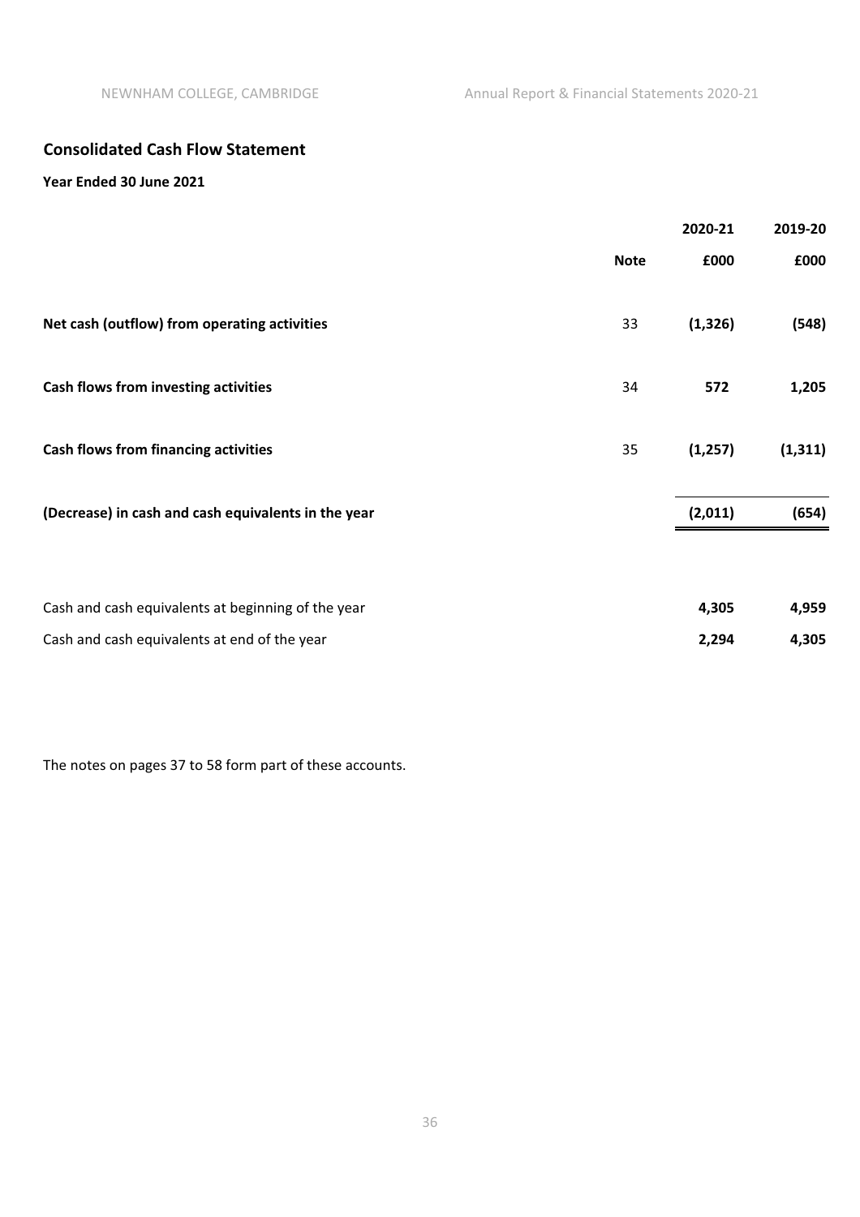## Consolidated Cash Flow Statement

**Year Ended 30 June 2021**

| | **Note** | **2020-21 £000** | **2019-20 £000** |
|---|---|---|---|
| **Net cash (outflow) from operating activities** | 33 | **(1,326)** | **(548)** |
| **Cash flows from investing activities** | 34 | **572** | **1,205** |
| **Cash flows from financing activities** | 35 | **(1,257)** | **(1,311)** |
| **(Decrease) in cash and cash equivalents in the year** | | **(2,011)** | **(654)** |
| Cash and cash equivalents at beginning of the year | | **4,305** | **4,959** |
| Cash and cash equivalents at end of the year | | **2,294** | **4,305** |

The notes on pages 37 to 58 form part of these accounts.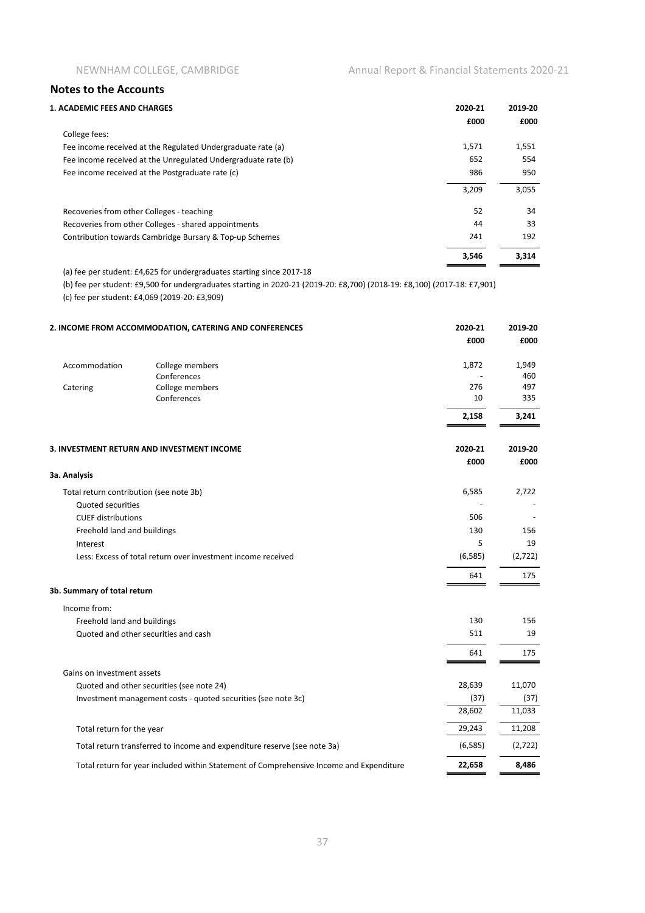## Notes to the Accounts

### 1. ACADEMIC FEES AND CHARGES

| | 2020-21 | 2019-20 |
|---|---|---|
| | £000 | £000 |
| College fees: | | |
| Fee income received at the Regulated Undergraduate rate (a) | 1,571 | 1,551 |
| Fee income received at the Unregulated Undergraduate rate (b) | 652 | 554 |
| Fee income received at the Postgraduate rate (c) | 986 | 950 |
| | 3,209 | 3,055 |
| Recoveries from other Colleges - teaching | 52 | 34 |
| Recoveries from other Colleges - shared appointments | 44 | 33 |
| Contribution towards Cambridge Bursary & Top-up Schemes | 241 | 192 |
| | **3,546** | **3,314** |

(a) fee per student: £4,625 for undergraduates starting since 2017-18

(b) fee per student: £9,500 for undergraduates starting in 2020-21 (2019-20: £8,700) (2018-19: £8,100) (2017-18: £7,901)

(c) fee per student: £4,069 (2019-20: £3,909)

### 2. INCOME FROM ACCOMMODATION, CATERING AND CONFERENCES

| | | 2020-21 | 2019-20 |
|---|---|---|---|
| | | £000 | £000 |
| Accommodation | College members | 1,872 | 1,949 |
| | Conferences | - | 460 |
| Catering | College members | 276 | 497 |
| | Conferences | 10 | 335 |
| | | **2,158** | **3,241** |

### 3. INVESTMENT RETURN AND INVESTMENT INCOME

| | 2020-21 | 2019-20 |
|---|---|---|
| | £000 | £000 |
| **3a. Analysis** | | |
| Total return contribution (see note 3b) | 6,585 | 2,722 |
| Quoted securities | - | - |
| CUEF distributions | 506 | - |
| Freehold land and buildings | 130 | 156 |
| Interest | 5 | 19 |
| Less: Excess of total return over investment income received | (6,585) | (2,722) |
| | 641 | 175 |
| **3b. Summary of total return** | | |
| Income from: | | |
| Freehold land and buildings | 130 | 156 |
| Quoted and other securities and cash | 511 | 19 |
| | 641 | 175 |
| Gains on investment assets | | |
| Quoted and other securities (see note 24) | 28,639 | 11,070 |
| Investment management costs - quoted securities (see note 3c) | (37) | (37) |
| | 28,602 | 11,033 |
| Total return for the year | 29,243 | 11,208 |
| Total return transferred to income and expenditure reserve (see note 3a) | (6,585) | (2,722) |
| Total return for year included within Statement of Comprehensive Income and Expenditure | **22,658** | **8,486** |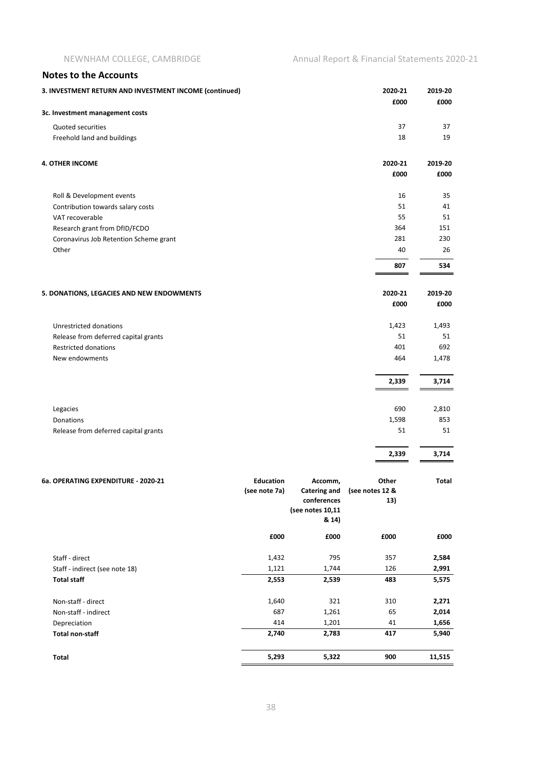## Notes to the Accounts

### 3. INVESTMENT RETURN AND INVESTMENT INCOME (continued)

| | 2020-21 | 2019-20 |
|---|---|---|
| | £000 | £000 |
| **3c. Investment management costs** | | |
| Quoted securities | 37 | 37 |
| Freehold land and buildings | 18 | 19 |

### 4. OTHER INCOME

| | 2020-21 | 2019-20 |
|---|---|---|
| | £000 | £000 |
| Roll & Development events | 16 | 35 |
| Contribution towards salary costs | 51 | 41 |
| VAT recoverable | 55 | 51 |
| Research grant from DfID/FCDO | 364 | 151 |
| Coronavirus Job Retention Scheme grant | 281 | 230 |
| Other | 40 | 26 |
| | **807** | **534** |

### 5. DONATIONS, LEGACIES AND NEW ENDOWMENTS

| | 2020-21 | 2019-20 |
|---|---|---|
| | £000 | £000 |
| Unrestricted donations | 1,423 | 1,493 |
| Release from deferred capital grants | 51 | 51 |
| Restricted donations | 401 | 692 |
| New endowments | 464 | 1,478 |
| | **2,339** | **3,714** |
| Legacies | 690 | 2,810 |
| Donations | 1,598 | 853 |
| Release from deferred capital grants | 51 | 51 |
| | **2,339** | **3,714** |

### 6a. OPERATING EXPENDITURE - 2020-21

| | Education (see note 7a) | Accomm, Catering and conferences (see notes 10,11 & 14) | Other (see notes 12 & 13) | Total |
|---|---|---|---|---|
| | £000 | £000 | £000 | £000 |
| Staff - direct | 1,432 | 795 | 357 | **2,584** |
| Staff - indirect (see note 18) | 1,121 | 1,744 | 126 | **2,991** |
| **Total staff** | **2,553** | **2,539** | **483** | **5,575** |
| Non-staff - direct | 1,640 | 321 | 310 | **2,271** |
| Non-staff - indirect | 687 | 1,261 | 65 | **2,014** |
| Depreciation | 414 | 1,201 | 41 | **1,656** |
| **Total non-staff** | **2,740** | **2,783** | **417** | **5,940** |
| **Total** | **5,293** | **5,322** | **900** | **11,515** |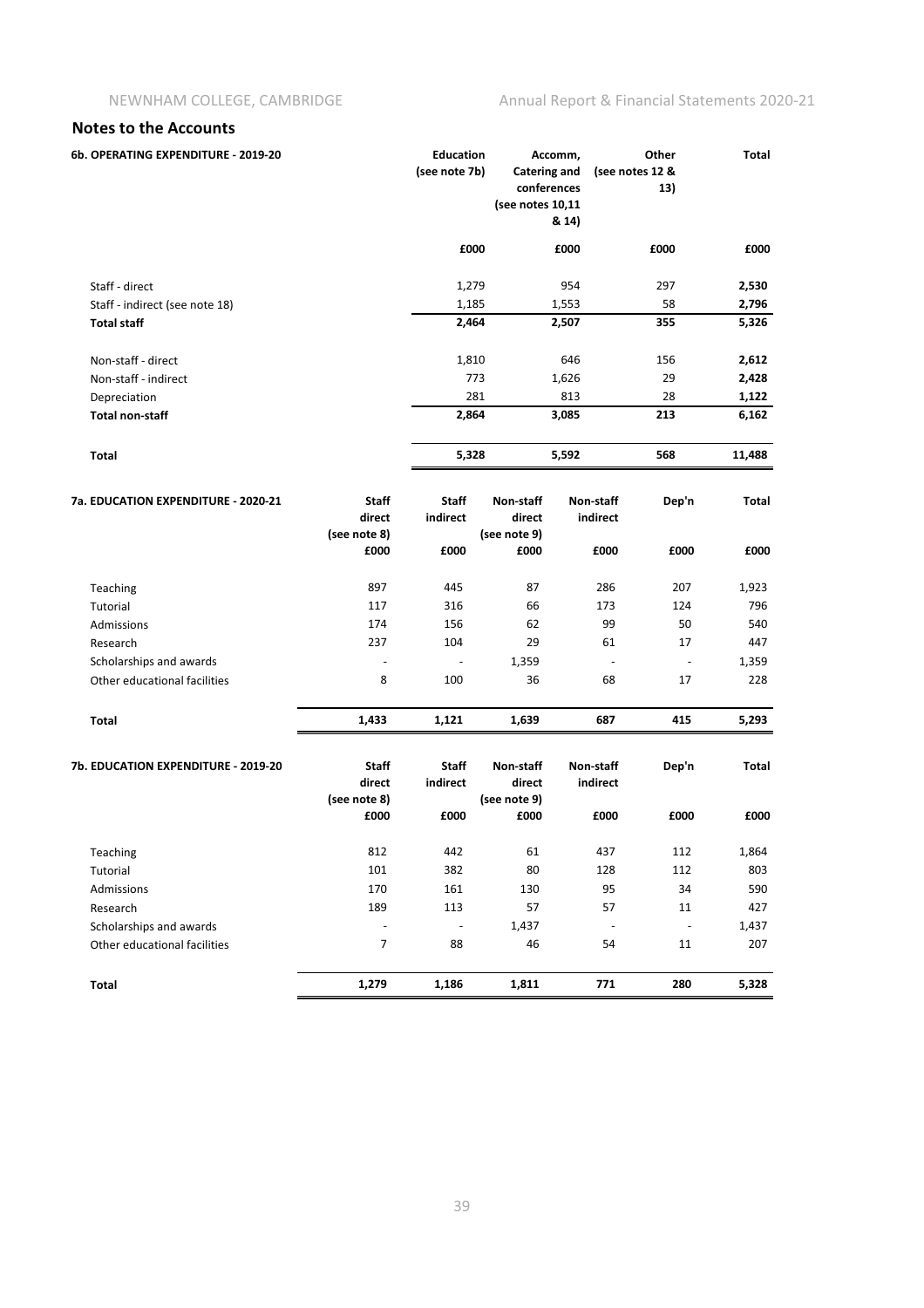## Notes to the Accounts

| 6b. OPERATING EXPENDITURE - 2019-20 | Education (see note 7b) | Accomm, Catering and conferences (see notes 10,11 & 14) | Other (see notes 12 & 13) | Total |
|---|---|---|---|---|
| | £000 | £000 | £000 | £000 |
| Staff - direct | 1,279 | 954 | 297 | **2,530** |
| Staff - indirect (see note 18) | 1,185 | 1,553 | 58 | **2,796** |
| **Total staff** | **2,464** | **2,507** | **355** | **5,326** |
| Non-staff - direct | 1,810 | 646 | 156 | **2,612** |
| Non-staff - indirect | 773 | 1,626 | 29 | **2,428** |
| Depreciation | 281 | 813 | 28 | **1,122** |
| **Total non-staff** | **2,864** | **3,085** | **213** | **6,162** |
| **Total** | **5,328** | **5,592** | **568** | **11,488** |

| 7a. EDUCATION EXPENDITURE - 2020-21 | Staff direct (see note 8) | Staff indirect | Non-staff direct (see note 9) | Non-staff indirect | Dep'n | Total |
|---|---|---|---|---|---|---|
| | £000 | £000 | £000 | £000 | £000 | £000 |
| Teaching | 897 | 445 | 87 | 286 | 207 | 1,923 |
| Tutorial | 117 | 316 | 66 | 173 | 124 | 796 |
| Admissions | 174 | 156 | 62 | 99 | 50 | 540 |
| Research | 237 | 104 | 29 | 61 | 17 | 447 |
| Scholarships and awards | - | - | 1,359 | - | - | 1,359 |
| Other educational facilities | 8 | 100 | 36 | 68 | 17 | 228 |
| **Total** | **1,433** | **1,121** | **1,639** | **687** | **415** | **5,293** |

| 7b. EDUCATION EXPENDITURE - 2019-20 | Staff direct (see note 8) | Staff indirect | Non-staff direct (see note 9) | Non-staff indirect | Dep'n | Total |
|---|---|---|---|---|---|---|
| | £000 | £000 | £000 | £000 | £000 | £000 |
| Teaching | 812 | 442 | 61 | 437 | 112 | 1,864 |
| Tutorial | 101 | 382 | 80 | 128 | 112 | 803 |
| Admissions | 170 | 161 | 130 | 95 | 34 | 590 |
| Research | 189 | 113 | 57 | 57 | 11 | 427 |
| Scholarships and awards | - | - | 1,437 | - | - | 1,437 |
| Other educational facilities | 7 | 88 | 46 | 54 | 11 | 207 |
| **Total** | **1,279** | **1,186** | **1,811** | **771** | **280** | **5,328** |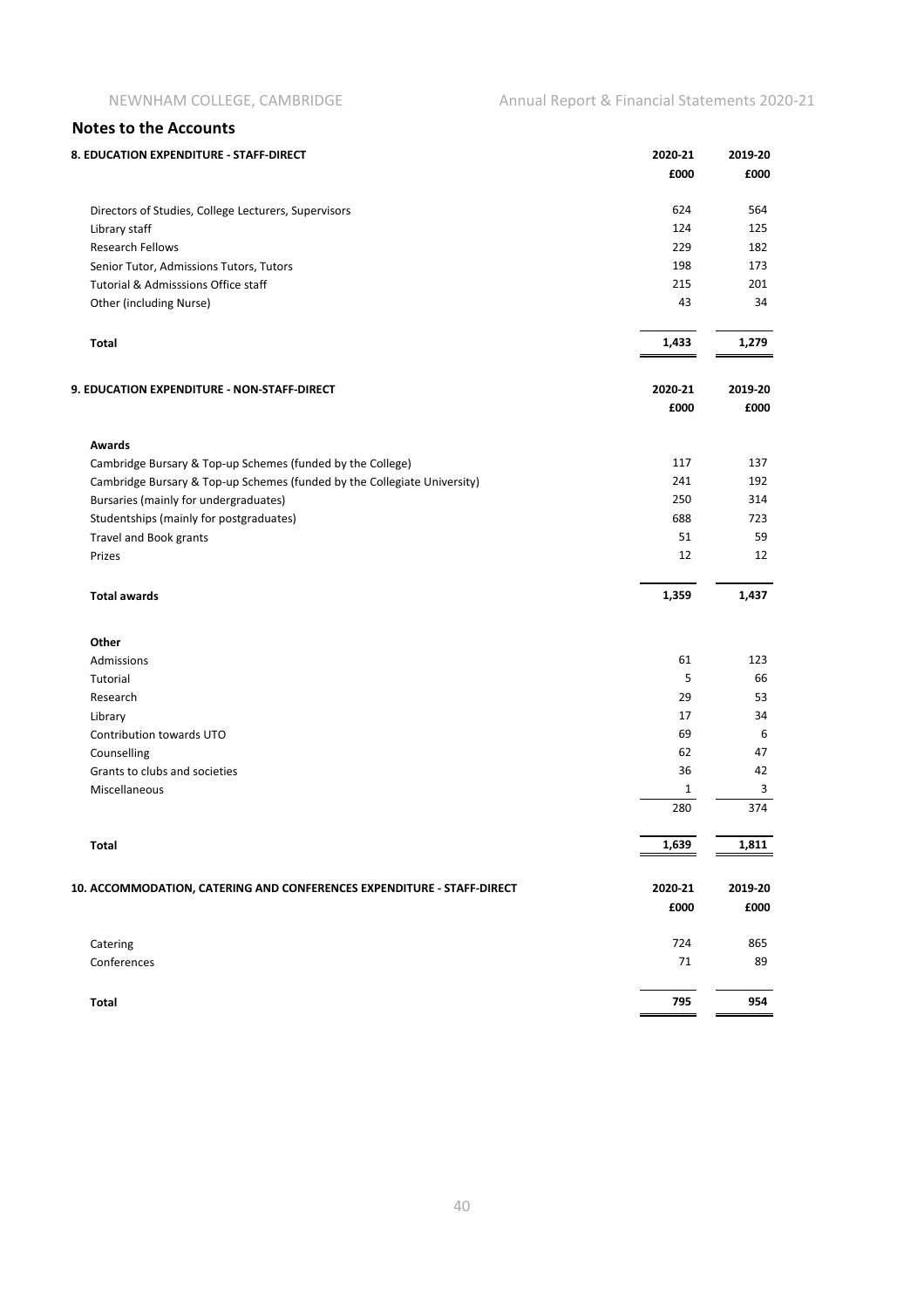## Notes to the Accounts

### 8. EDUCATION EXPENDITURE - STAFF-DIRECT

| | 2020-21 | 2019-20 |
|---|---|---|
| | £000 | £000 |
| Directors of Studies, College Lecturers, Supervisors | 624 | 564 |
| Library staff | 124 | 125 |
| Research Fellows | 229 | 182 |
| Senior Tutor, Admissions Tutors, Tutors | 198 | 173 |
| Tutorial & Admisssions Office staff | 215 | 201 |
| Other (including Nurse) | 43 | 34 |
| **Total** | **1,433** | **1,279** |

### 9. EDUCATION EXPENDITURE - NON-STAFF-DIRECT

| | 2020-21 | 2019-20 |
|---|---|---|
| | £000 | £000 |
| **Awards** | | |
| Cambridge Bursary & Top-up Schemes (funded by the College) | 117 | 137 |
| Cambridge Bursary & Top-up Schemes (funded by the Collegiate University) | 241 | 192 |
| Bursaries (mainly for undergraduates) | 250 | 314 |
| Studentships (mainly for postgraduates) | 688 | 723 |
| Travel and Book grants | 51 | 59 |
| Prizes | 12 | 12 |
| **Total awards** | **1,359** | **1,437** |
| **Other** | | |
| Admissions | 61 | 123 |
| Tutorial | 5 | 66 |
| Research | 29 | 53 |
| Library | 17 | 34 |
| Contribution towards UTO | 69 | 6 |
| Counselling | 62 | 47 |
| Grants to clubs and societies | 36 | 42 |
| Miscellaneous | 1 | 3 |
| | 280 | 374 |
| **Total** | **1,639** | **1,811** |

### 10. ACCOMMODATION, CATERING AND CONFERENCES EXPENDITURE - STAFF-DIRECT

| | 2020-21 | 2019-20 |
|---|---|---|
| | £000 | £000 |
| Catering | 724 | 865 |
| Conferences | 71 | 89 |
| **Total** | **795** | **954** |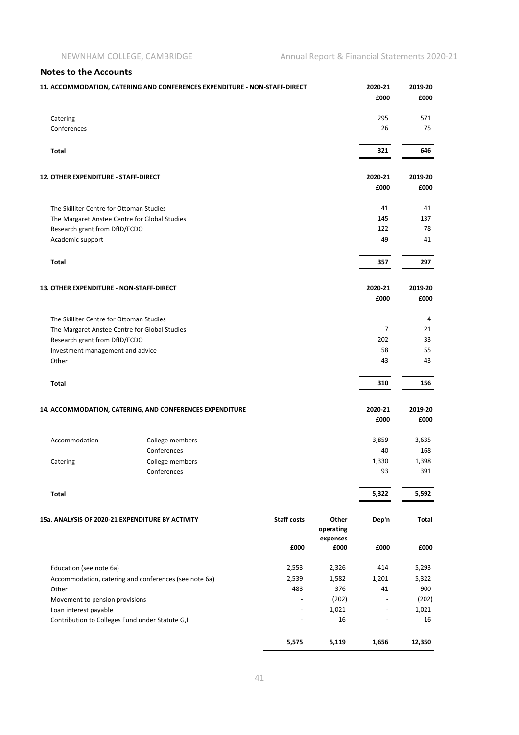## Notes to the Accounts

### 11. ACCOMMODATION, CATERING AND CONFERENCES EXPENDITURE - NON-STAFF-DIRECT

| | 2020-21 £000 | 2019-20 £000 |
|---|---|---|
| Catering | 295 | 571 |
| Conferences | 26 | 75 |
| **Total** | **321** | **646** |

### 12. OTHER EXPENDITURE - STAFF-DIRECT

| | 2020-21 £000 | 2019-20 £000 |
|---|---|---|
| The Skilliter Centre for Ottoman Studies | 41 | 41 |
| The Margaret Anstee Centre for Global Studies | 145 | 137 |
| Research grant from DfID/FCDO | 122 | 78 |
| Academic support | 49 | 41 |
| **Total** | **357** | **297** |

### 13. OTHER EXPENDITURE - NON-STAFF-DIRECT

| | 2020-21 £000 | 2019-20 £000 |
|---|---|---|
| The Skilliter Centre for Ottoman Studies | - | 4 |
| The Margaret Anstee Centre for Global Studies | 7 | 21 |
| Research grant from DfID/FCDO | 202 | 33 |
| Investment management and advice | 58 | 55 |
| Other | 43 | 43 |
| **Total** | **310** | **156** |

### 14. ACCOMMODATION, CATERING, AND CONFERENCES EXPENDITURE

| | | 2020-21 £000 | 2019-20 £000 |
|---|---|---|---|
| Accommodation | College members | 3,859 | 3,635 |
| | Conferences | 40 | 168 |
| Catering | College members | 1,330 | 1,398 |
| | Conferences | 93 | 391 |
| **Total** | | **5,322** | **5,592** |

### 15a. ANALYSIS OF 2020-21 EXPENDITURE BY ACTIVITY

| | Staff costs £000 | Other operating expenses £000 | Dep'n £000 | Total £000 |
|---|---|---|---|---|
| Education (see note 6a) | 2,553 | 2,326 | 414 | 5,293 |
| Accommodation, catering and conferences (see note 6a) | 2,539 | 1,582 | 1,201 | 5,322 |
| Other | 483 | 376 | 41 | 900 |
| Movement to pension provisions | - | (202) | - | (202) |
| Loan interest payable | - | 1,021 | - | 1,021 |
| Contribution to Colleges Fund under Statute G,II | - | 16 | - | 16 |
| | **5,575** | **5,119** | **1,656** | **12,350** |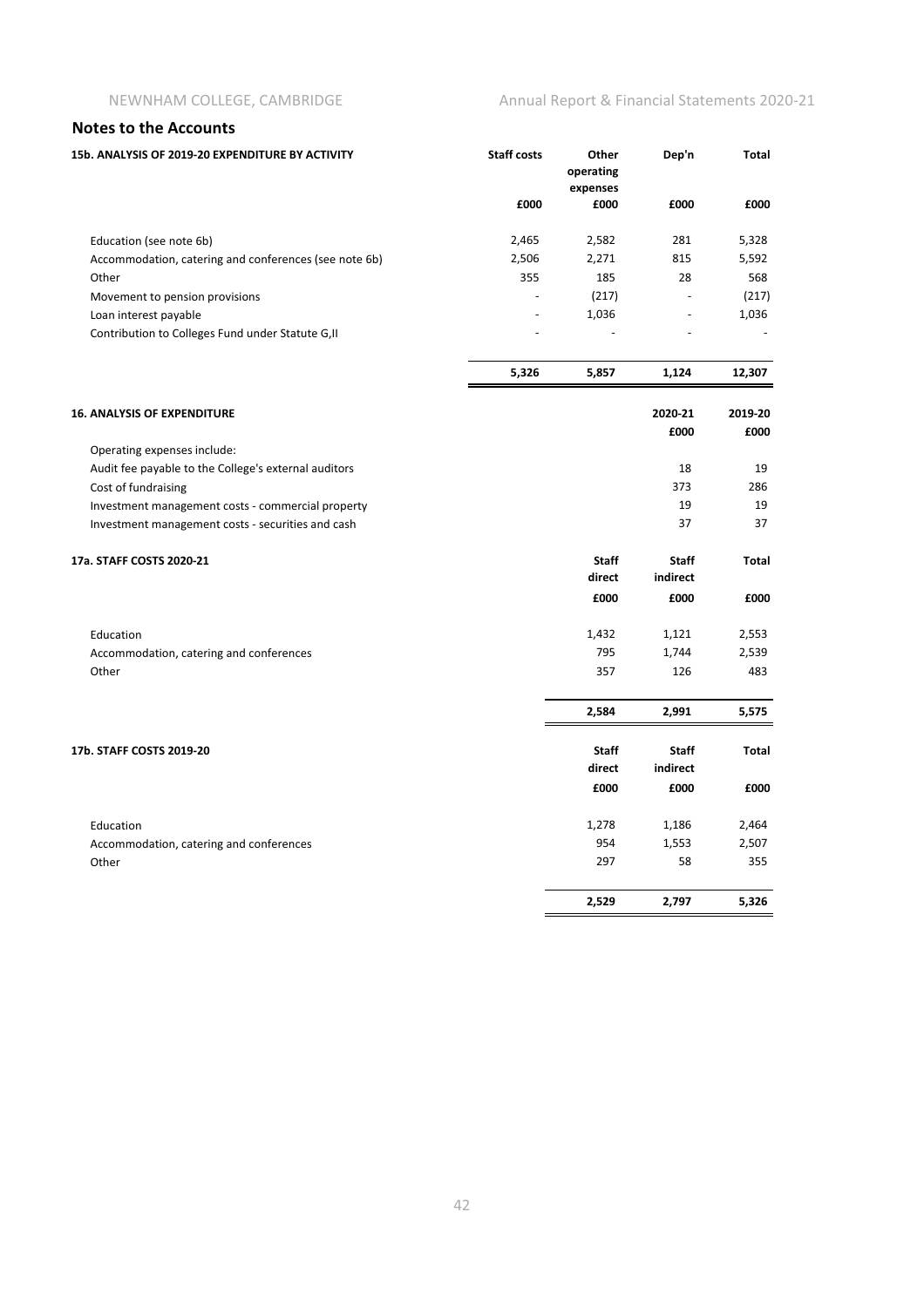## Notes to the Accounts

### 15b. ANALYSIS OF 2019-20 EXPENDITURE BY ACTIVITY

| | Staff costs | Other operating expenses | Dep'n | Total |
|---|---|---|---|---|
| | £000 | £000 | £000 | £000 |
| Education (see note 6b) | 2,465 | 2,582 | 281 | 5,328 |
| Accommodation, catering and conferences (see note 6b) | 2,506 | 2,271 | 815 | 5,592 |
| Other | 355 | 185 | 28 | 568 |
| Movement to pension provisions | - | (217) | - | (217) |
| Loan interest payable | - | 1,036 | - | 1,036 |
| Contribution to Colleges Fund under Statute G,II | - | - | - | - |
| | **5,326** | **5,857** | **1,124** | **12,307** |

### 16. ANALYSIS OF EXPENDITURE

| | 2020-21 | 2019-20 |
|---|---|---|
| | £000 | £000 |
| Operating expenses include: | | |
| Audit fee payable to the College's external auditors | 18 | 19 |
| Cost of fundraising | 373 | 286 |
| Investment management costs - commercial property | 19 | 19 |
| Investment management costs - securities and cash | 37 | 37 |

### 17a. STAFF COSTS 2020-21

| | Staff direct | Staff indirect | Total |
|---|---|---|---|
| | £000 | £000 | £000 |
| Education | 1,432 | 1,121 | 2,553 |
| Accommodation, catering and conferences | 795 | 1,744 | 2,539 |
| Other | 357 | 126 | 483 |
| | **2,584** | **2,991** | **5,575** |

### 17b. STAFF COSTS 2019-20

| | Staff direct | Staff indirect | Total |
|---|---|---|---|
| | £000 | £000 | £000 |
| Education | 1,278 | 1,186 | 2,464 |
| Accommodation, catering and conferences | 954 | 1,553 | 2,507 |
| Other | 297 | 58 | 355 |
| | **2,529** | **2,797** | **5,326** |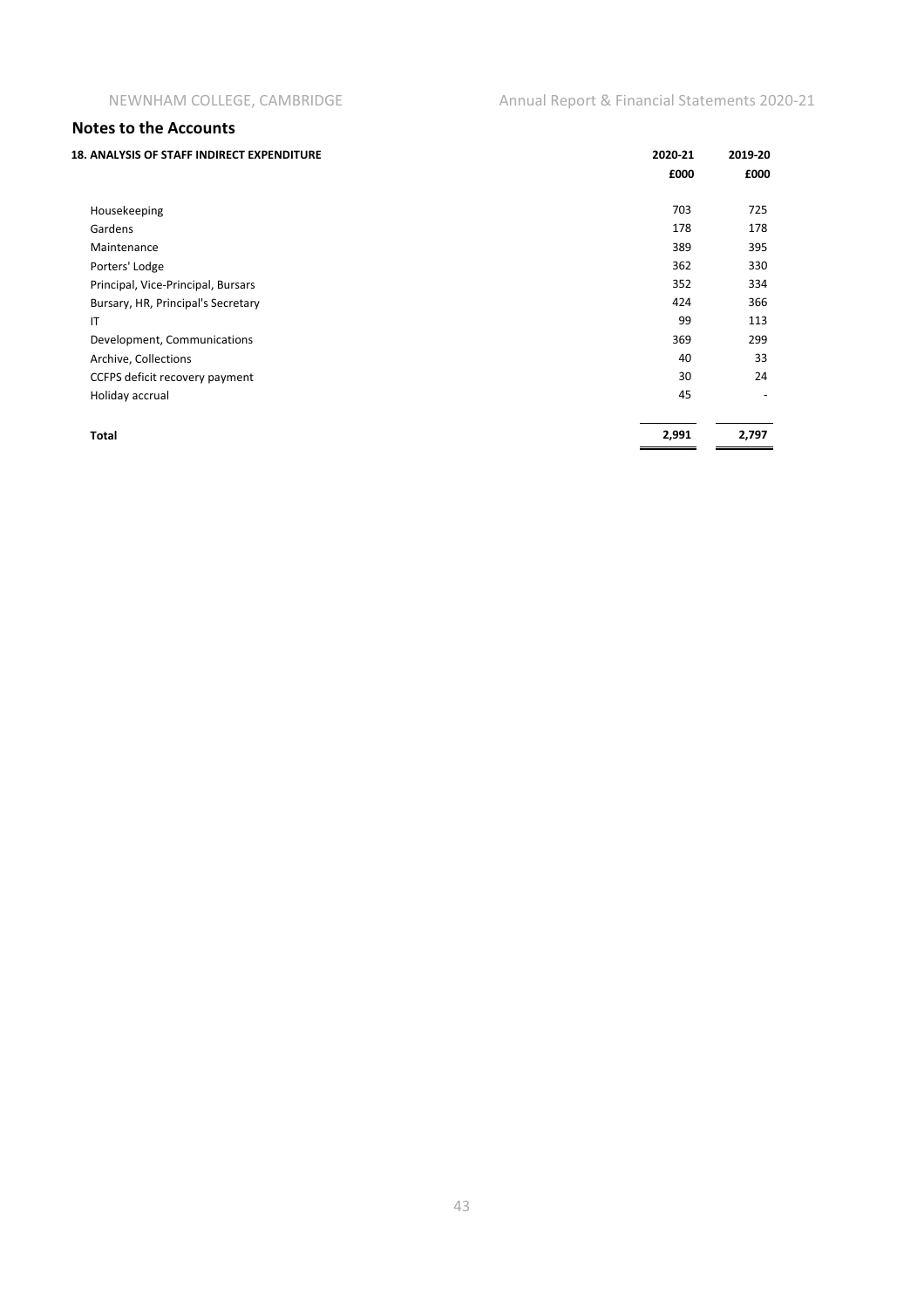## Notes to the Accounts

| 18. ANALYSIS OF STAFF INDIRECT EXPENDITURE | 2020-21 | 2019-20 |
|---|---|---|
| | £000 | £000 |
| Housekeeping | 703 | 725 |
| Gardens | 178 | 178 |
| Maintenance | 389 | 395 |
| Porters' Lodge | 362 | 330 |
| Principal, Vice-Principal, Bursars | 352 | 334 |
| Bursary, HR, Principal's Secretary | 424 | 366 |
| IT | 99 | 113 |
| Development, Communications | 369 | 299 |
| Archive, Collections | 40 | 33 |
| CCFPS deficit recovery payment | 30 | 24 |
| Holiday accrual | 45 | - |
| **Total** | **2,991** | **2,797** |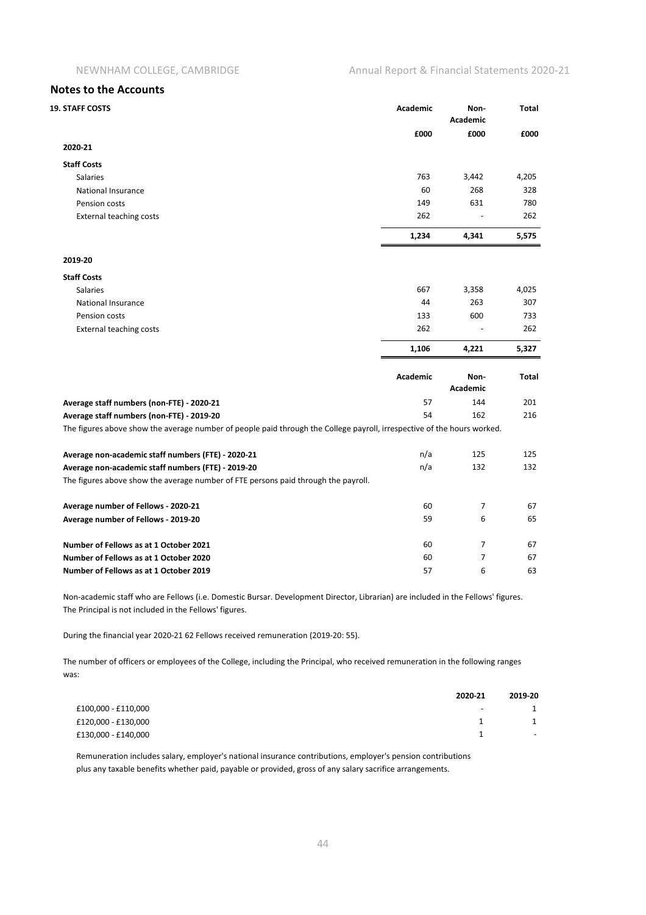## Notes to the Accounts

### 19. STAFF COSTS

| | Academic | Non-Academic | Total |
|---|---|---|---|
| | £000 | £000 | £000 |
| **2020-21** | | | |
| **Staff Costs** | | | |
| Salaries | 763 | 3,442 | 4,205 |
| National Insurance | 60 | 268 | 328 |
| Pension costs | 149 | 631 | 780 |
| External teaching costs | 262 | - | 262 |
| | **1,234** | **4,341** | **5,575** |
| **2019-20** | | | |
| **Staff Costs** | | | |
| Salaries | 667 | 3,358 | 4,025 |
| National Insurance | 44 | 263 | 307 |
| Pension costs | 133 | 600 | 733 |
| External teaching costs | 262 | - | 262 |
| | **1,106** | **4,221** | **5,327** |

| | Academic | Non-Academic | Total |
|---|---|---|---|
| **Average staff numbers (non-FTE) - 2020-21** | 57 | 144 | 201 |
| **Average staff numbers (non-FTE) - 2019-20** | 54 | 162 | 216 |

The figures above show the average number of people paid through the College payroll, irrespective of the hours worked.

| | Academic | Non-Academic | Total |
|---|---|---|---|
| **Average non-academic staff numbers (FTE) - 2020-21** | n/a | 125 | 125 |
| **Average non-academic staff numbers (FTE) - 2019-20** | n/a | 132 | 132 |

The figures above show the average number of FTE persons paid through the payroll.

| | Academic | Non-Academic | Total |
|---|---|---|---|
| **Average number of Fellows - 2020-21** | 60 | 7 | 67 |
| **Average number of Fellows - 2019-20** | 59 | 6 | 65 |
| **Number of Fellows as at 1 October 2021** | 60 | 7 | 67 |
| **Number of Fellows as at 1 October 2020** | 60 | 7 | 67 |
| **Number of Fellows as at 1 October 2019** | 57 | 6 | 63 |

Non-academic staff who are Fellows (i.e. Domestic Bursar. Development Director, Librarian) are included in the Fellows' figures. The Principal is not included in the Fellows' figures.

During the financial year 2020-21 62 Fellows received remuneration (2019-20: 55).

The number of officers or employees of the College, including the Principal, who received remuneration in the following ranges was:

| | 2020-21 | 2019-20 |
|---|---|---|
| £100,000 - £110,000 | - | 1 |
| £120,000 - £130,000 | 1 | 1 |
| £130,000 - £140,000 | 1 | - |

Remuneration includes salary, employer's national insurance contributions, employer's pension contributions plus any taxable benefits whether paid, payable or provided, gross of any salary sacrifice arrangements.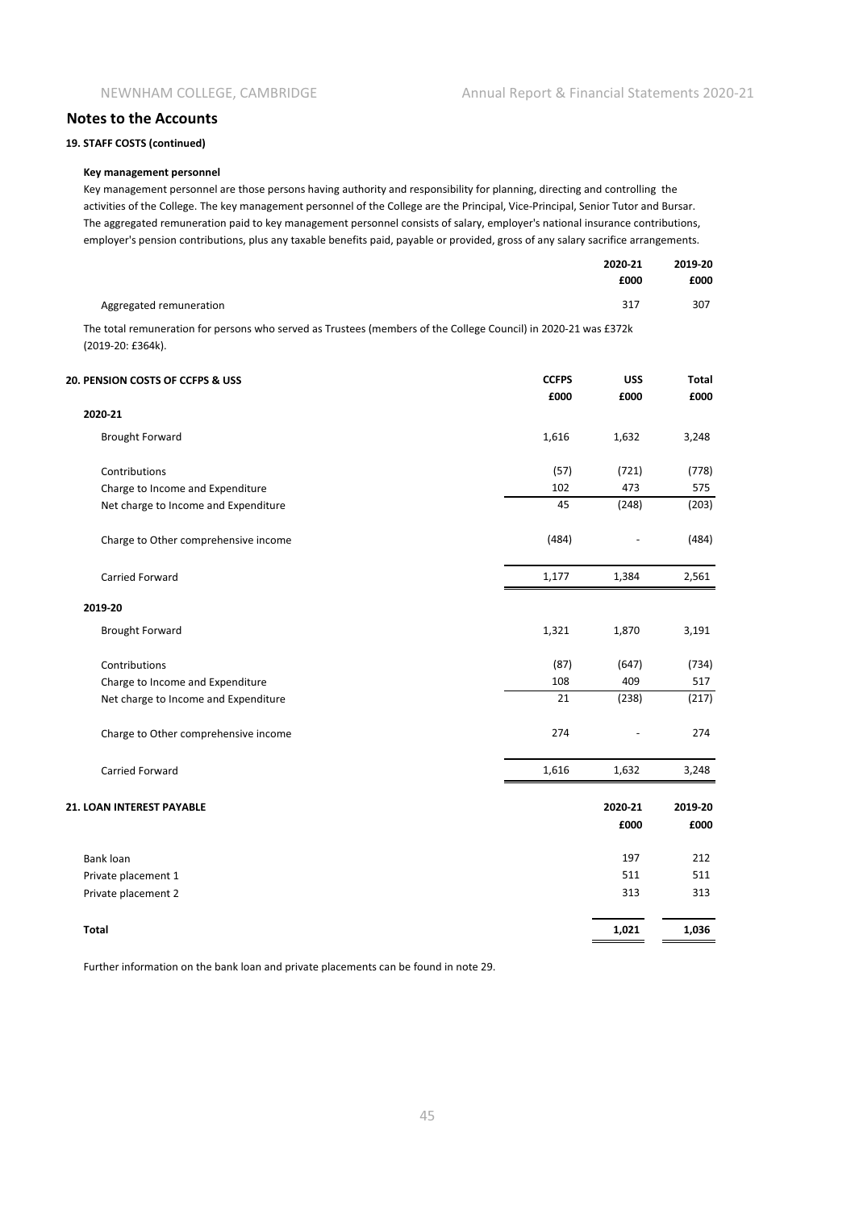## Notes to the Accounts

### 19. STAFF COSTS (continued)

**Key management personnel**

Key management personnel are those persons having authority and responsibility for planning, directing and controlling the activities of the College. The key management personnel of the College are the Principal, Vice-Principal, Senior Tutor and Bursar. The aggregated remuneration paid to key management personnel consists of salary, employer's national insurance contributions, employer's pension contributions, plus any taxable benefits paid, payable or provided, gross of any salary sacrifice arrangements.

| | 2020-21<br>£000 | 2019-20<br>£000 |
|---|---|---|
| Aggregated remuneration | 317 | 307 |

The total remuneration for persons who served as Trustees (members of the College Council) in 2020-21 was £372k (2019-20: £364k).

### 20. PENSION COSTS OF CCFPS & USS

| | CCFPS<br>£000 | USS<br>£000 | Total<br>£000 |
|---|---|---|---|
| **2020-21** | | | |
| Brought Forward | 1,616 | 1,632 | 3,248 |
| Contributions | (57) | (721) | (778) |
| Charge to Income and Expenditure | 102 | 473 | 575 |
| Net charge to Income and Expenditure | 45 | (248) | (203) |
| Charge to Other comprehensive income | (484) | - | (484) |
| Carried Forward | 1,177 | 1,384 | 2,561 |
| **2019-20** | | | |
| Brought Forward | 1,321 | 1,870 | 3,191 |
| Contributions | (87) | (647) | (734) |
| Charge to Income and Expenditure | 108 | 409 | 517 |
| Net charge to Income and Expenditure | 21 | (238) | (217) |
| Charge to Other comprehensive income | 274 | - | 274 |
| Carried Forward | 1,616 | 1,632 | 3,248 |

### 21. LOAN INTEREST PAYABLE

| | 2020-21<br>£000 | 2019-20<br>£000 |
|---|---|---|
| Bank loan | 197 | 212 |
| Private placement 1 | 511 | 511 |
| Private placement 2 | 313 | 313 |
| **Total** | **1,021** | **1,036** |

Further information on the bank loan and private placements can be found in note 29.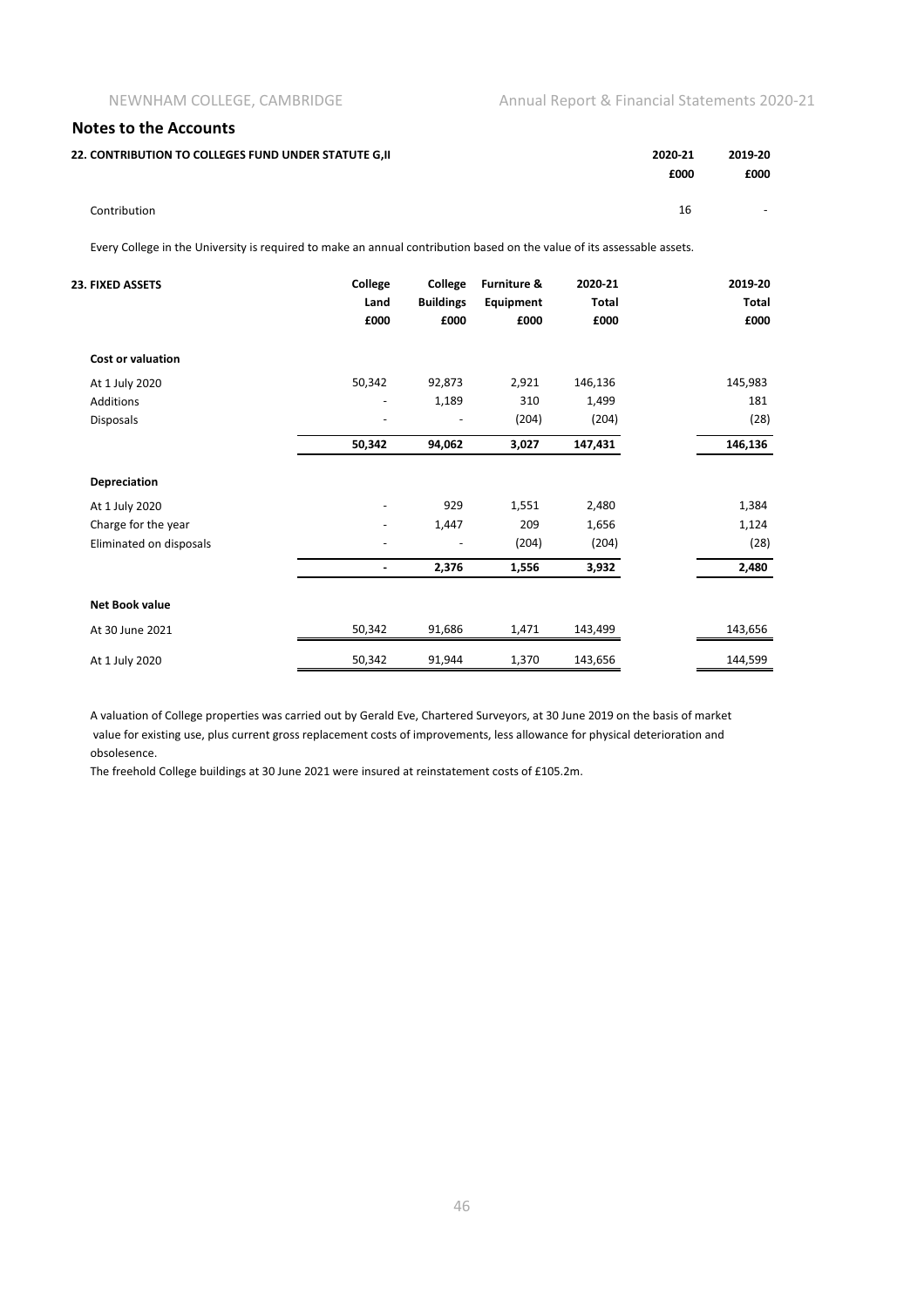## Notes to the Accounts

### 22. CONTRIBUTION TO COLLEGES FUND UNDER STATUTE G,II

| | 2020-21 | 2019-20 |
|---|---|---|
| | £000 | £000 |
| Contribution | 16 | - |

Every College in the University is required to make an annual contribution based on the value of its assessable assets.

### 23. FIXED ASSETS

| | College Land | College Buildings | Furniture & Equipment | 2020-21 Total | 2019-20 Total |
|---|---|---|---|---|---|
| | £000 | £000 | £000 | £000 | £000 |
| **Cost or valuation** | | | | | |
| At 1 July 2020 | 50,342 | 92,873 | 2,921 | 146,136 | 145,983 |
| Additions | - | 1,189 | 310 | 1,499 | 181 |
| Disposals | - | - | (204) | (204) | (28) |
| | **50,342** | **94,062** | **3,027** | **147,431** | **146,136** |
| **Depreciation** | | | | | |
| At 1 July 2020 | - | 929 | 1,551 | 2,480 | 1,384 |
| Charge for the year | - | 1,447 | 209 | 1,656 | 1,124 |
| Eliminated on disposals | - | - | (204) | (204) | (28) |
| | **-** | **2,376** | **1,556** | **3,932** | **2,480** |
| **Net Book value** | | | | | |
| At 30 June 2021 | 50,342 | 91,686 | 1,471 | 143,499 | 143,656 |
| At 1 July 2020 | 50,342 | 91,944 | 1,370 | 143,656 | 144,599 |

A valuation of College properties was carried out by Gerald Eve, Chartered Surveyors, at 30 June 2019 on the basis of market value for existing use, plus current gross replacement costs of improvements, less allowance for physical deterioration and obsolesence.

The freehold College buildings at 30 June 2021 were insured at reinstatement costs of £105.2m.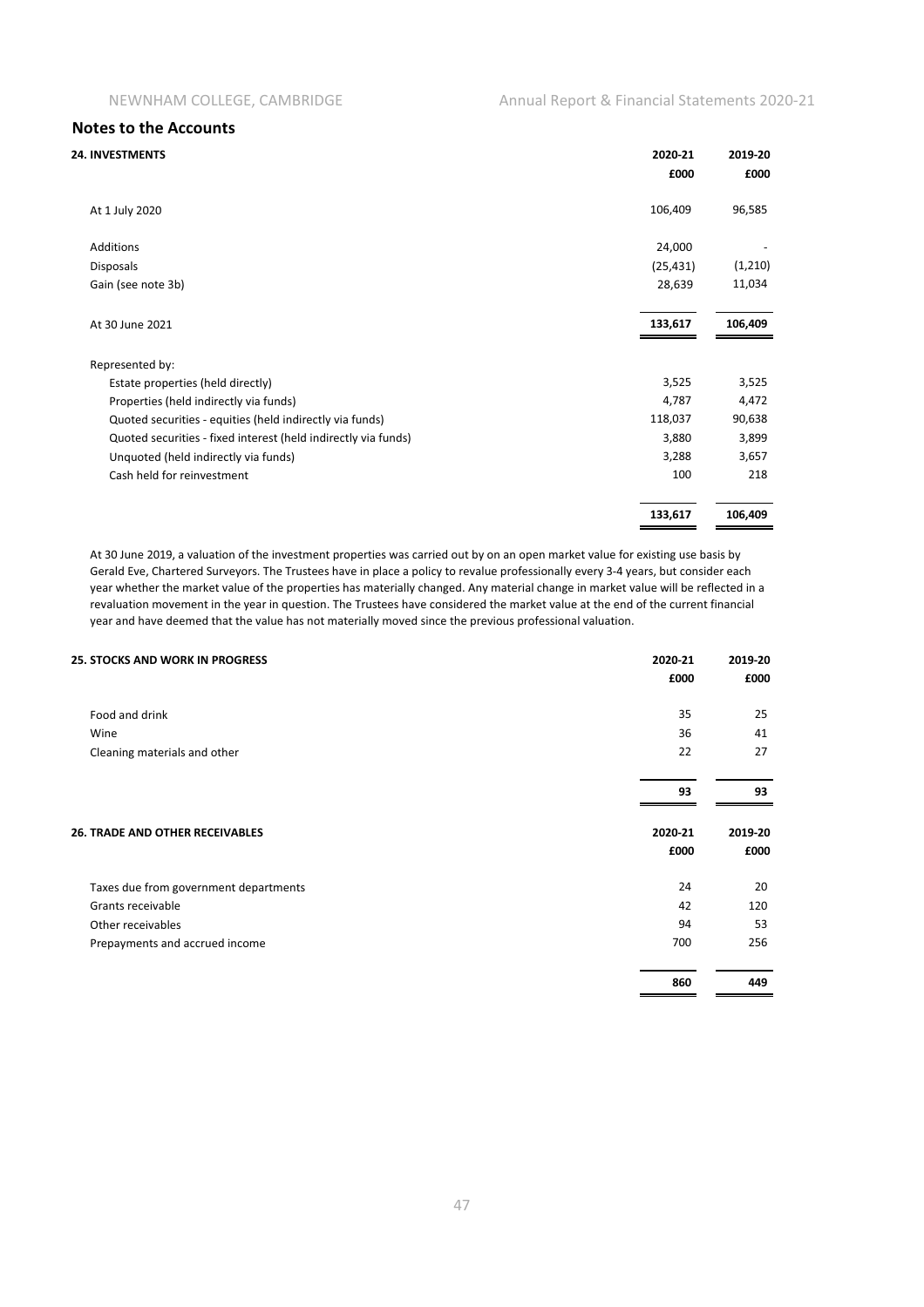## Notes to the Accounts

| 24. INVESTMENTS | 2020-21 | 2019-20 |
|---|---|---|
| | £000 | £000 |
| At 1 July 2020 | 106,409 | 96,585 |
| Additions | 24,000 | - |
| Disposals | (25,431) | (1,210) |
| Gain (see note 3b) | 28,639 | 11,034 |
| At 30 June 2021 | **133,617** | **106,409** |
| Represented by: | | |
| Estate properties (held directly) | 3,525 | 3,525 |
| Properties (held indirectly via funds) | 4,787 | 4,472 |
| Quoted securities - equities (held indirectly via funds) | 118,037 | 90,638 |
| Quoted securities - fixed interest (held indirectly via funds) | 3,880 | 3,899 |
| Unquoted (held indirectly via funds) | 3,288 | 3,657 |
| Cash held for reinvestment | 100 | 218 |
| | **133,617** | **106,409** |

At 30 June 2019, a valuation of the investment properties was carried out by on an open market value for existing use basis by Gerald Eve, Chartered Surveyors. The Trustees have in place a policy to revalue professionally every 3-4 years, but consider each year whether the market value of the properties has materially changed. Any material change in market value will be reflected in a revaluation movement in the year in question. The Trustees have considered the market value at the end of the current financial year and have deemed that the value has not materially moved since the previous professional valuation.

| 25. STOCKS AND WORK IN PROGRESS | 2020-21 | 2019-20 |
|---|---|---|
| | £000 | £000 |
| Food and drink | 35 | 25 |
| Wine | 36 | 41 |
| Cleaning materials and other | 22 | 27 |
| | **93** | **93** |

| 26. TRADE AND OTHER RECEIVABLES | 2020-21 | 2019-20 |
|---|---|---|
| | £000 | £000 |
| Taxes due from government departments | 24 | 20 |
| Grants receivable | 42 | 120 |
| Other receivables | 94 | 53 |
| Prepayments and accrued income | 700 | 256 |
| | **860** | **449** |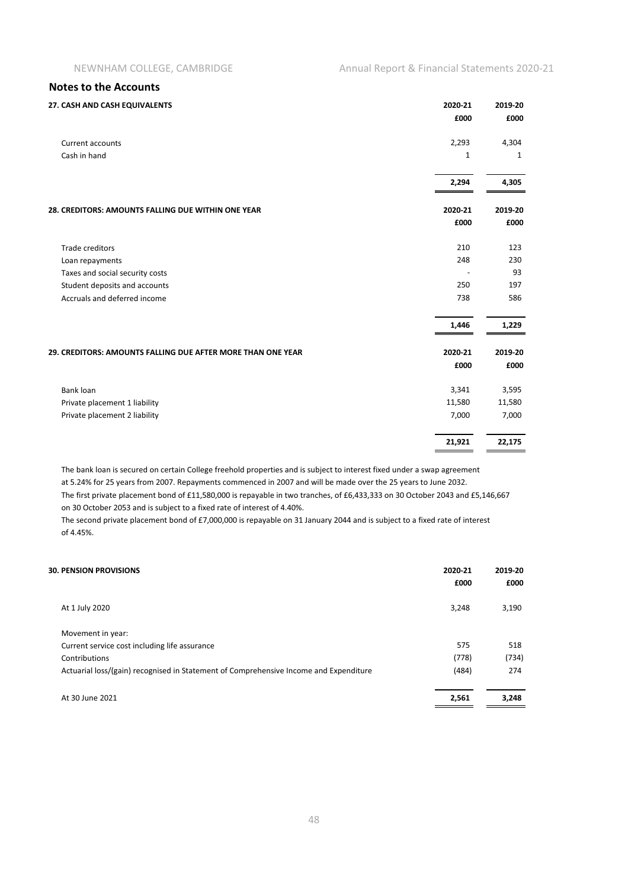## Notes to the Accounts

### 27. CASH AND CASH EQUIVALENTS

| | 2020-21 | 2019-20 |
|---|---|---|
| | £000 | £000 |
| Current accounts | 2,293 | 4,304 |
| Cash in hand | 1 | 1 |
| | **2,294** | **4,305** |

### 28. CREDITORS: AMOUNTS FALLING DUE WITHIN ONE YEAR

| | 2020-21 | 2019-20 |
|---|---|---|
| | £000 | £000 |
| Trade creditors | 210 | 123 |
| Loan repayments | 248 | 230 |
| Taxes and social security costs | - | 93 |
| Student deposits and accounts | 250 | 197 |
| Accruals and deferred income | 738 | 586 |
| | **1,446** | **1,229** |

### 29. CREDITORS: AMOUNTS FALLING DUE AFTER MORE THAN ONE YEAR

| | 2020-21 | 2019-20 |
|---|---|---|
| | £000 | £000 |
| Bank loan | 3,341 | 3,595 |
| Private placement 1 liability | 11,580 | 11,580 |
| Private placement 2 liability | 7,000 | 7,000 |
| | **21,921** | **22,175** |

The bank loan is secured on certain College freehold properties and is subject to interest fixed under a swap agreement at 5.24% for 25 years from 2007. Repayments commenced in 2007 and will be made over the 25 years to June 2032.
The first private placement bond of £11,580,000 is repayable in two tranches, of £6,433,333 on 30 October 2043 and £5,146,667 on 30 October 2053 and is subject to a fixed rate of interest of 4.40%.
The second private placement bond of £7,000,000 is repayable on 31 January 2044 and is subject to a fixed rate of interest of 4.45%.

### 30. PENSION PROVISIONS

| | 2020-21 | 2019-20 |
|---|---|---|
| | £000 | £000 |
| At 1 July 2020 | 3,248 | 3,190 |
| Movement in year: | | |
| Current service cost including life assurance | 575 | 518 |
| Contributions | (778) | (734) |
| Actuarial loss/(gain) recognised in Statement of Comprehensive Income and Expenditure | (484) | 274 |
| At 30 June 2021 | **2,561** | **3,248** |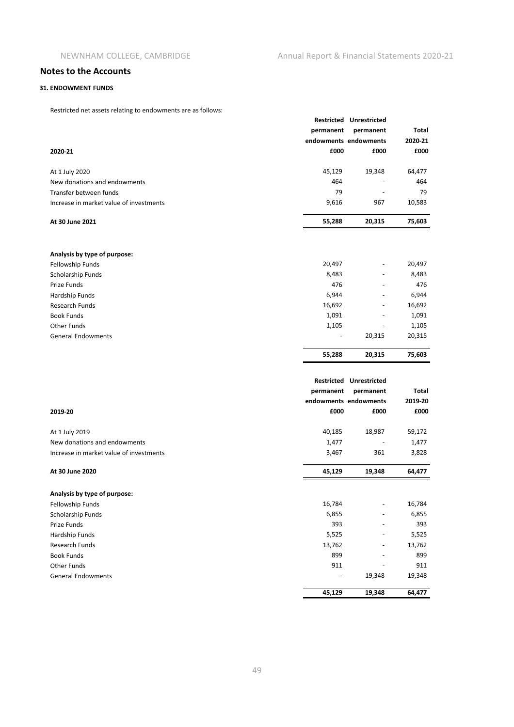## Notes to the Accounts

### 31. ENDOWMENT FUNDS

Restricted net assets relating to endowments are as follows:

| 2020-21 | Restricted permanent endowments £000 | Unrestricted permanent endowments £000 | Total 2020-21 £000 |
|---|---|---|---|
| At 1 July 2020 | 45,129 | 19,348 | 64,477 |
| New donations and endowments | 464 | - | 464 |
| Transfer between funds | 79 | - | 79 |
| Increase in market value of investments | 9,616 | 967 | 10,583 |
| **At 30 June 2021** | **55,288** | **20,315** | **75,603** |
| | | | |
| **Analysis by type of purpose:** | | | |
| Fellowship Funds | 20,497 | - | 20,497 |
| Scholarship Funds | 8,483 | - | 8,483 |
| Prize Funds | 476 | - | 476 |
| Hardship Funds | 6,944 | - | 6,944 |
| Research Funds | 16,692 | - | 16,692 |
| Book Funds | 1,091 | - | 1,091 |
| Other Funds | 1,105 | - | 1,105 |
| General Endowments | - | 20,315 | 20,315 |
| | **55,288** | **20,315** | **75,603** |

| 2019-20 | Restricted permanent endowments £000 | Unrestricted permanent endowments £000 | Total 2019-20 £000 |
|---|---|---|---|
| At 1 July 2019 | 40,185 | 18,987 | 59,172 |
| New donations and endowments | 1,477 | - | 1,477 |
| Increase in market value of investments | 3,467 | 361 | 3,828 |
| **At 30 June 2020** | **45,129** | **19,348** | **64,477** |
| | | | |
| **Analysis by type of purpose:** | | | |
| Fellowship Funds | 16,784 | - | 16,784 |
| Scholarship Funds | 6,855 | - | 6,855 |
| Prize Funds | 393 | - | 393 |
| Hardship Funds | 5,525 | - | 5,525 |
| Research Funds | 13,762 | - | 13,762 |
| Book Funds | 899 | - | 899 |
| Other Funds | 911 | - | 911 |
| General Endowments | - | 19,348 | 19,348 |
| | **45,129** | **19,348** | **64,477** |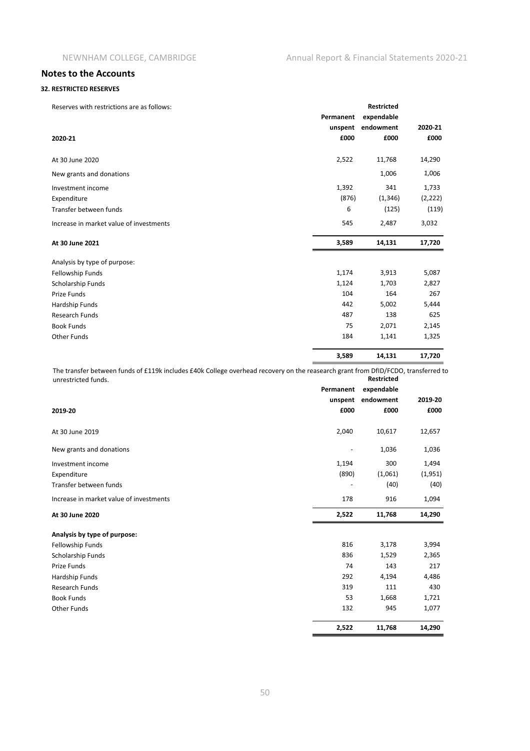## Notes to the Accounts

### 32. RESTRICTED RESERVES

Reserves with restrictions are as follows:

| 2020-21 | Permanent unspent £000 | Restricted expendable endowment £000 | 2020-21 £000 |
|---|---|---|---|
| At 30 June 2020 | 2,522 | 11,768 | 14,290 |
| New grants and donations | | 1,006 | 1,006 |
| Investment income | 1,392 | 341 | 1,733 |
| Expenditure | (876) | (1,346) | (2,222) |
| Transfer between funds | 6 | (125) | (119) |
| Increase in market value of investments | 545 | 2,487 | 3,032 |
| **At 30 June 2021** | **3,589** | **14,131** | **17,720** |
| Analysis by type of purpose: | | | |
| Fellowship Funds | 1,174 | 3,913 | 5,087 |
| Scholarship Funds | 1,124 | 1,703 | 2,827 |
| Prize Funds | 104 | 164 | 267 |
| Hardship Funds | 442 | 5,002 | 5,444 |
| Research Funds | 487 | 138 | 625 |
| Book Funds | 75 | 2,071 | 2,145 |
| Other Funds | 184 | 1,141 | 1,325 |
| | **3,589** | **14,131** | **17,720** |

The transfer between funds of £119k includes £40k College overhead recovery on the reasearch grant from DfID/FCDO, transferred to unrestricted funds.

| 2019-20 | Permanent unspent £000 | Restricted expendable endowment £000 | 2019-20 £000 |
|---|---|---|---|
| At 30 June 2019 | 2,040 | 10,617 | 12,657 |
| New grants and donations | - | 1,036 | 1,036 |
| Investment income | 1,194 | 300 | 1,494 |
| Expenditure | (890) | (1,061) | (1,951) |
| Transfer between funds | - | (40) | (40) |
| Increase in market value of investments | 178 | 916 | 1,094 |
| **At 30 June 2020** | **2,522** | **11,768** | **14,290** |
| **Analysis by type of purpose:** | | | |
| Fellowship Funds | 816 | 3,178 | 3,994 |
| Scholarship Funds | 836 | 1,529 | 2,365 |
| Prize Funds | 74 | 143 | 217 |
| Hardship Funds | 292 | 4,194 | 4,486 |
| Research Funds | 319 | 111 | 430 |
| Book Funds | 53 | 1,668 | 1,721 |
| Other Funds | 132 | 945 | 1,077 |
| | **2,522** | **11,768** | **14,290** |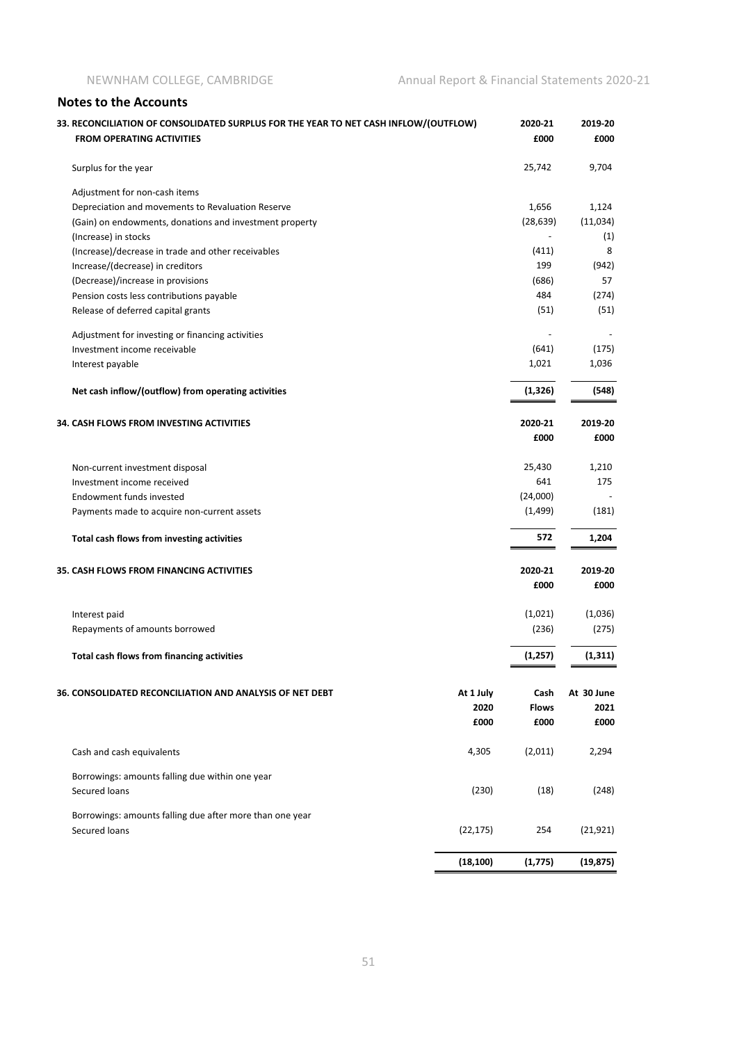## Notes to the Accounts

| 33. RECONCILIATION OF CONSOLIDATED SURPLUS FOR THE YEAR TO NET CASH INFLOW/(OUTFLOW) FROM OPERATING ACTIVITIES | 2020-21 | 2019-20 |
|---|---|---|
| | £000 | £000 |
| Surplus for the year | 25,742 | 9,704 |
| Adjustment for non-cash items | | |
| Depreciation and movements to Revaluation Reserve | 1,656 | 1,124 |
| (Gain) on endowments, donations and investment property | (28,639) | (11,034) |
| (Increase) in stocks | - | (1) |
| (Increase)/decrease in trade and other receivables | (411) | 8 |
| Increase/(decrease) in creditors | 199 | (942) |
| (Decrease)/increase in provisions | (686) | 57 |
| Pension costs less contributions payable | 484 | (274) |
| Release of deferred capital grants | (51) | (51) |
| Adjustment for investing or financing activities | - | - |
| Investment income receivable | (641) | (175) |
| Interest payable | 1,021 | 1,036 |
| **Net cash inflow/(outflow) from operating activities** | **(1,326)** | **(548)** |

| 34. CASH FLOWS FROM INVESTING ACTIVITIES | 2020-21 | 2019-20 |
|---|---|---|
| | £000 | £000 |
| Non-current investment disposal | 25,430 | 1,210 |
| Investment income received | 641 | 175 |
| Endowment funds invested | (24,000) | - |
| Payments made to acquire non-current assets | (1,499) | (181) |
| **Total cash flows from investing activities** | **572** | **1,204** |

| 35. CASH FLOWS FROM FINANCING ACTIVITIES | 2020-21 | 2019-20 |
|---|---|---|
| | £000 | £000 |
| Interest paid | (1,021) | (1,036) |
| Repayments of amounts borrowed | (236) | (275) |
| **Total cash flows from financing activities** | **(1,257)** | **(1,311)** |

| 36. CONSOLIDATED RECONCILIATION AND ANALYSIS OF NET DEBT | At 1 July 2020 | Cash Flows | At 30 June 2021 |
|---|---|---|---|
| | £000 | £000 | £000 |
| Cash and cash equivalents | 4,305 | (2,011) | 2,294 |
| Borrowings: amounts falling due within one year | | | |
| Secured loans | (230) | (18) | (248) |
| Borrowings: amounts falling due after more than one year | | | |
| Secured loans | (22,175) | 254 | (21,921) |
| | **(18,100)** | **(1,775)** | **(19,875)** |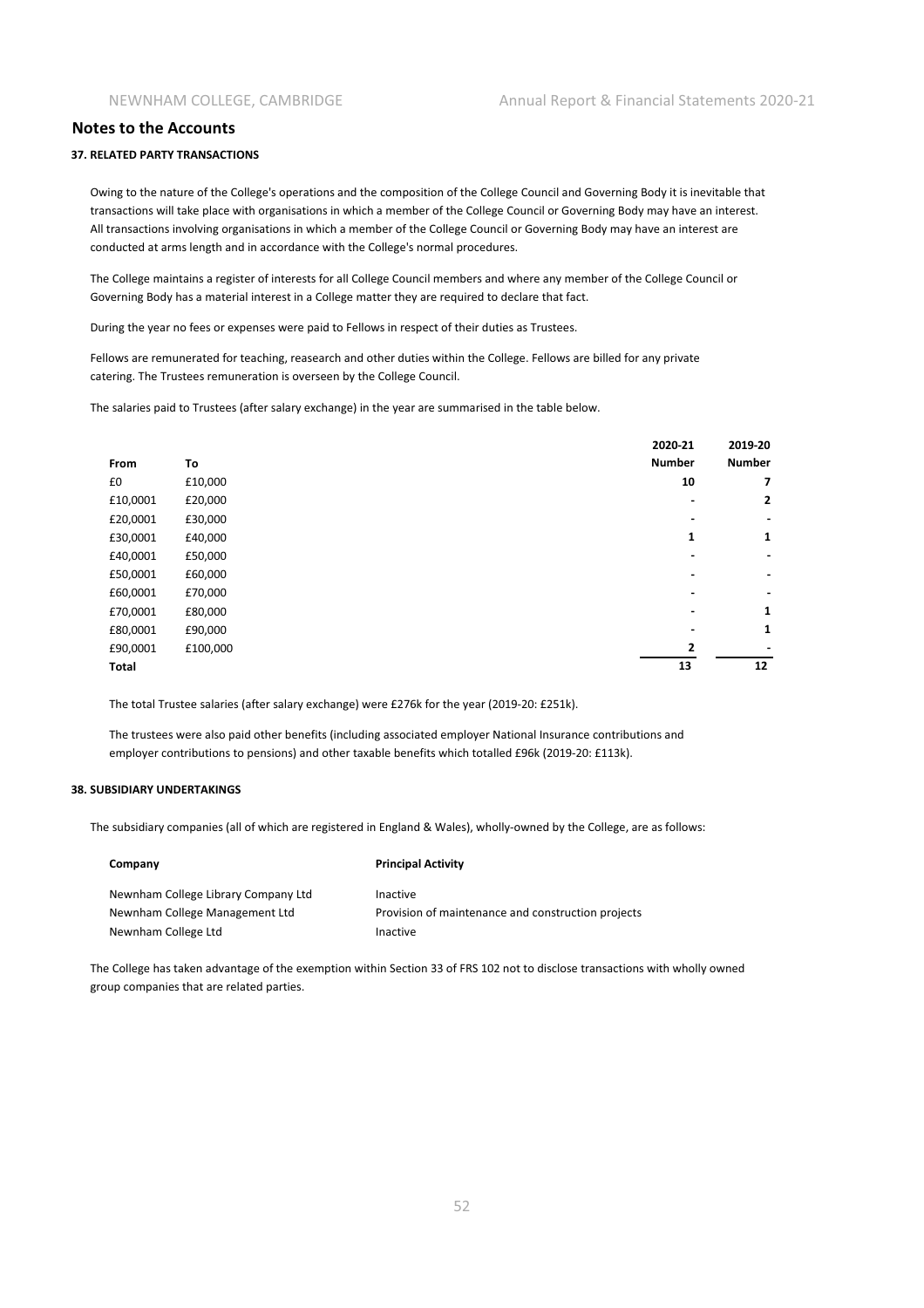## Notes to the Accounts

### 37. RELATED PARTY TRANSACTIONS

Owing to the nature of the College's operations and the composition of the College Council and Governing Body it is inevitable that transactions will take place with organisations in which a member of the College Council or Governing Body may have an interest. All transactions involving organisations in which a member of the College Council or Governing Body may have an interest are conducted at arms length and in accordance with the College's normal procedures.

The College maintains a register of interests for all College Council members and where any member of the College Council or Governing Body has a material interest in a College matter they are required to declare that fact.

During the year no fees or expenses were paid to Fellows in respect of their duties as Trustees.

Fellows are remunerated for teaching, reasearch and other duties within the College. Fellows are billed for any private catering. The Trustees remuneration is overseen by the College Council.

The salaries paid to Trustees (after salary exchange) in the year are summarised in the table below.

| From | To | 2020-21 Number | 2019-20 Number |
|---|---|---|---|
| £0 | £10,000 | 10 | 7 |
| £10,0001 | £20,000 | - | 2 |
| £20,0001 | £30,000 | - | - |
| £30,0001 | £40,000 | 1 | 1 |
| £40,0001 | £50,000 | - | - |
| £50,0001 | £60,000 | - | - |
| £60,0001 | £70,000 | - | - |
| £70,0001 | £80,000 | - | 1 |
| £80,0001 | £90,000 | - | 1 |
| £90,0001 | £100,000 | 2 | - |
| **Total** | | 13 | 12 |

The total Trustee salaries (after salary exchange) were £276k for the year (2019-20: £251k).

The trustees were also paid other benefits (including associated employer National Insurance contributions and employer contributions to pensions) and other taxable benefits which totalled £96k (2019-20: £113k).

### 38. SUBSIDIARY UNDERTAKINGS

The subsidiary companies (all of which are registered in England & Wales), wholly-owned by the College, are as follows:

| Company | Principal Activity |
|---|---|
| Newnham College Library Company Ltd | Inactive |
| Newnham College Management Ltd | Provision of maintenance and construction projects |
| Newnham College Ltd | Inactive |

The College has taken advantage of the exemption within Section 33 of FRS 102 not to disclose transactions with wholly owned group companies that are related parties.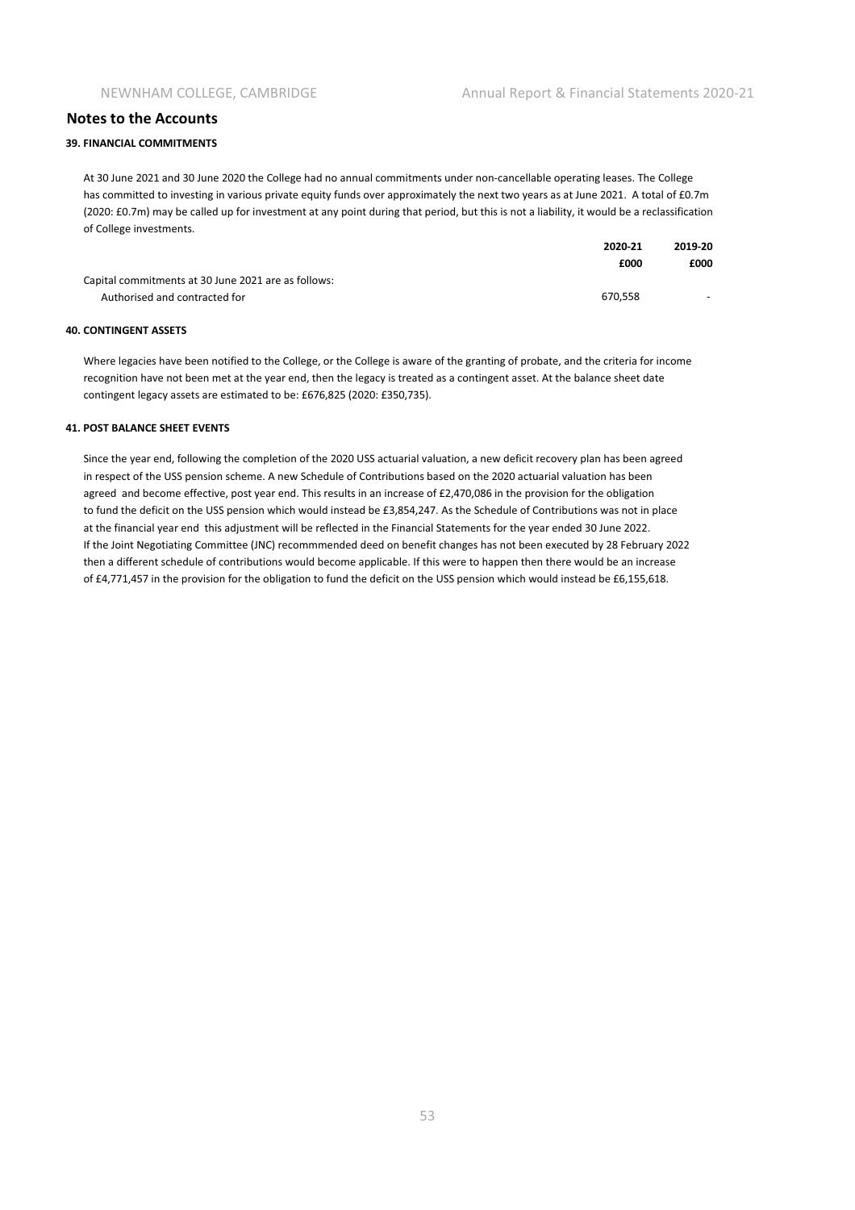## Notes to the Accounts

### 39. FINANCIAL COMMITMENTS

At 30 June 2021 and 30 June 2020 the College had no annual commitments under non-cancellable operating leases. The College has committed to investing in various private equity funds over approximately the next two years as at June 2021. A total of £0.7m (2020: £0.7m) may be called up for investment at any point during that period, but this is not a liability, it would be a reclassification of College investments.

| | 2020-21 | 2019-20 |
|---|---|---|
| | £000 | £000 |
| Capital commitments at 30 June 2021 are as follows: | | |
| Authorised and contracted for | 670,558 | - |

### 40. CONTINGENT ASSETS

Where legacies have been notified to the College, or the College is aware of the granting of probate, and the criteria for income recognition have not been met at the year end, then the legacy is treated as a contingent asset. At the balance sheet date contingent legacy assets are estimated to be: £676,825 (2020: £350,735).

### 41. POST BALANCE SHEET EVENTS

Since the year end, following the completion of the 2020 USS actuarial valuation, a new deficit recovery plan has been agreed in respect of the USS pension scheme. A new Schedule of Contributions based on the 2020 actuarial valuation has been agreed and become effective, post year end. This results in an increase of £2,470,086 in the provision for the obligation to fund the deficit on the USS pension which would instead be £3,854,247. As the Schedule of Contributions was not in place at the financial year end this adjustment will be reflected in the Financial Statements for the year ended 30 June 2022. If the Joint Negotiating Committee (JNC) recommmended deed on benefit changes has not been executed by 28 February 2022 then a different schedule of contributions would become applicable. If this were to happen then there would be an increase of £4,771,457 in the provision for the obligation to fund the deficit on the USS pension which would instead be £6,155,618.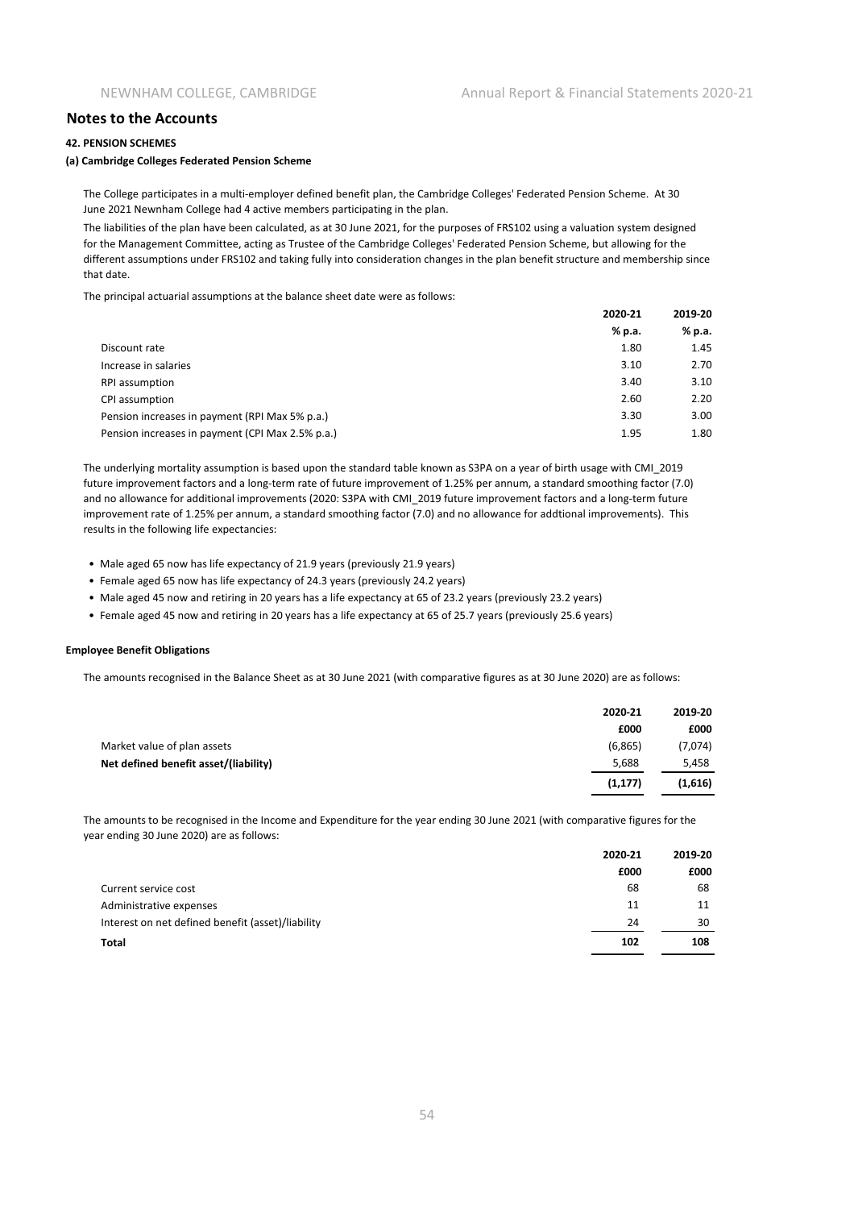## Notes to the Accounts

**42. PENSION SCHEMES**

**(a) Cambridge Colleges Federated Pension Scheme**

The College participates in a multi-employer defined benefit plan, the Cambridge Colleges' Federated Pension Scheme. At 30 June 2021 Newnham College had 4 active members participating in the plan.

The liabilities of the plan have been calculated, as at 30 June 2021, for the purposes of FRS102 using a valuation system designed for the Management Committee, acting as Trustee of the Cambridge Colleges' Federated Pension Scheme, but allowing for the different assumptions under FRS102 and taking fully into consideration changes in the plan benefit structure and membership since that date.

The principal actuarial assumptions at the balance sheet date were as follows:

| | 2020-21 | 2019-20 |
|---|---|---|
| | % p.a. | % p.a. |
| Discount rate | 1.80 | 1.45 |
| Increase in salaries | 3.10 | 2.70 |
| RPI assumption | 3.40 | 3.10 |
| CPI assumption | 2.60 | 2.20 |
| Pension increases in payment (RPI Max 5% p.a.) | 3.30 | 3.00 |
| Pension increases in payment (CPI Max 2.5% p.a.) | 1.95 | 1.80 |

The underlying mortality assumption is based upon the standard table known as S3PA on a year of birth usage with CMI_2019 future improvement factors and a long-term rate of future improvement of 1.25% per annum, a standard smoothing factor (7.0) and no allowance for additional improvements (2020: S3PA with CMI_2019 future improvement factors and a long-term future improvement rate of 1.25% per annum, a standard smoothing factor (7.0) and no allowance for addtional improvements). This results in the following life expectancies:

- Male aged 65 now has life expectancy of 21.9 years (previously 21.9 years)
- Female aged 65 now has life expectancy of 24.3 years (previously 24.2 years)
- Male aged 45 now and retiring in 20 years has a life expectancy at 65 of 23.2 years (previously 23.2 years)
- Female aged 45 now and retiring in 20 years has a life expectancy at 65 of 25.7 years (previously 25.6 years)

**Employee Benefit Obligations**

The amounts recognised in the Balance Sheet as at 30 June 2021 (with comparative figures as at 30 June 2020) are as follows:

| | 2020-21 | 2019-20 |
|---|---|---|
| | £000 | £000 |
| Market value of plan assets | (6,865) | (7,074) |
| **Net defined benefit asset/(liability)** | 5,688 | 5,458 |
| | **(1,177)** | **(1,616)** |

The amounts to be recognised in the Income and Expenditure for the year ending 30 June 2021 (with comparative figures for the year ending 30 June 2020) are as follows:

| | 2020-21 | 2019-20 |
|---|---|---|
| | £000 | £000 |
| Current service cost | 68 | 68 |
| Administrative expenses | 11 | 11 |
| Interest on net defined benefit (asset)/liability | 24 | 30 |
| **Total** | **102** | **108** |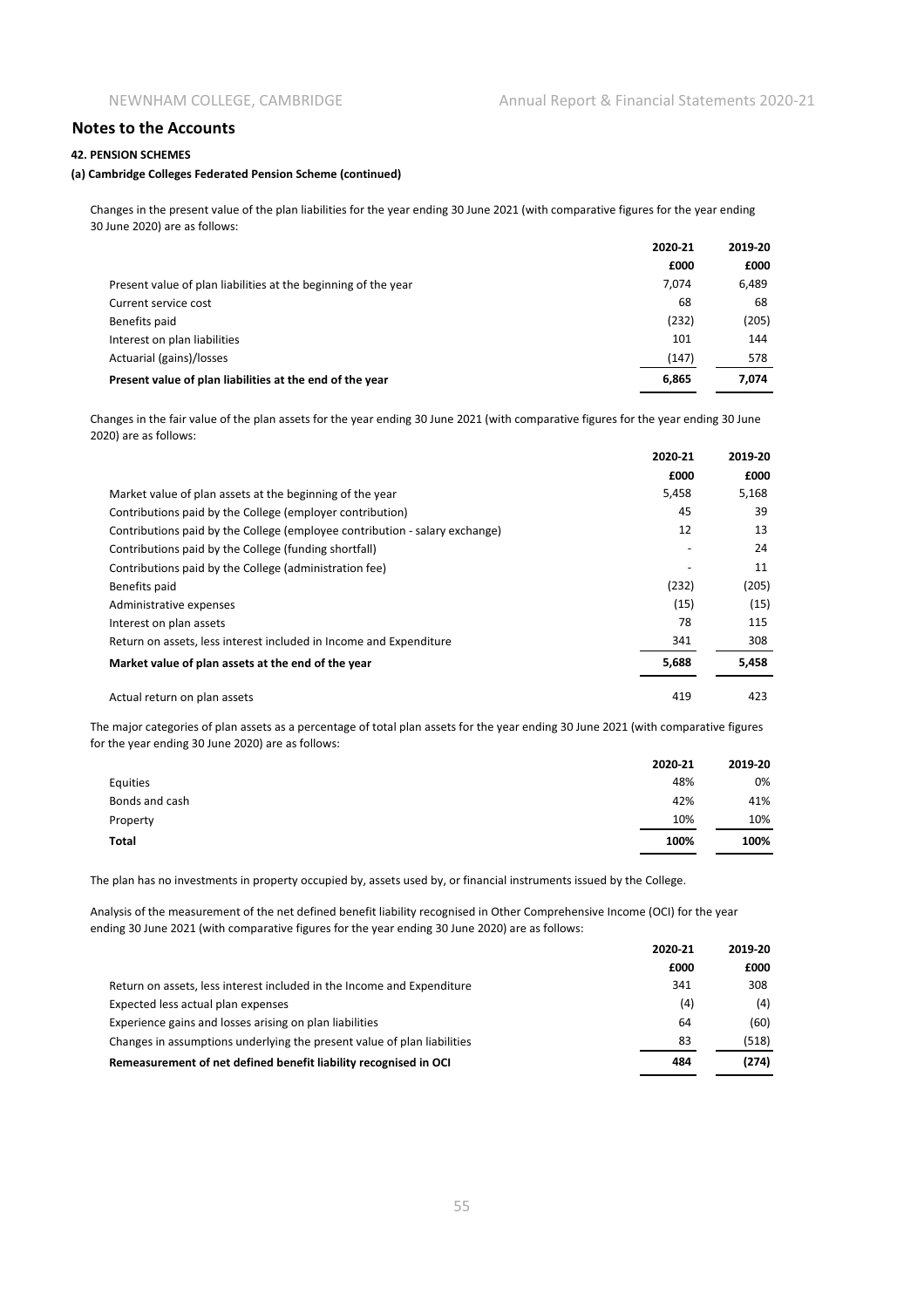## Notes to the Accounts

### 42. PENSION SCHEMES

#### (a) Cambridge Colleges Federated Pension Scheme (continued)

Changes in the present value of the plan liabilities for the year ending 30 June 2021 (with comparative figures for the year ending 30 June 2020) are as follows:

| | 2020-21 | 2019-20 |
|---|---|---|
| | £000 | £000 |
| Present value of plan liabilities at the beginning of the year | 7,074 | 6,489 |
| Current service cost | 68 | 68 |
| Benefits paid | (232) | (205) |
| Interest on plan liabilities | 101 | 144 |
| Actuarial (gains)/losses | (147) | 578 |
| **Present value of plan liabilities at the end of the year** | **6,865** | **7,074** |

Changes in the fair value of the plan assets for the year ending 30 June 2021 (with comparative figures for the year ending 30 June 2020) are as follows:

| | 2020-21 | 2019-20 |
|---|---|---|
| | £000 | £000 |
| Market value of plan assets at the beginning of the year | 5,458 | 5,168 |
| Contributions paid by the College (employer contribution) | 45 | 39 |
| Contributions paid by the College (employee contribution - salary exchange) | 12 | 13 |
| Contributions paid by the College (funding shortfall) | - | 24 |
| Contributions paid by the College (administration fee) | - | 11 |
| Benefits paid | (232) | (205) |
| Administrative expenses | (15) | (15) |
| Interest on plan assets | 78 | 115 |
| Return on assets, less interest included in Income and Expenditure | 341 | 308 |
| **Market value of plan assets at the end of the year** | **5,688** | **5,458** |
| Actual return on plan assets | 419 | 423 |

The major categories of plan assets as a percentage of total plan assets for the year ending 30 June 2021 (with comparative figures for the year ending 30 June 2020) are as follows:

| | 2020-21 | 2019-20 |
|---|---|---|
| Equities | 48% | 0% |
| Bonds and cash | 42% | 41% |
| Property | 10% | 10% |
| **Total** | **100%** | **100%** |

The plan has no investments in property occupied by, assets used by, or financial instruments issued by the College.

Analysis of the measurement of the net defined benefit liability recognised in Other Comprehensive Income (OCI) for the year ending 30 June 2021 (with comparative figures for the year ending 30 June 2020) are as follows:

| | 2020-21 | 2019-20 |
|---|---|---|
| | £000 | £000 |
| Return on assets, less interest included in the Income and Expenditure | 341 | 308 |
| Expected less actual plan expenses | (4) | (4) |
| Experience gains and losses arising on plan liabilities | 64 | (60) |
| Changes in assumptions underlying the present value of plan liabilities | 83 | (518) |
| **Remeasurement of net defined benefit liability recognised in OCI** | **484** | **(274)** |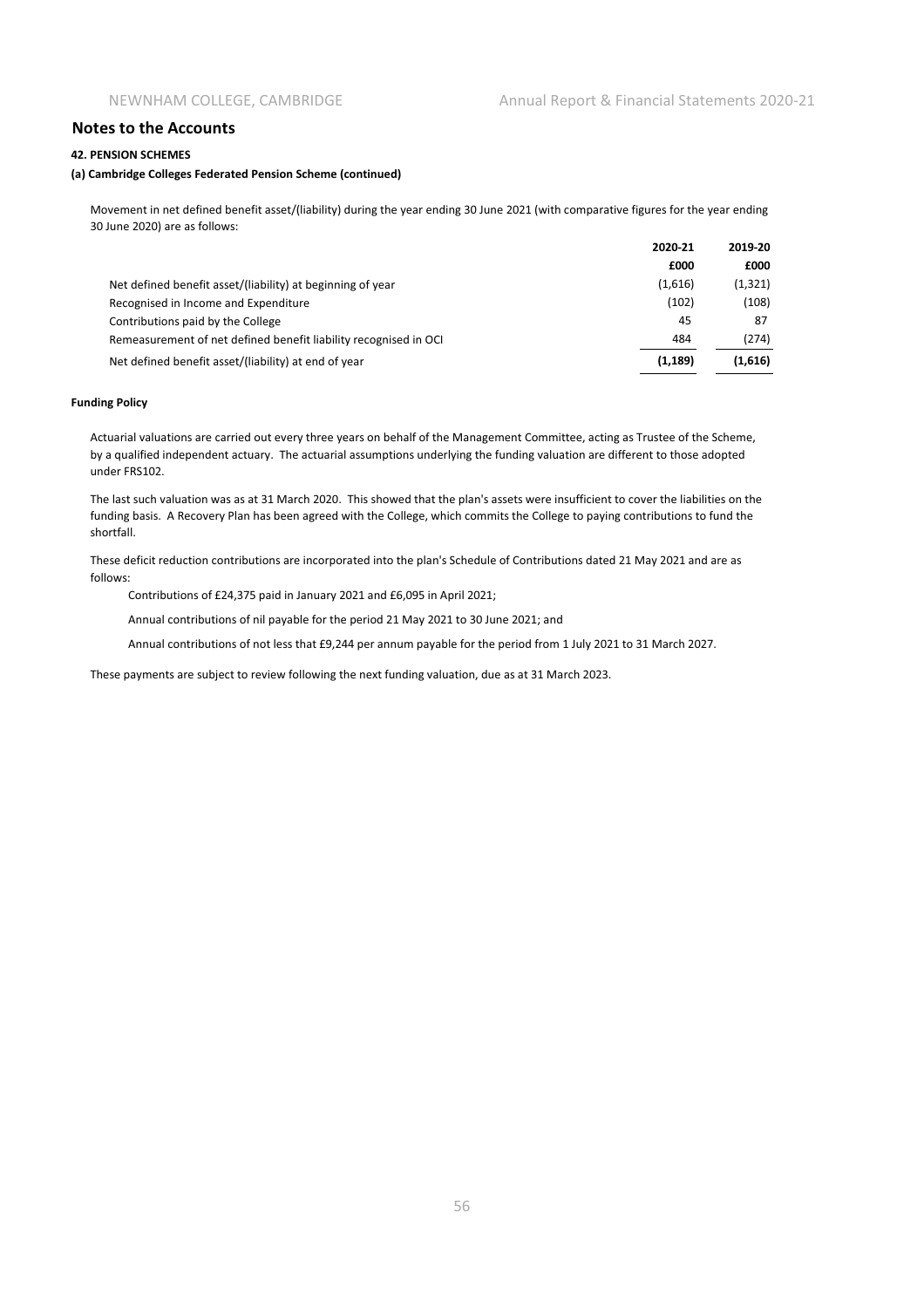## Notes to the Accounts

**42. PENSION SCHEMES**

**(a) Cambridge Colleges Federated Pension Scheme (continued)**

Movement in net defined benefit asset/(liability) during the year ending 30 June 2021 (with comparative figures for the year ending 30 June 2020) are as follows:

| | 2020-21 | 2019-20 |
|---|---|---|
| | £000 | £000 |
| Net defined benefit asset/(liability) at beginning of year | (1,616) | (1,321) |
| Recognised in Income and Expenditure | (102) | (108) |
| Contributions paid by the College | 45 | 87 |
| Remeasurement of net defined benefit liability recognised in OCI | 484 | (274) |
| Net defined benefit asset/(liability) at end of year | **(1,189)** | **(1,616)** |

**Funding Policy**

Actuarial valuations are carried out every three years on behalf of the Management Committee, acting as Trustee of the Scheme, by a qualified independent actuary. The actuarial assumptions underlying the funding valuation are different to those adopted under FRS102.

The last such valuation was as at 31 March 2020. This showed that the plan's assets were insufficient to cover the liabilities on the funding basis. A Recovery Plan has been agreed with the College, which commits the College to paying contributions to fund the shortfall.

These deficit reduction contributions are incorporated into the plan's Schedule of Contributions dated 21 May 2021 and are as follows:

Contributions of £24,375 paid in January 2021 and £6,095 in April 2021;

Annual contributions of nil payable for the period 21 May 2021 to 30 June 2021; and

Annual contributions of not less that £9,244 per annum payable for the period from 1 July 2021 to 31 March 2027.

These payments are subject to review following the next funding valuation, due as at 31 March 2023.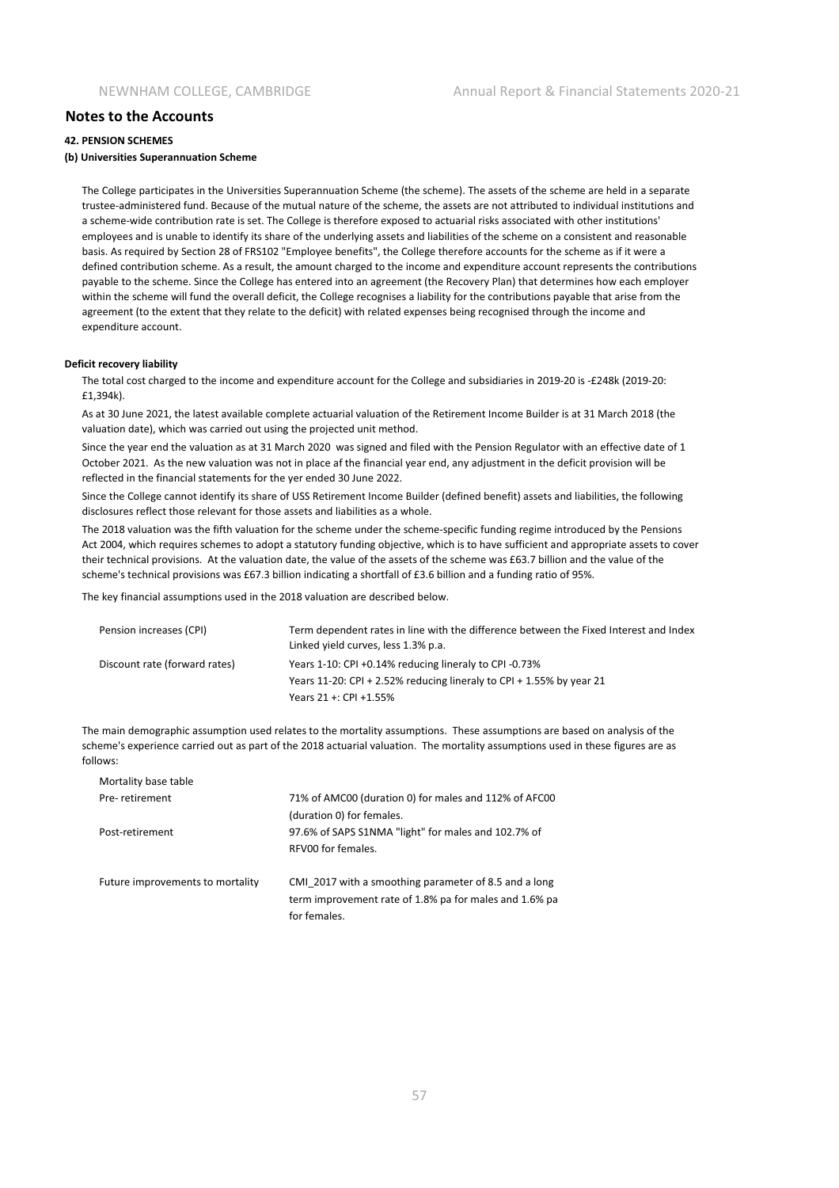## Notes to the Accounts

### 42. PENSION SCHEMES

#### (b) Universities Superannuation Scheme

The College participates in the Universities Superannuation Scheme (the scheme). The assets of the scheme are held in a separate trustee-administered fund. Because of the mutual nature of the scheme, the assets are not attributed to individual institutions and a scheme-wide contribution rate is set. The College is therefore exposed to actuarial risks associated with other institutions' employees and is unable to identify its share of the underlying assets and liabilities of the scheme on a consistent and reasonable basis. As required by Section 28 of FRS102 "Employee benefits", the College therefore accounts for the scheme as if it were a defined contribution scheme. As a result, the amount charged to the income and expenditure account represents the contributions payable to the scheme. Since the College has entered into an agreement (the Recovery Plan) that determines how each employer within the scheme will fund the overall deficit, the College recognises a liability for the contributions payable that arise from the agreement (to the extent that they relate to the deficit) with related expenses being recognised through the income and expenditure account.

**Deficit recovery liability**

The total cost charged to the income and expenditure account for the College and subsidiaries in 2019-20 is -£248k (2019-20: £1,394k).

As at 30 June 2021, the latest available complete actuarial valuation of the Retirement Income Builder is at 31 March 2018 (the valuation date), which was carried out using the projected unit method.

Since the year end the valuation as at 31 March 2020 was signed and filed with the Pension Regulator with an effective date of 1 October 2021. As the new valuation was not in place af the financial year end, any adjustment in the deficit provision will be reflected in the financial statements for the yer ended 30 June 2022.

Since the College cannot identify its share of USS Retirement Income Builder (defined benefit) assets and liabilities, the following disclosures reflect those relevant for those assets and liabilities as a whole.

The 2018 valuation was the fifth valuation for the scheme under the scheme-specific funding regime introduced by the Pensions Act 2004, which requires schemes to adopt a statutory funding objective, which is to have sufficient and appropriate assets to cover their technical provisions. At the valuation date, the value of the assets of the scheme was £63.7 billion and the value of the scheme's technical provisions was £67.3 billion indicating a shortfall of £3.6 billion and a funding ratio of 95%.

The key financial assumptions used in the 2018 valuation are described below.

| | |
|---|---|
| Pension increases (CPI) | Term dependent rates in line with the difference between the Fixed Interest and Index Linked yield curves, less 1.3% p.a. |
| Discount rate (forward rates) | Years 1-10: CPI +0.14% reducing lineraly to CPI -0.73%<br>Years 11-20: CPI + 2.52% reducing lineraly to CPI + 1.55% by year 21<br>Years 21 +: CPI +1.55% |

The main demographic assumption used relates to the mortality assumptions. These assumptions are based on analysis of the scheme's experience carried out as part of the 2018 actuarial valuation. The mortality assumptions used in these figures are as follows:

| | |
|---|---|
| Mortality base table | |
| Pre- retirement | 71% of AMC00 (duration 0) for males and 112% of AFC00 (duration 0) for females. |
| Post-retirement | 97.6% of SAPS S1NMA "light" for males and 102.7% of RFV00 for females. |
| Future improvements to mortality | CMI_2017 with a smoothing parameter of 8.5 and a long term improvement rate of 1.8% pa for males and 1.6% pa for females. |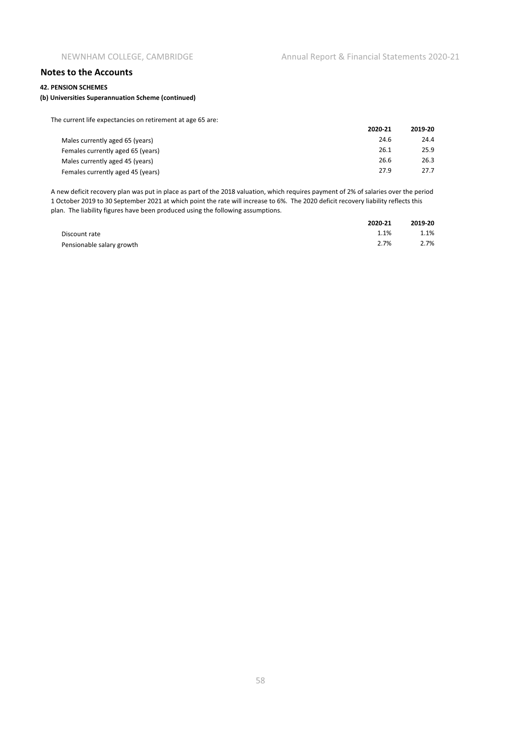## Notes to the Accounts

**42. PENSION SCHEMES**

**(b) Universities Superannuation Scheme (continued)**

The current life expectancies on retirement at age 65 are:

| | **2020-21** | **2019-20** |
|---|---|---|
| Males currently aged 65 (years) | 24.6 | 24.4 |
| Females currently aged 65 (years) | 26.1 | 25.9 |
| Males currently aged 45 (years) | 26.6 | 26.3 |
| Females currently aged 45 (years) | 27.9 | 27.7 |

A new deficit recovery plan was put in place as part of the 2018 valuation, which requires payment of 2% of salaries over the period 1 October 2019 to 30 September 2021 at which point the rate will increase to 6%. The 2020 deficit recovery liability reflects this plan. The liability figures have been produced using the following assumptions.

| | **2020-21** | **2019-20** |
|---|---|---|
| Discount rate | 1.1% | 1.1% |
| Pensionable salary growth | 2.7% | 2.7% |